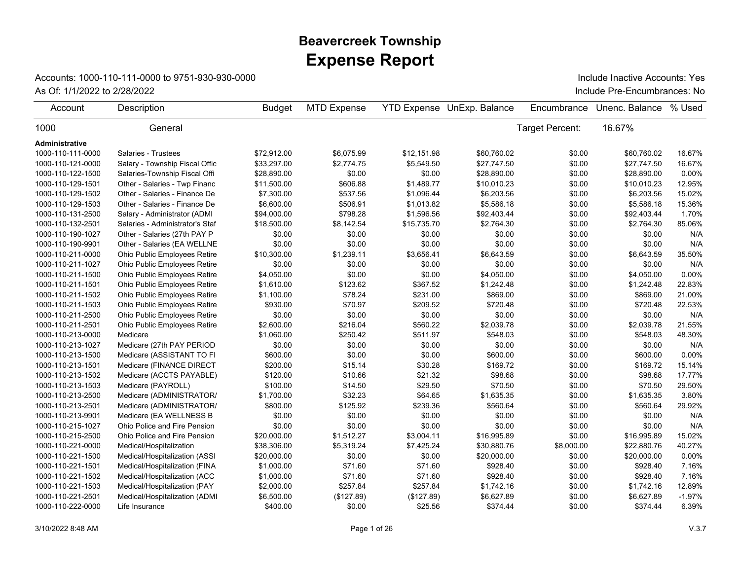# Beavercreek Township

## Expense Report

Accounts: 1000-110-111-0000 to 9751-930-930-0000

As Of: 1/1/2022 to 2/28/2022

Include Inactive Accounts: Yes

Include Pre-Encumbrances: No

| Account | Description | Budget | MTD Expense | YTD Expense | UnExp. Balance | Encumbrance | Unenc. Balance | % Used |
|---|---|---|---|---|---|---|---|---|
| 1000 | General | | | | | Target Percent: | 16.67% | |
| **Administrative** | | | | | | | | |
| 1000-110-111-0000 | Salaries - Trustees | $72,912.00 | $6,075.99 | $12,151.98 | $60,760.02 | $0.00 | $60,760.02 | 16.67% |
| 1000-110-121-0000 | Salary - Township Fiscal Offic | $33,297.00 | $2,774.75 | $5,549.50 | $27,747.50 | $0.00 | $27,747.50 | 16.67% |
| 1000-110-122-1500 | Salaries-Township Fiscal Offi | $28,890.00 | $0.00 | $0.00 | $28,890.00 | $0.00 | $28,890.00 | 0.00% |
| 1000-110-129-1501 | Other - Salaries - Twp Financ | $11,500.00 | $606.88 | $1,489.77 | $10,010.23 | $0.00 | $10,010.23 | 12.95% |
| 1000-110-129-1502 | Other - Salaries - Finance De | $7,300.00 | $537.56 | $1,096.44 | $6,203.56 | $0.00 | $6,203.56 | 15.02% |
| 1000-110-129-1503 | Other - Salaries - Finance De | $6,600.00 | $506.91 | $1,013.82 | $5,586.18 | $0.00 | $5,586.18 | 15.36% |
| 1000-110-131-2500 | Salary - Administrator (ADMI | $94,000.00 | $798.28 | $1,596.56 | $92,403.44 | $0.00 | $92,403.44 | 1.70% |
| 1000-110-132-2501 | Salaries - Administrator's Staf | $18,500.00 | $8,142.54 | $15,735.70 | $2,764.30 | $0.00 | $2,764.30 | 85.06% |
| 1000-110-190-1027 | Other - Salaries (27th PAY P | $0.00 | $0.00 | $0.00 | $0.00 | $0.00 | $0.00 | N/A |
| 1000-110-190-9901 | Other - Salaries (EA WELLNE | $0.00 | $0.00 | $0.00 | $0.00 | $0.00 | $0.00 | N/A |
| 1000-110-211-0000 | Ohio Public Employees Retire | $10,300.00 | $1,239.11 | $3,656.41 | $6,643.59 | $0.00 | $6,643.59 | 35.50% |
| 1000-110-211-1027 | Ohio Public Employees Retire | $0.00 | $0.00 | $0.00 | $0.00 | $0.00 | $0.00 | N/A |
| 1000-110-211-1500 | Ohio Public Employees Retire | $4,050.00 | $0.00 | $0.00 | $4,050.00 | $0.00 | $4,050.00 | 0.00% |
| 1000-110-211-1501 | Ohio Public Employees Retire | $1,610.00 | $123.62 | $367.52 | $1,242.48 | $0.00 | $1,242.48 | 22.83% |
| 1000-110-211-1502 | Ohio Public Employees Retire | $1,100.00 | $78.24 | $231.00 | $869.00 | $0.00 | $869.00 | 21.00% |
| 1000-110-211-1503 | Ohio Public Employees Retire | $930.00 | $70.97 | $209.52 | $720.48 | $0.00 | $720.48 | 22.53% |
| 1000-110-211-2500 | Ohio Public Employees Retire | $0.00 | $0.00 | $0.00 | $0.00 | $0.00 | $0.00 | N/A |
| 1000-110-211-2501 | Ohio Public Employees Retire | $2,600.00 | $216.04 | $560.22 | $2,039.78 | $0.00 | $2,039.78 | 21.55% |
| 1000-110-213-0000 | Medicare | $1,060.00 | $250.42 | $511.97 | $548.03 | $0.00 | $548.03 | 48.30% |
| 1000-110-213-1027 | Medicare (27th PAY PERIOD | $0.00 | $0.00 | $0.00 | $0.00 | $0.00 | $0.00 | N/A |
| 1000-110-213-1500 | Medicare (ASSISTANT TO FI | $600.00 | $0.00 | $0.00 | $600.00 | $0.00 | $600.00 | 0.00% |
| 1000-110-213-1501 | Medicare (FINANCE DIRECT | $200.00 | $15.14 | $30.28 | $169.72 | $0.00 | $169.72 | 15.14% |
| 1000-110-213-1502 | Medicare (ACCTS PAYABLE) | $120.00 | $10.66 | $21.32 | $98.68 | $0.00 | $98.68 | 17.77% |
| 1000-110-213-1503 | Medicare (PAYROLL) | $100.00 | $14.50 | $29.50 | $70.50 | $0.00 | $70.50 | 29.50% |
| 1000-110-213-2500 | Medicare (ADMINISTRATOR/ | $1,700.00 | $32.23 | $64.65 | $1,635.35 | $0.00 | $1,635.35 | 3.80% |
| 1000-110-213-2501 | Medicare (ADMINISTRATOR/ | $800.00 | $125.92 | $239.36 | $560.64 | $0.00 | $560.64 | 29.92% |
| 1000-110-213-9901 | Medicare (EA WELLNESS B | $0.00 | $0.00 | $0.00 | $0.00 | $0.00 | $0.00 | N/A |
| 1000-110-215-1027 | Ohio Police and Fire Pension | $0.00 | $0.00 | $0.00 | $0.00 | $0.00 | $0.00 | N/A |
| 1000-110-215-2500 | Ohio Police and Fire Pension | $20,000.00 | $1,512.27 | $3,004.11 | $16,995.89 | $0.00 | $16,995.89 | 15.02% |
| 1000-110-221-0000 | Medical/Hospitalization | $38,306.00 | $5,319.24 | $7,425.24 | $30,880.76 | $8,000.00 | $22,880.76 | 40.27% |
| 1000-110-221-1500 | Medical/Hospitalization (ASSI | $20,000.00 | $0.00 | $0.00 | $20,000.00 | $0.00 | $20,000.00 | 0.00% |
| 1000-110-221-1501 | Medical/Hospitalization (FINA | $1,000.00 | $71.60 | $71.60 | $928.40 | $0.00 | $928.40 | 7.16% |
| 1000-110-221-1502 | Medical/Hospitalization (ACC | $1,000.00 | $71.60 | $71.60 | $928.40 | $0.00 | $928.40 | 7.16% |
| 1000-110-221-1503 | Medical/Hospitalization (PAY | $2,000.00 | $257.84 | $257.84 | $1,742.16 | $0.00 | $1,742.16 | 12.89% |
| 1000-110-221-2501 | Medical/Hospitalization (ADMI | $6,500.00 | ($127.89) | ($127.89) | $6,627.89 | $0.00 | $6,627.89 | -1.97% |
| 1000-110-222-0000 | Life Insurance | $400.00 | $0.00 | $25.56 | $374.44 | $0.00 | $374.44 | 6.39% |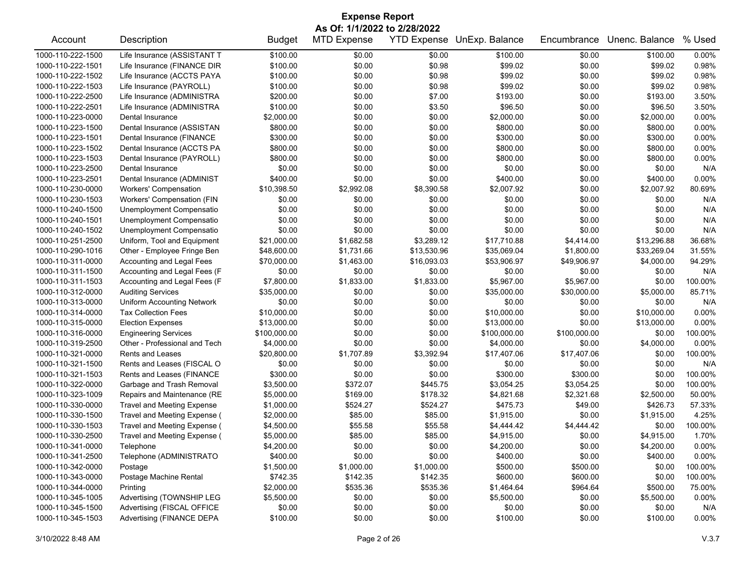# Expense Report

**As Of: 1/1/2022 to 2/28/2022**

| Account | Description | Budget | MTD Expense | YTD Expense | UnExp. Balance | Encumbrance | Unenc. Balance | % Used |
|---|---|---|---|---|---|---|---|---|
| 1000-110-222-1500 | Life Insurance (ASSISTANT T | $100.00 | $0.00 | $0.00 | $100.00 | $0.00 | $100.00 | 0.00% |
| 1000-110-222-1501 | Life Insurance (FINANCE DIR | $100.00 | $0.00 | $0.98 | $99.02 | $0.00 | $99.02 | 0.98% |
| 1000-110-222-1502 | Life Insurance (ACCTS PAYA | $100.00 | $0.00 | $0.98 | $99.02 | $0.00 | $99.02 | 0.98% |
| 1000-110-222-1503 | Life Insurance (PAYROLL) | $100.00 | $0.00 | $0.98 | $99.02 | $0.00 | $99.02 | 0.98% |
| 1000-110-222-2500 | Life Insurance (ADMINISTRA | $200.00 | $0.00 | $7.00 | $193.00 | $0.00 | $193.00 | 3.50% |
| 1000-110-222-2501 | Life Insurance (ADMINISTRA | $100.00 | $0.00 | $3.50 | $96.50 | $0.00 | $96.50 | 3.50% |
| 1000-110-223-0000 | Dental Insurance | $2,000.00 | $0.00 | $0.00 | $2,000.00 | $0.00 | $2,000.00 | 0.00% |
| 1000-110-223-1500 | Dental Insurance (ASSISTAN | $800.00 | $0.00 | $0.00 | $800.00 | $0.00 | $800.00 | 0.00% |
| 1000-110-223-1501 | Dental Insurance (FINANCE | $300.00 | $0.00 | $0.00 | $300.00 | $0.00 | $300.00 | 0.00% |
| 1000-110-223-1502 | Dental Insurance (ACCTS PA | $800.00 | $0.00 | $0.00 | $800.00 | $0.00 | $800.00 | 0.00% |
| 1000-110-223-1503 | Dental Insurance (PAYROLL) | $800.00 | $0.00 | $0.00 | $800.00 | $0.00 | $800.00 | 0.00% |
| 1000-110-223-2500 | Dental Insurance | $0.00 | $0.00 | $0.00 | $0.00 | $0.00 | $0.00 | N/A |
| 1000-110-223-2501 | Dental Insurance (ADMINIST | $400.00 | $0.00 | $0.00 | $400.00 | $0.00 | $400.00 | 0.00% |
| 1000-110-230-0000 | Workers' Compensation | $10,398.50 | $2,992.08 | $8,390.58 | $2,007.92 | $0.00 | $2,007.92 | 80.69% |
| 1000-110-230-1503 | Workers' Compensation (FIN | $0.00 | $0.00 | $0.00 | $0.00 | $0.00 | $0.00 | N/A |
| 1000-110-240-1500 | Unemployment Compensatio | $0.00 | $0.00 | $0.00 | $0.00 | $0.00 | $0.00 | N/A |
| 1000-110-240-1501 | Unemployment Compensatio | $0.00 | $0.00 | $0.00 | $0.00 | $0.00 | $0.00 | N/A |
| 1000-110-240-1502 | Unemployment Compensatio | $0.00 | $0.00 | $0.00 | $0.00 | $0.00 | $0.00 | N/A |
| 1000-110-251-2500 | Uniform, Tool and Equipment | $21,000.00 | $1,682.58 | $3,289.12 | $17,710.88 | $4,414.00 | $13,296.88 | 36.68% |
| 1000-110-290-1016 | Other - Employee Fringe Ben | $48,600.00 | $1,731.66 | $13,530.96 | $35,069.04 | $1,800.00 | $33,269.04 | 31.55% |
| 1000-110-311-0000 | Accounting and Legal Fees | $70,000.00 | $1,463.00 | $16,093.03 | $53,906.97 | $49,906.97 | $4,000.00 | 94.29% |
| 1000-110-311-1500 | Accounting and Legal Fees (F | $0.00 | $0.00 | $0.00 | $0.00 | $0.00 | $0.00 | N/A |
| 1000-110-311-1503 | Accounting and Legal Fees (F | $7,800.00 | $1,833.00 | $1,833.00 | $5,967.00 | $5,967.00 | $0.00 | 100.00% |
| 1000-110-312-0000 | Auditing Services | $35,000.00 | $0.00 | $0.00 | $35,000.00 | $30,000.00 | $5,000.00 | 85.71% |
| 1000-110-313-0000 | Uniform Accounting Network | $0.00 | $0.00 | $0.00 | $0.00 | $0.00 | $0.00 | N/A |
| 1000-110-314-0000 | Tax Collection Fees | $10,000.00 | $0.00 | $0.00 | $10,000.00 | $0.00 | $10,000.00 | 0.00% |
| 1000-110-315-0000 | Election Expenses | $13,000.00 | $0.00 | $0.00 | $13,000.00 | $0.00 | $13,000.00 | 0.00% |
| 1000-110-316-0000 | Engineering Services | $100,000.00 | $0.00 | $0.00 | $100,000.00 | $100,000.00 | $0.00 | 100.00% |
| 1000-110-319-2500 | Other - Professional and Tech | $4,000.00 | $0.00 | $0.00 | $4,000.00 | $0.00 | $4,000.00 | 0.00% |
| 1000-110-321-0000 | Rents and Leases | $20,800.00 | $1,707.89 | $3,392.94 | $17,407.06 | $17,407.06 | $0.00 | 100.00% |
| 1000-110-321-1500 | Rents and Leases (FISCAL O | $0.00 | $0.00 | $0.00 | $0.00 | $0.00 | $0.00 | N/A |
| 1000-110-321-1503 | Rents and Leases (FINANCE | $300.00 | $0.00 | $0.00 | $300.00 | $300.00 | $0.00 | 100.00% |
| 1000-110-322-0000 | Garbage and Trash Removal | $3,500.00 | $372.07 | $445.75 | $3,054.25 | $3,054.25 | $0.00 | 100.00% |
| 1000-110-323-1009 | Repairs and Maintenance (RE | $5,000.00 | $169.00 | $178.32 | $4,821.68 | $2,321.68 | $2,500.00 | 50.00% |
| 1000-110-330-0000 | Travel and Meeting Expense | $1,000.00 | $524.27 | $524.27 | $475.73 | $49.00 | $426.73 | 57.33% |
| 1000-110-330-1500 | Travel and Meeting Expense ( | $2,000.00 | $85.00 | $85.00 | $1,915.00 | $0.00 | $1,915.00 | 4.25% |
| 1000-110-330-1503 | Travel and Meeting Expense ( | $4,500.00 | $55.58 | $55.58 | $4,444.42 | $4,444.42 | $0.00 | 100.00% |
| 1000-110-330-2500 | Travel and Meeting Expense ( | $5,000.00 | $85.00 | $85.00 | $4,915.00 | $0.00 | $4,915.00 | 1.70% |
| 1000-110-341-0000 | Telephone | $4,200.00 | $0.00 | $0.00 | $4,200.00 | $0.00 | $4,200.00 | 0.00% |
| 1000-110-341-2500 | Telephone (ADMINISTRATO | $400.00 | $0.00 | $0.00 | $400.00 | $0.00 | $400.00 | 0.00% |
| 1000-110-342-0000 | Postage | $1,500.00 | $1,000.00 | $1,000.00 | $500.00 | $500.00 | $0.00 | 100.00% |
| 1000-110-343-0000 | Postage Machine Rental | $742.35 | $142.35 | $142.35 | $600.00 | $600.00 | $0.00 | 100.00% |
| 1000-110-344-0000 | Printing | $2,000.00 | $535.36 | $535.36 | $1,464.64 | $964.64 | $500.00 | 75.00% |
| 1000-110-345-1005 | Advertising (TOWNSHIP LEG | $5,500.00 | $0.00 | $0.00 | $5,500.00 | $0.00 | $5,500.00 | 0.00% |
| 1000-110-345-1500 | Advertising (FISCAL OFFICE | $0.00 | $0.00 | $0.00 | $0.00 | $0.00 | $0.00 | N/A |
| 1000-110-345-1503 | Advertising (FINANCE DEPA | $100.00 | $0.00 | $0.00 | $100.00 | $0.00 | $100.00 | 0.00% |

3/10/2022 8:48 AM V.3.7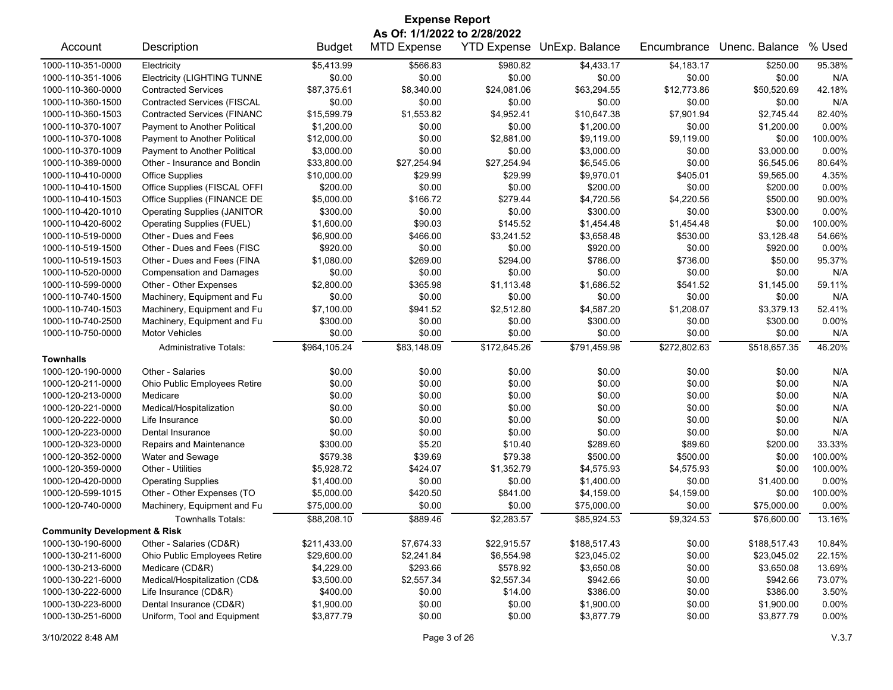# Expense Report

**As Of: 1/1/2022 to 2/28/2022**

| Account | Description | Budget | MTD Expense | YTD Expense | UnExp. Balance | Encumbrance | Unenc. Balance | % Used |
|---|---|---|---|---|---|---|---|---|
| 1000-110-351-0000 | Electricity | $5,413.99 | $566.83 | $980.82 | $4,433.17 | $4,183.17 | $250.00 | 95.38% |
| 1000-110-351-1006 | Electricity (LIGHTING TUNNE | $0.00 | $0.00 | $0.00 | $0.00 | $0.00 | $0.00 | N/A |
| 1000-110-360-0000 | Contracted Services | $87,375.61 | $8,340.00 | $24,081.06 | $63,294.55 | $12,773.86 | $50,520.69 | 42.18% |
| 1000-110-360-1500 | Contracted Services (FISCAL | $0.00 | $0.00 | $0.00 | $0.00 | $0.00 | $0.00 | N/A |
| 1000-110-360-1503 | Contracted Services (FINANC | $15,599.79 | $1,553.82 | $4,952.41 | $10,647.38 | $7,901.94 | $2,745.44 | 82.40% |
| 1000-110-370-1007 | Payment to Another Political | $1,200.00 | $0.00 | $0.00 | $1,200.00 | $0.00 | $1,200.00 | 0.00% |
| 1000-110-370-1008 | Payment to Another Political | $12,000.00 | $0.00 | $2,881.00 | $9,119.00 | $9,119.00 | $0.00 | 100.00% |
| 1000-110-370-1009 | Payment to Another Political | $3,000.00 | $0.00 | $0.00 | $3,000.00 | $0.00 | $3,000.00 | 0.00% |
| 1000-110-389-0000 | Other - Insurance and Bondin | $33,800.00 | $27,254.94 | $27,254.94 | $6,545.06 | $0.00 | $6,545.06 | 80.64% |
| 1000-110-410-0000 | Office Supplies | $10,000.00 | $29.99 | $29.99 | $9,970.01 | $405.01 | $9,565.00 | 4.35% |
| 1000-110-410-1500 | Office Supplies (FISCAL OFFI | $200.00 | $0.00 | $0.00 | $200.00 | $0.00 | $200.00 | 0.00% |
| 1000-110-410-1503 | Office Supplies (FINANCE DE | $5,000.00 | $166.72 | $279.44 | $4,720.56 | $4,220.56 | $500.00 | 90.00% |
| 1000-110-420-1010 | Operating Supplies (JANITOR | $300.00 | $0.00 | $0.00 | $300.00 | $0.00 | $300.00 | 0.00% |
| 1000-110-420-6002 | Operating Supplies (FUEL) | $1,600.00 | $90.03 | $145.52 | $1,454.48 | $1,454.48 | $0.00 | 100.00% |
| 1000-110-519-0000 | Other - Dues and Fees | $6,900.00 | $466.00 | $3,241.52 | $3,658.48 | $530.00 | $3,128.48 | 54.66% |
| 1000-110-519-1500 | Other - Dues and Fees (FISC | $920.00 | $0.00 | $0.00 | $920.00 | $0.00 | $920.00 | 0.00% |
| 1000-110-519-1503 | Other - Dues and Fees (FINA | $1,080.00 | $269.00 | $294.00 | $786.00 | $736.00 | $50.00 | 95.37% |
| 1000-110-520-0000 | Compensation and Damages | $0.00 | $0.00 | $0.00 | $0.00 | $0.00 | $0.00 | N/A |
| 1000-110-599-0000 | Other - Other Expenses | $2,800.00 | $365.98 | $1,113.48 | $1,686.52 | $541.52 | $1,145.00 | 59.11% |
| 1000-110-740-1500 | Machinery, Equipment and Fu | $0.00 | $0.00 | $0.00 | $0.00 | $0.00 | $0.00 | N/A |
| 1000-110-740-1503 | Machinery, Equipment and Fu | $7,100.00 | $941.52 | $2,512.80 | $4,587.20 | $1,208.07 | $3,379.13 | 52.41% |
| 1000-110-740-2500 | Machinery, Equipment and Fu | $300.00 | $0.00 | $0.00 | $300.00 | $0.00 | $300.00 | 0.00% |
| 1000-110-750-0000 | Motor Vehicles | $0.00 | $0.00 | $0.00 | $0.00 | $0.00 | $0.00 | N/A |
| | Administrative Totals: | $964,105.24 | $83,148.09 | $172,645.26 | $791,459.98 | $272,802.63 | $518,657.35 | 46.20% |
| **Townhalls** | | | | | | | | |
| 1000-120-190-0000 | Other - Salaries | $0.00 | $0.00 | $0.00 | $0.00 | $0.00 | $0.00 | N/A |
| 1000-120-211-0000 | Ohio Public Employees Retire | $0.00 | $0.00 | $0.00 | $0.00 | $0.00 | $0.00 | N/A |
| 1000-120-213-0000 | Medicare | $0.00 | $0.00 | $0.00 | $0.00 | $0.00 | $0.00 | N/A |
| 1000-120-221-0000 | Medical/Hospitalization | $0.00 | $0.00 | $0.00 | $0.00 | $0.00 | $0.00 | N/A |
| 1000-120-222-0000 | Life Insurance | $0.00 | $0.00 | $0.00 | $0.00 | $0.00 | $0.00 | N/A |
| 1000-120-223-0000 | Dental Insurance | $0.00 | $0.00 | $0.00 | $0.00 | $0.00 | $0.00 | N/A |
| 1000-120-323-0000 | Repairs and Maintenance | $300.00 | $5.20 | $10.40 | $289.60 | $89.60 | $200.00 | 33.33% |
| 1000-120-352-0000 | Water and Sewage | $579.38 | $39.69 | $79.38 | $500.00 | $500.00 | $0.00 | 100.00% |
| 1000-120-359-0000 | Other - Utilities | $5,928.72 | $424.07 | $1,352.79 | $4,575.93 | $4,575.93 | $0.00 | 100.00% |
| 1000-120-420-0000 | Operating Supplies | $1,400.00 | $0.00 | $0.00 | $1,400.00 | $0.00 | $1,400.00 | 0.00% |
| 1000-120-599-1015 | Other - Other Expenses (TO | $5,000.00 | $420.50 | $841.00 | $4,159.00 | $4,159.00 | $0.00 | 100.00% |
| 1000-120-740-0000 | Machinery, Equipment and Fu | $75,000.00 | $0.00 | $0.00 | $75,000.00 | $0.00 | $75,000.00 | 0.00% |
| | Townhalls Totals: | $88,208.10 | $889.46 | $2,283.57 | $85,924.53 | $9,324.53 | $76,600.00 | 13.16% |
| **Community Development & Risk** | | | | | | | | |
| 1000-130-190-6000 | Other - Salaries (CD&R) | $211,433.00 | $7,674.33 | $22,915.57 | $188,517.43 | $0.00 | $188,517.43 | 10.84% |
| 1000-130-211-6000 | Ohio Public Employees Retire | $29,600.00 | $2,241.84 | $6,554.98 | $23,045.02 | $0.00 | $23,045.02 | 22.15% |
| 1000-130-213-6000 | Medicare (CD&R) | $4,229.00 | $293.66 | $578.92 | $3,650.08 | $0.00 | $3,650.08 | 13.69% |
| 1000-130-221-6000 | Medical/Hospitalization (CD& | $3,500.00 | $2,557.34 | $2,557.34 | $942.66 | $0.00 | $942.66 | 73.07% |
| 1000-130-222-6000 | Life Insurance (CD&R) | $400.00 | $0.00 | $14.00 | $386.00 | $0.00 | $386.00 | 3.50% |
| 1000-130-223-6000 | Dental Insurance (CD&R) | $1,900.00 | $0.00 | $0.00 | $1,900.00 | $0.00 | $1,900.00 | 0.00% |
| 1000-130-251-6000 | Uniform, Tool and Equipment | $3,877.79 | $0.00 | $0.00 | $3,877.79 | $0.00 | $3,877.79 | 0.00% |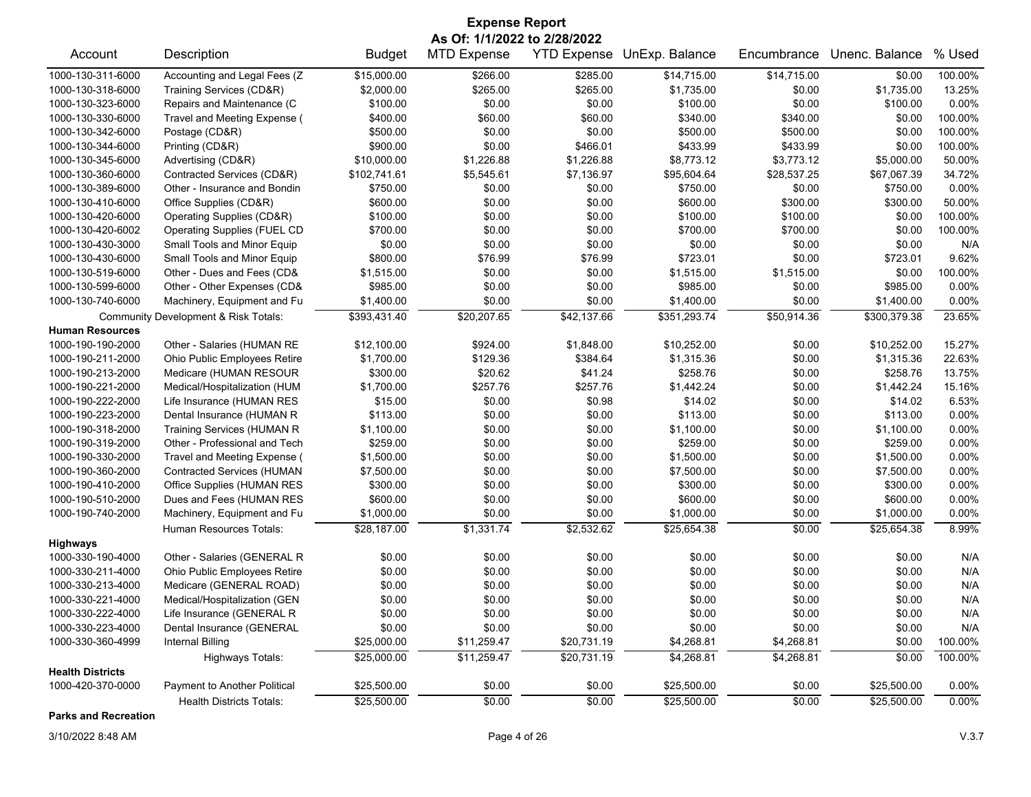# Expense Report

**As Of: 1/1/2022 to 2/28/2022**

| Account | Description | Budget | MTD Expense | YTD Expense | UnExp. Balance | Encumbrance | Unenc. Balance | % Used |
|---|---|---|---|---|---|---|---|---|
| 1000-130-311-6000 | Accounting and Legal Fees (Z | $15,000.00 | $266.00 | $285.00 | $14,715.00 | $14,715.00 | $0.00 | 100.00% |
| 1000-130-318-6000 | Training Services (CD&R) | $2,000.00 | $265.00 | $265.00 | $1,735.00 | $0.00 | $1,735.00 | 13.25% |
| 1000-130-323-6000 | Repairs and Maintenance (C | $100.00 | $0.00 | $0.00 | $100.00 | $0.00 | $100.00 | 0.00% |
| 1000-130-330-6000 | Travel and Meeting Expense ( | $400.00 | $60.00 | $60.00 | $340.00 | $340.00 | $0.00 | 100.00% |
| 1000-130-342-6000 | Postage (CD&R) | $500.00 | $0.00 | $0.00 | $500.00 | $500.00 | $0.00 | 100.00% |
| 1000-130-344-6000 | Printing (CD&R) | $900.00 | $0.00 | $466.01 | $433.99 | $433.99 | $0.00 | 100.00% |
| 1000-130-345-6000 | Advertising (CD&R) | $10,000.00 | $1,226.88 | $1,226.88 | $8,773.12 | $3,773.12 | $5,000.00 | 50.00% |
| 1000-130-360-6000 | Contracted Services (CD&R) | $102,741.61 | $5,545.61 | $7,136.97 | $95,604.64 | $28,537.25 | $67,067.39 | 34.72% |
| 1000-130-389-6000 | Other - Insurance and Bondin | $750.00 | $0.00 | $0.00 | $750.00 | $0.00 | $750.00 | 0.00% |
| 1000-130-410-6000 | Office Supplies (CD&R) | $600.00 | $0.00 | $0.00 | $600.00 | $300.00 | $300.00 | 50.00% |
| 1000-130-420-6000 | Operating Supplies (CD&R) | $100.00 | $0.00 | $0.00 | $100.00 | $100.00 | $0.00 | 100.00% |
| 1000-130-420-6002 | Operating Supplies (FUEL CD | $700.00 | $0.00 | $0.00 | $700.00 | $700.00 | $0.00 | 100.00% |
| 1000-130-430-3000 | Small Tools and Minor Equip | $0.00 | $0.00 | $0.00 | $0.00 | $0.00 | $0.00 | N/A |
| 1000-130-430-6000 | Small Tools and Minor Equip | $800.00 | $76.99 | $76.99 | $723.01 | $0.00 | $723.01 | 9.62% |
| 1000-130-519-6000 | Other - Dues and Fees (CD& | $1,515.00 | $0.00 | $0.00 | $1,515.00 | $1,515.00 | $0.00 | 100.00% |
| 1000-130-599-6000 | Other - Other Expenses (CD& | $985.00 | $0.00 | $0.00 | $985.00 | $0.00 | $985.00 | 0.00% |
| 1000-130-740-6000 | Machinery, Equipment and Fu | $1,400.00 | $0.00 | $0.00 | $1,400.00 | $0.00 | $1,400.00 | 0.00% |
| | Community Development & Risk Totals: | $393,431.40 | $20,207.65 | $42,137.66 | $351,293.74 | $50,914.36 | $300,379.38 | 23.65% |
| **Human Resources** | | | | | | | | |
| 1000-190-190-2000 | Other - Salaries (HUMAN RE | $12,100.00 | $924.00 | $1,848.00 | $10,252.00 | $0.00 | $10,252.00 | 15.27% |
| 1000-190-211-2000 | Ohio Public Employees Retire | $1,700.00 | $129.36 | $384.64 | $1,315.36 | $0.00 | $1,315.36 | 22.63% |
| 1000-190-213-2000 | Medicare (HUMAN RESOUR | $300.00 | $20.62 | $41.24 | $258.76 | $0.00 | $258.76 | 13.75% |
| 1000-190-221-2000 | Medical/Hospitalization (HUM | $1,700.00 | $257.76 | $257.76 | $1,442.24 | $0.00 | $1,442.24 | 15.16% |
| 1000-190-222-2000 | Life Insurance (HUMAN RES | $15.00 | $0.00 | $0.98 | $14.02 | $0.00 | $14.02 | 6.53% |
| 1000-190-223-2000 | Dental Insurance (HUMAN R | $113.00 | $0.00 | $0.00 | $113.00 | $0.00 | $113.00 | 0.00% |
| 1000-190-318-2000 | Training Services (HUMAN R | $1,100.00 | $0.00 | $0.00 | $1,100.00 | $0.00 | $1,100.00 | 0.00% |
| 1000-190-319-2000 | Other - Professional and Tech | $259.00 | $0.00 | $0.00 | $259.00 | $0.00 | $259.00 | 0.00% |
| 1000-190-330-2000 | Travel and Meeting Expense ( | $1,500.00 | $0.00 | $0.00 | $1,500.00 | $0.00 | $1,500.00 | 0.00% |
| 1000-190-360-2000 | Contracted Services (HUMAN | $7,500.00 | $0.00 | $0.00 | $7,500.00 | $0.00 | $7,500.00 | 0.00% |
| 1000-190-410-2000 | Office Supplies (HUMAN RES | $300.00 | $0.00 | $0.00 | $300.00 | $0.00 | $300.00 | 0.00% |
| 1000-190-510-2000 | Dues and Fees (HUMAN RES | $600.00 | $0.00 | $0.00 | $600.00 | $0.00 | $600.00 | 0.00% |
| 1000-190-740-2000 | Machinery, Equipment and Fu | $1,000.00 | $0.00 | $0.00 | $1,000.00 | $0.00 | $1,000.00 | 0.00% |
| | Human Resources Totals: | $28,187.00 | $1,331.74 | $2,532.62 | $25,654.38 | $0.00 | $25,654.38 | 8.99% |
| **Highways** | | | | | | | | |
| 1000-330-190-4000 | Other - Salaries (GENERAL R | $0.00 | $0.00 | $0.00 | $0.00 | $0.00 | $0.00 | N/A |
| 1000-330-211-4000 | Ohio Public Employees Retire | $0.00 | $0.00 | $0.00 | $0.00 | $0.00 | $0.00 | N/A |
| 1000-330-213-4000 | Medicare (GENERAL ROAD) | $0.00 | $0.00 | $0.00 | $0.00 | $0.00 | $0.00 | N/A |
| 1000-330-221-4000 | Medical/Hospitalization (GEN | $0.00 | $0.00 | $0.00 | $0.00 | $0.00 | $0.00 | N/A |
| 1000-330-222-4000 | Life Insurance (GENERAL R | $0.00 | $0.00 | $0.00 | $0.00 | $0.00 | $0.00 | N/A |
| 1000-330-223-4000 | Dental Insurance (GENERAL | $0.00 | $0.00 | $0.00 | $0.00 | $0.00 | $0.00 | N/A |
| 1000-330-360-4999 | Internal Billing | $25,000.00 | $11,259.47 | $20,731.19 | $4,268.81 | $4,268.81 | $0.00 | 100.00% |
| | Highways Totals: | $25,000.00 | $11,259.47 | $20,731.19 | $4,268.81 | $4,268.81 | $0.00 | 100.00% |
| **Health Districts** | | | | | | | | |
| 1000-420-370-0000 | Payment to Another Political | $25,500.00 | $0.00 | $0.00 | $25,500.00 | $0.00 | $25,500.00 | 0.00% |
| | Health Districts Totals: | $25,500.00 | $0.00 | $0.00 | $25,500.00 | $0.00 | $25,500.00 | 0.00% |
| **Parks and Recreation** | | | | | | | | |

3/10/2022 8:48 AM V.3.7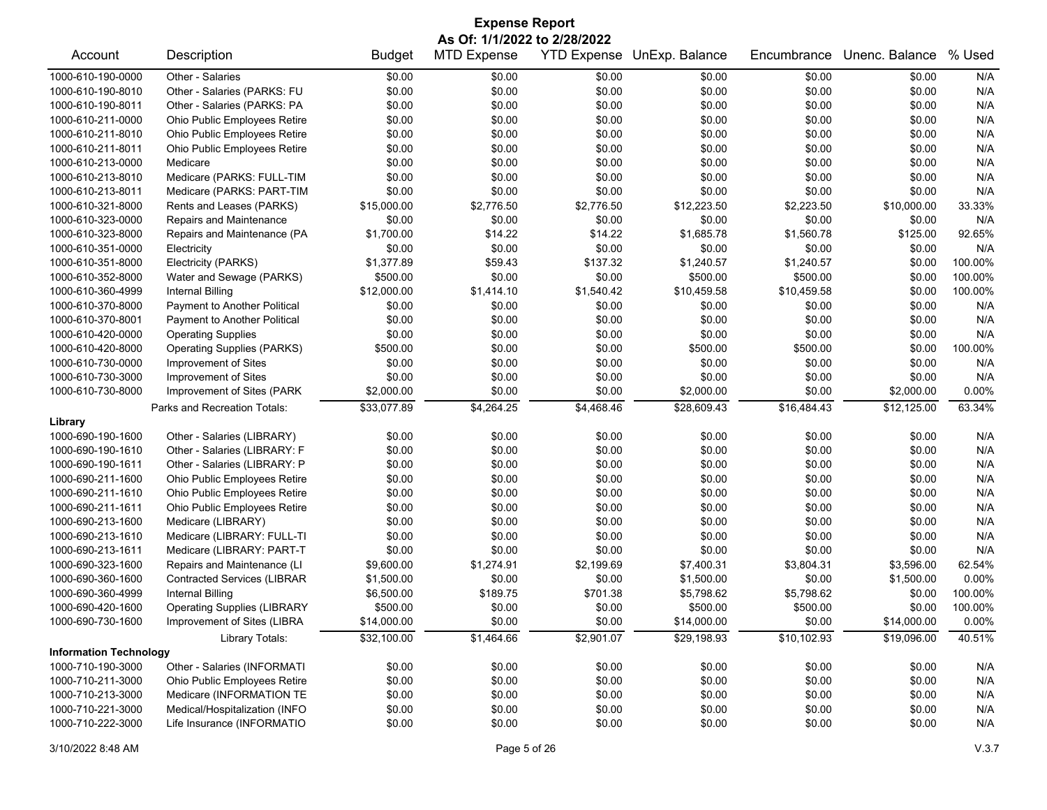# Expense Report

**As Of: 1/1/2022 to 2/28/2022**

| Account | Description | Budget | MTD Expense | YTD Expense | UnExp. Balance | Encumbrance | Unenc. Balance | % Used |
|---|---|---|---|---|---|---|---|---|
| 1000-610-190-0000 | Other - Salaries | $0.00 | $0.00 | $0.00 | $0.00 | $0.00 | $0.00 | N/A |
| 1000-610-190-8010 | Other - Salaries (PARKS: FU | $0.00 | $0.00 | $0.00 | $0.00 | $0.00 | $0.00 | N/A |
| 1000-610-190-8011 | Other - Salaries (PARKS: PA | $0.00 | $0.00 | $0.00 | $0.00 | $0.00 | $0.00 | N/A |
| 1000-610-211-0000 | Ohio Public Employees Retire | $0.00 | $0.00 | $0.00 | $0.00 | $0.00 | $0.00 | N/A |
| 1000-610-211-8010 | Ohio Public Employees Retire | $0.00 | $0.00 | $0.00 | $0.00 | $0.00 | $0.00 | N/A |
| 1000-610-211-8011 | Ohio Public Employees Retire | $0.00 | $0.00 | $0.00 | $0.00 | $0.00 | $0.00 | N/A |
| 1000-610-213-0000 | Medicare | $0.00 | $0.00 | $0.00 | $0.00 | $0.00 | $0.00 | N/A |
| 1000-610-213-8010 | Medicare (PARKS: FULL-TIM | $0.00 | $0.00 | $0.00 | $0.00 | $0.00 | $0.00 | N/A |
| 1000-610-213-8011 | Medicare (PARKS: PART-TIM | $0.00 | $0.00 | $0.00 | $0.00 | $0.00 | $0.00 | N/A |
| 1000-610-321-8000 | Rents and Leases (PARKS) | $15,000.00 | $2,776.50 | $2,776.50 | $12,223.50 | $2,223.50 | $10,000.00 | 33.33% |
| 1000-610-323-0000 | Repairs and Maintenance | $0.00 | $0.00 | $0.00 | $0.00 | $0.00 | $0.00 | N/A |
| 1000-610-323-8000 | Repairs and Maintenance (PA | $1,700.00 | $14.22 | $14.22 | $1,685.78 | $1,560.78 | $125.00 | 92.65% |
| 1000-610-351-0000 | Electricity | $0.00 | $0.00 | $0.00 | $0.00 | $0.00 | $0.00 | N/A |
| 1000-610-351-8000 | Electricity (PARKS) | $1,377.89 | $59.43 | $137.32 | $1,240.57 | $1,240.57 | $0.00 | 100.00% |
| 1000-610-352-8000 | Water and Sewage (PARKS) | $500.00 | $0.00 | $0.00 | $500.00 | $500.00 | $0.00 | 100.00% |
| 1000-610-360-4999 | Internal Billing | $12,000.00 | $1,414.10 | $1,540.42 | $10,459.58 | $10,459.58 | $0.00 | 100.00% |
| 1000-610-370-8000 | Payment to Another Political | $0.00 | $0.00 | $0.00 | $0.00 | $0.00 | $0.00 | N/A |
| 1000-610-370-8001 | Payment to Another Political | $0.00 | $0.00 | $0.00 | $0.00 | $0.00 | $0.00 | N/A |
| 1000-610-420-0000 | Operating Supplies | $0.00 | $0.00 | $0.00 | $0.00 | $0.00 | $0.00 | N/A |
| 1000-610-420-8000 | Operating Supplies (PARKS) | $500.00 | $0.00 | $0.00 | $500.00 | $500.00 | $0.00 | 100.00% |
| 1000-610-730-0000 | Improvement of Sites | $0.00 | $0.00 | $0.00 | $0.00 | $0.00 | $0.00 | N/A |
| 1000-610-730-3000 | Improvement of Sites | $0.00 | $0.00 | $0.00 | $0.00 | $0.00 | $0.00 | N/A |
| 1000-610-730-8000 | Improvement of Sites (PARK | $2,000.00 | $0.00 | $0.00 | $2,000.00 | $0.00 | $2,000.00 | 0.00% |
| | Parks and Recreation Totals: | $33,077.89 | $4,264.25 | $4,468.46 | $28,609.43 | $16,484.43 | $12,125.00 | 63.34% |
| **Library** | | | | | | | | |
| 1000-690-190-1600 | Other - Salaries (LIBRARY) | $0.00 | $0.00 | $0.00 | $0.00 | $0.00 | $0.00 | N/A |
| 1000-690-190-1610 | Other - Salaries (LIBRARY: F | $0.00 | $0.00 | $0.00 | $0.00 | $0.00 | $0.00 | N/A |
| 1000-690-190-1611 | Other - Salaries (LIBRARY: P | $0.00 | $0.00 | $0.00 | $0.00 | $0.00 | $0.00 | N/A |
| 1000-690-211-1600 | Ohio Public Employees Retire | $0.00 | $0.00 | $0.00 | $0.00 | $0.00 | $0.00 | N/A |
| 1000-690-211-1610 | Ohio Public Employees Retire | $0.00 | $0.00 | $0.00 | $0.00 | $0.00 | $0.00 | N/A |
| 1000-690-211-1611 | Ohio Public Employees Retire | $0.00 | $0.00 | $0.00 | $0.00 | $0.00 | $0.00 | N/A |
| 1000-690-213-1600 | Medicare (LIBRARY) | $0.00 | $0.00 | $0.00 | $0.00 | $0.00 | $0.00 | N/A |
| 1000-690-213-1610 | Medicare (LIBRARY: FULL-TI | $0.00 | $0.00 | $0.00 | $0.00 | $0.00 | $0.00 | N/A |
| 1000-690-213-1611 | Medicare (LIBRARY: PART-T | $0.00 | $0.00 | $0.00 | $0.00 | $0.00 | $0.00 | N/A |
| 1000-690-323-1600 | Repairs and Maintenance (LI | $9,600.00 | $1,274.91 | $2,199.69 | $7,400.31 | $3,804.31 | $3,596.00 | 62.54% |
| 1000-690-360-1600 | Contracted Services (LIBRAR | $1,500.00 | $0.00 | $0.00 | $1,500.00 | $0.00 | $1,500.00 | 0.00% |
| 1000-690-360-4999 | Internal Billing | $6,500.00 | $189.75 | $701.38 | $5,798.62 | $5,798.62 | $0.00 | 100.00% |
| 1000-690-420-1600 | Operating Supplies (LIBRARY | $500.00 | $0.00 | $0.00 | $500.00 | $500.00 | $0.00 | 100.00% |
| 1000-690-730-1600 | Improvement of Sites (LIBRA | $14,000.00 | $0.00 | $0.00 | $14,000.00 | $0.00 | $14,000.00 | 0.00% |
| | Library Totals: | $32,100.00 | $1,464.66 | $2,901.07 | $29,198.93 | $10,102.93 | $19,096.00 | 40.51% |
| **Information Technology** | | | | | | | | |
| 1000-710-190-3000 | Other - Salaries (INFORMATI | $0.00 | $0.00 | $0.00 | $0.00 | $0.00 | $0.00 | N/A |
| 1000-710-211-3000 | Ohio Public Employees Retire | $0.00 | $0.00 | $0.00 | $0.00 | $0.00 | $0.00 | N/A |
| 1000-710-213-3000 | Medicare (INFORMATION TE | $0.00 | $0.00 | $0.00 | $0.00 | $0.00 | $0.00 | N/A |
| 1000-710-221-3000 | Medical/Hospitalization (INFO | $0.00 | $0.00 | $0.00 | $0.00 | $0.00 | $0.00 | N/A |
| 1000-710-222-3000 | Life Insurance (INFORMATIO | $0.00 | $0.00 | $0.00 | $0.00 | $0.00 | $0.00 | N/A |

3/10/2022 8:48 AM V.3.7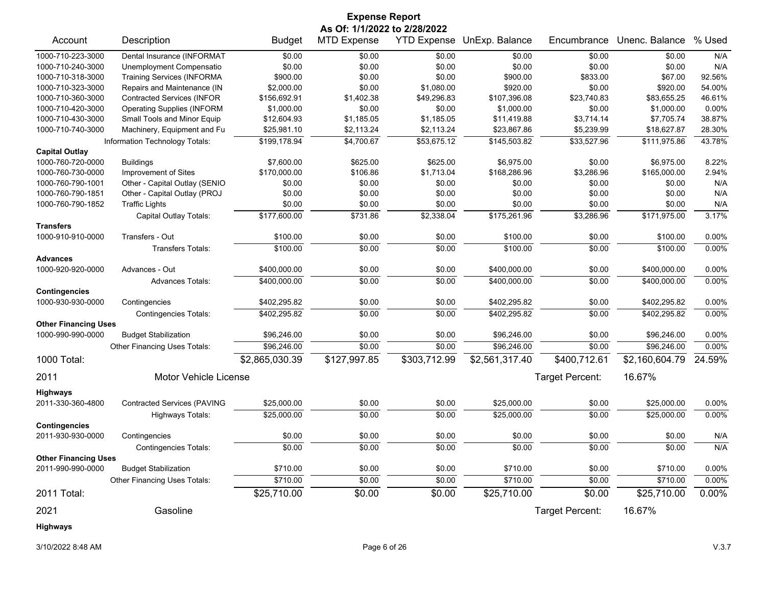# Expense Report

**As Of: 1/1/2022 to 2/28/2022**

| Account | Description | Budget | MTD Expense | YTD Expense | UnExp. Balance | Encumbrance | Unenc. Balance | % Used |
|---|---|---|---|---|---|---|---|---|
| 1000-710-223-3000 | Dental Insurance (INFORMAT | $0.00 | $0.00 | $0.00 | $0.00 | $0.00 | $0.00 | N/A |
| 1000-710-240-3000 | Unemployment Compensatio | $0.00 | $0.00 | $0.00 | $0.00 | $0.00 | $0.00 | N/A |
| 1000-710-318-3000 | Training Services (INFORMA | $900.00 | $0.00 | $0.00 | $900.00 | $833.00 | $67.00 | 92.56% |
| 1000-710-323-3000 | Repairs and Maintenance (IN | $2,000.00 | $0.00 | $1,080.00 | $920.00 | $0.00 | $920.00 | 54.00% |
| 1000-710-360-3000 | Contracted Services (INFOR | $156,692.91 | $1,402.38 | $49,296.83 | $107,396.08 | $23,740.83 | $83,655.25 | 46.61% |
| 1000-710-420-3000 | Operating Supplies (INFORM | $1,000.00 | $0.00 | $0.00 | $1,000.00 | $0.00 | $1,000.00 | 0.00% |
| 1000-710-430-3000 | Small Tools and Minor Equip | $12,604.93 | $1,185.05 | $1,185.05 | $11,419.88 | $3,714.14 | $7,705.74 | 38.87% |
| 1000-710-740-3000 | Machinery, Equipment and Fu | $25,981.10 | $2,113.24 | $2,113.24 | $23,867.86 | $5,239.99 | $18,627.87 | 28.30% |
| | Information Technology Totals: | $199,178.94 | $4,700.67 | $53,675.12 | $145,503.82 | $33,527.96 | $111,975.86 | 43.78% |
| **Capital Outlay** | | | | | | | | |
| 1000-760-720-0000 | Buildings | $7,600.00 | $625.00 | $625.00 | $6,975.00 | $0.00 | $6,975.00 | 8.22% |
| 1000-760-730-0000 | Improvement of Sites | $170,000.00 | $106.86 | $1,713.04 | $168,286.96 | $3,286.96 | $165,000.00 | 2.94% |
| 1000-760-790-1001 | Other - Capital Outlay (SENIO | $0.00 | $0.00 | $0.00 | $0.00 | $0.00 | $0.00 | N/A |
| 1000-760-790-1851 | Other - Capital Outlay (PROJ | $0.00 | $0.00 | $0.00 | $0.00 | $0.00 | $0.00 | N/A |
| 1000-760-790-1852 | Traffic Lights | $0.00 | $0.00 | $0.00 | $0.00 | $0.00 | $0.00 | N/A |
| | Capital Outlay Totals: | $177,600.00 | $731.86 | $2,338.04 | $175,261.96 | $3,286.96 | $171,975.00 | 3.17% |
| **Transfers** | | | | | | | | |
| 1000-910-910-0000 | Transfers - Out | $100.00 | $0.00 | $0.00 | $100.00 | $0.00 | $100.00 | 0.00% |
| | Transfers Totals: | $100.00 | $0.00 | $0.00 | $100.00 | $0.00 | $100.00 | 0.00% |
| **Advances** | | | | | | | | |
| 1000-920-920-0000 | Advances - Out | $400,000.00 | $0.00 | $0.00 | $400,000.00 | $0.00 | $400,000.00 | 0.00% |
| | Advances Totals: | $400,000.00 | $0.00 | $0.00 | $400,000.00 | $0.00 | $400,000.00 | 0.00% |
| **Contingencies** | | | | | | | | |
| 1000-930-930-0000 | Contingencies | $402,295.82 | $0.00 | $0.00 | $402,295.82 | $0.00 | $402,295.82 | 0.00% |
| | Contingencies Totals: | $402,295.82 | $0.00 | $0.00 | $402,295.82 | $0.00 | $402,295.82 | 0.00% |
| **Other Financing Uses** | | | | | | | | |
| 1000-990-990-0000 | Budget Stabilization | $96,246.00 | $0.00 | $0.00 | $96,246.00 | $0.00 | $96,246.00 | 0.00% |
| | Other Financing Uses Totals: | $96,246.00 | $0.00 | $0.00 | $96,246.00 | $0.00 | $96,246.00 | 0.00% |
| **1000 Total:** | | **$2,865,030.39** | **$127,997.85** | **$303,712.99** | **$2,561,317.40** | **$400,712.61** | **$2,160,604.79** | **24.59%** |
| **2011** | **Motor Vehicle License** | | | | | Target Percent: | 16.67% | |
| **Highways** | | | | | | | | |
| 2011-330-360-4800 | Contracted Services (PAVING | $25,000.00 | $0.00 | $0.00 | $25,000.00 | $0.00 | $25,000.00 | 0.00% |
| | Highways Totals: | $25,000.00 | $0.00 | $0.00 | $25,000.00 | $0.00 | $25,000.00 | 0.00% |
| **Contingencies** | | | | | | | | |
| 2011-930-930-0000 | Contingencies | $0.00 | $0.00 | $0.00 | $0.00 | $0.00 | $0.00 | N/A |
| | Contingencies Totals: | $0.00 | $0.00 | $0.00 | $0.00 | $0.00 | $0.00 | N/A |
| **Other Financing Uses** | | | | | | | | |
| 2011-990-990-0000 | Budget Stabilization | $710.00 | $0.00 | $0.00 | $710.00 | $0.00 | $710.00 | 0.00% |
| | Other Financing Uses Totals: | $710.00 | $0.00 | $0.00 | $710.00 | $0.00 | $710.00 | 0.00% |
| **2011 Total:** | | **$25,710.00** | **$0.00** | **$0.00** | **$25,710.00** | **$0.00** | **$25,710.00** | **0.00%** |
| **2021** | **Gasoline** | | | | | Target Percent: | 16.67% | |
| **Highways** | | | | | | | | |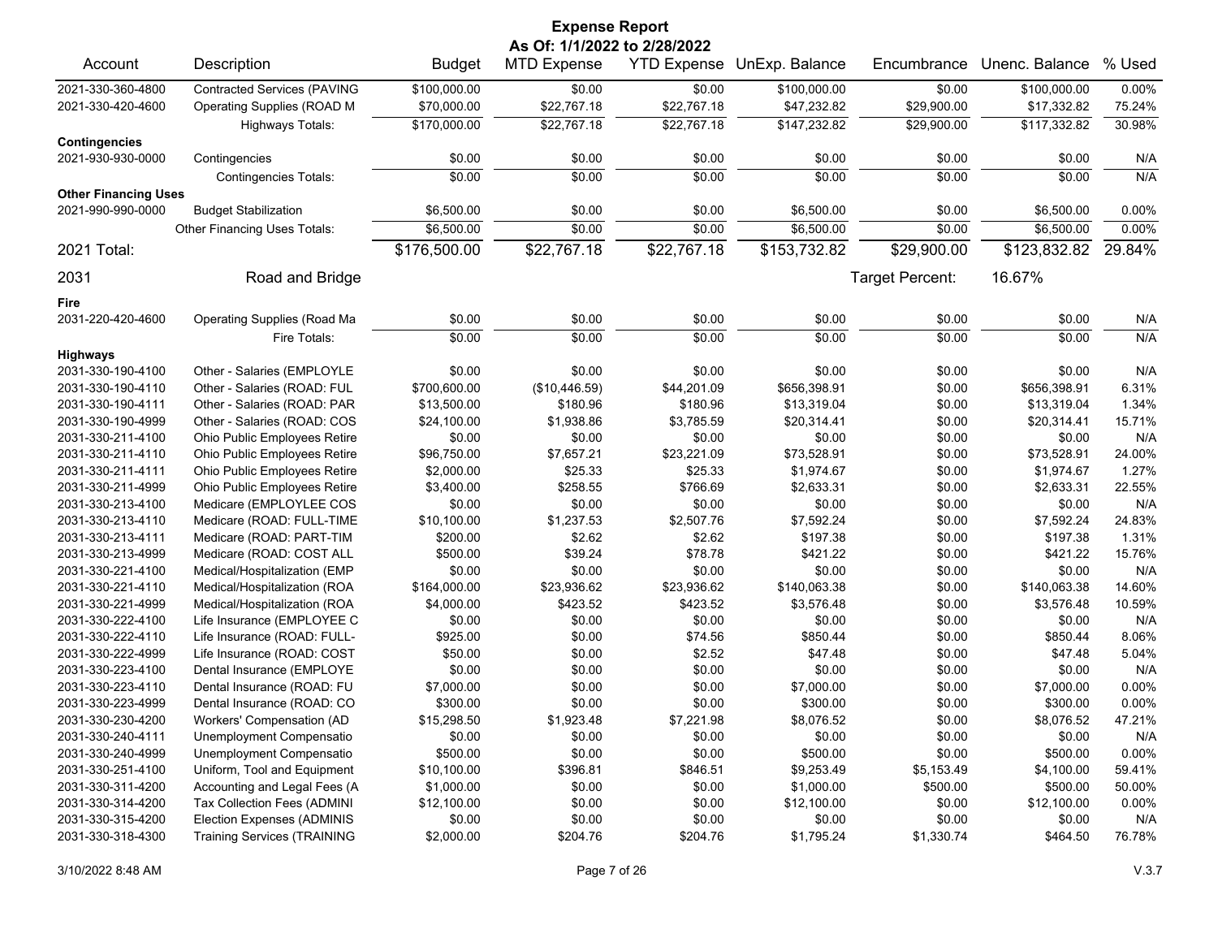# Expense Report

**As Of: 1/1/2022 to 2/28/2022**

| Account | Description | Budget | MTD Expense | YTD Expense | UnExp. Balance | Encumbrance | Unenc. Balance | % Used |
|---|---|---|---|---|---|---|---|---|
| 2021-330-360-4800 | Contracted Services (PAVING | $100,000.00 | $0.00 | $0.00 | $100,000.00 | $0.00 | $100,000.00 | 0.00% |
| 2021-330-420-4600 | Operating Supplies (ROAD M | $70,000.00 | $22,767.18 | $22,767.18 | $47,232.82 | $29,900.00 | $17,332.82 | 75.24% |
| | Highways Totals: | $170,000.00 | $22,767.18 | $22,767.18 | $147,232.82 | $29,900.00 | $117,332.82 | 30.98% |
| **Contingencies** | | | | | | | | |
| 2021-930-930-0000 | Contingencies | $0.00 | $0.00 | $0.00 | $0.00 | $0.00 | $0.00 | N/A |
| | Contingencies Totals: | $0.00 | $0.00 | $0.00 | $0.00 | $0.00 | $0.00 | N/A |
| **Other Financing Uses** | | | | | | | | |
| 2021-990-990-0000 | Budget Stabilization | $6,500.00 | $0.00 | $0.00 | $6,500.00 | $0.00 | $6,500.00 | 0.00% |
| | Other Financing Uses Totals: | $6,500.00 | $0.00 | $0.00 | $6,500.00 | $0.00 | $6,500.00 | 0.00% |
| 2021 Total: | | $176,500.00 | $22,767.18 | $22,767.18 | $153,732.82 | $29,900.00 | $123,832.82 | 29.84% |
| 2031 | Road and Bridge | | | | | Target Percent: | 16.67% | |
| **Fire** | | | | | | | | |
| 2031-220-420-4600 | Operating Supplies (Road Ma | $0.00 | $0.00 | $0.00 | $0.00 | $0.00 | $0.00 | N/A |
| | Fire Totals: | $0.00 | $0.00 | $0.00 | $0.00 | $0.00 | $0.00 | N/A |
| **Highways** | | | | | | | | |
| 2031-330-190-4100 | Other - Salaries (EMPLOYLE | $0.00 | $0.00 | $0.00 | $0.00 | $0.00 | $0.00 | N/A |
| 2031-330-190-4110 | Other - Salaries (ROAD: FUL | $700,600.00 | ($10,446.59) | $44,201.09 | $656,398.91 | $0.00 | $656,398.91 | 6.31% |
| 2031-330-190-4111 | Other - Salaries (ROAD: PAR | $13,500.00 | $180.96 | $180.96 | $13,319.04 | $0.00 | $13,319.04 | 1.34% |
| 2031-330-190-4999 | Other - Salaries (ROAD: COS | $24,100.00 | $1,938.86 | $3,785.59 | $20,314.41 | $0.00 | $20,314.41 | 15.71% |
| 2031-330-211-4100 | Ohio Public Employees Retire | $0.00 | $0.00 | $0.00 | $0.00 | $0.00 | $0.00 | N/A |
| 2031-330-211-4110 | Ohio Public Employees Retire | $96,750.00 | $7,657.21 | $23,221.09 | $73,528.91 | $0.00 | $73,528.91 | 24.00% |
| 2031-330-211-4111 | Ohio Public Employees Retire | $2,000.00 | $25.33 | $25.33 | $1,974.67 | $0.00 | $1,974.67 | 1.27% |
| 2031-330-211-4999 | Ohio Public Employees Retire | $3,400.00 | $258.55 | $766.69 | $2,633.31 | $0.00 | $2,633.31 | 22.55% |
| 2031-330-213-4100 | Medicare (EMPLOYLEE COS | $0.00 | $0.00 | $0.00 | $0.00 | $0.00 | $0.00 | N/A |
| 2031-330-213-4110 | Medicare (ROAD: FULL-TIME | $10,100.00 | $1,237.53 | $2,507.76 | $7,592.24 | $0.00 | $7,592.24 | 24.83% |
| 2031-330-213-4111 | Medicare (ROAD: PART-TIM | $200.00 | $2.62 | $2.62 | $197.38 | $0.00 | $197.38 | 1.31% |
| 2031-330-213-4999 | Medicare (ROAD: COST ALL | $500.00 | $39.24 | $78.78 | $421.22 | $0.00 | $421.22 | 15.76% |
| 2031-330-221-4100 | Medical/Hospitalization (EMP | $0.00 | $0.00 | $0.00 | $0.00 | $0.00 | $0.00 | N/A |
| 2031-330-221-4110 | Medical/Hospitalization (ROA | $164,000.00 | $23,936.62 | $23,936.62 | $140,063.38 | $0.00 | $140,063.38 | 14.60% |
| 2031-330-221-4999 | Medical/Hospitalization (ROA | $4,000.00 | $423.52 | $423.52 | $3,576.48 | $0.00 | $3,576.48 | 10.59% |
| 2031-330-222-4100 | Life Insurance (EMPLOYEE C | $0.00 | $0.00 | $0.00 | $0.00 | $0.00 | $0.00 | N/A |
| 2031-330-222-4110 | Life Insurance (ROAD: FULL- | $925.00 | $0.00 | $74.56 | $850.44 | $0.00 | $850.44 | 8.06% |
| 2031-330-222-4999 | Life Insurance (ROAD: COST | $50.00 | $0.00 | $2.52 | $47.48 | $0.00 | $47.48 | 5.04% |
| 2031-330-223-4100 | Dental Insurance (EMPLOYE | $0.00 | $0.00 | $0.00 | $0.00 | $0.00 | $0.00 | N/A |
| 2031-330-223-4110 | Dental Insurance (ROAD: FU | $7,000.00 | $0.00 | $0.00 | $7,000.00 | $0.00 | $7,000.00 | 0.00% |
| 2031-330-223-4999 | Dental Insurance (ROAD: CO | $300.00 | $0.00 | $0.00 | $300.00 | $0.00 | $300.00 | 0.00% |
| 2031-330-230-4200 | Workers' Compensation (AD | $15,298.50 | $1,923.48 | $7,221.98 | $8,076.52 | $0.00 | $8,076.52 | 47.21% |
| 2031-330-240-4111 | Unemployment Compensatio | $0.00 | $0.00 | $0.00 | $0.00 | $0.00 | $0.00 | N/A |
| 2031-330-240-4999 | Unemployment Compensatio | $500.00 | $0.00 | $0.00 | $500.00 | $0.00 | $500.00 | 0.00% |
| 2031-330-251-4100 | Uniform, Tool and Equipment | $10,100.00 | $396.81 | $846.51 | $9,253.49 | $5,153.49 | $4,100.00 | 59.41% |
| 2031-330-311-4200 | Accounting and Legal Fees (A | $1,000.00 | $0.00 | $0.00 | $1,000.00 | $500.00 | $500.00 | 50.00% |
| 2031-330-314-4200 | Tax Collection Fees (ADMINI | $12,100.00 | $0.00 | $0.00 | $12,100.00 | $0.00 | $12,100.00 | 0.00% |
| 2031-330-315-4200 | Election Expenses (ADMINIS | $0.00 | $0.00 | $0.00 | $0.00 | $0.00 | $0.00 | N/A |
| 2031-330-318-4300 | Training Services (TRAINING | $2,000.00 | $204.76 | $204.76 | $1,795.24 | $1,330.74 | $464.50 | 76.78% |

3/10/2022 8:48 AM V.3.7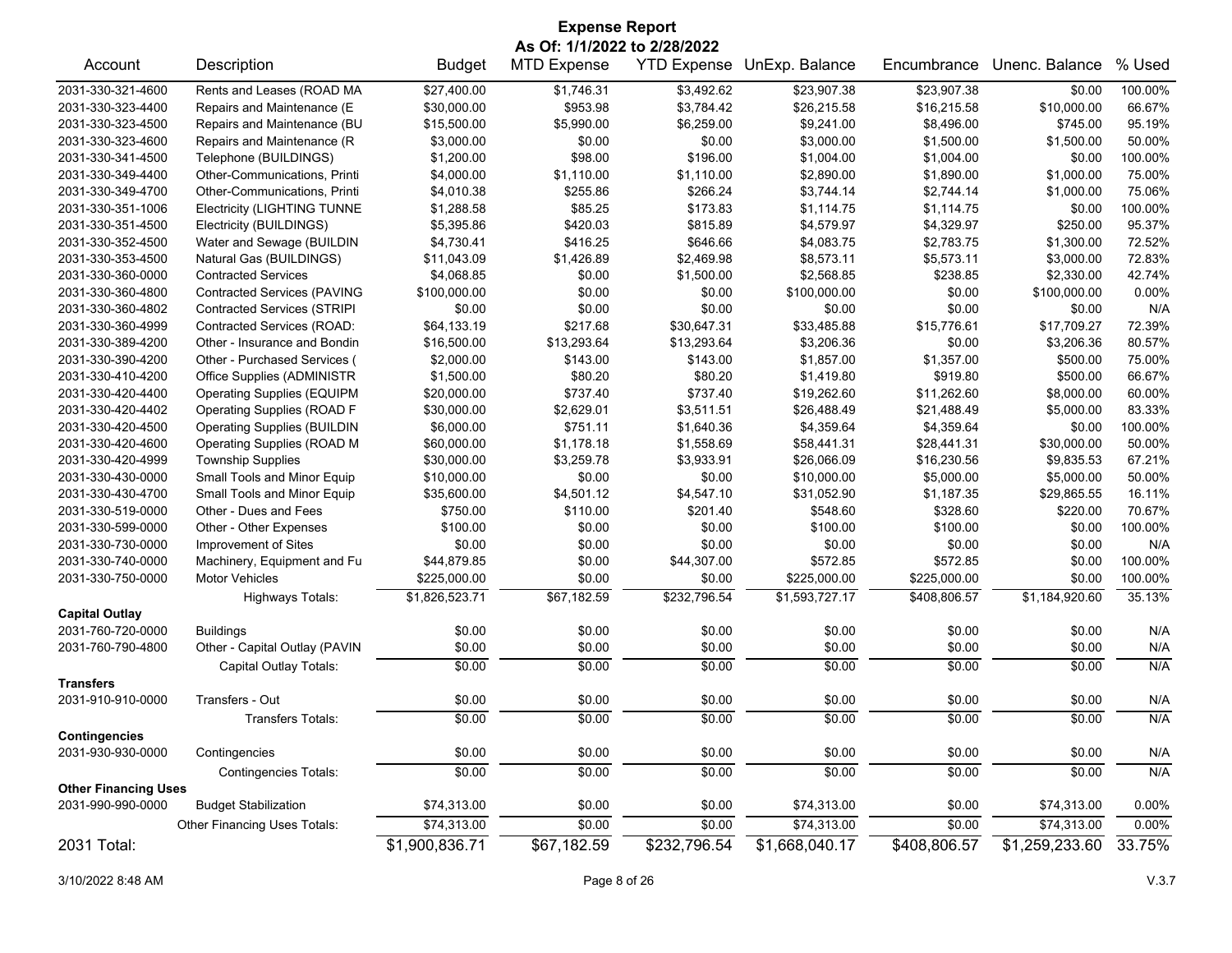# Expense Report

**As Of: 1/1/2022 to 2/28/2022**

| Account | Description | Budget | MTD Expense | YTD Expense | UnExp. Balance | Encumbrance | Unenc. Balance | % Used |
|---|---|---|---|---|---|---|---|---|
| 2031-330-321-4600 | Rents and Leases (ROAD MA | $27,400.00 | $1,746.31 | $3,492.62 | $23,907.38 | $23,907.38 | $0.00 | 100.00% |
| 2031-330-323-4400 | Repairs and Maintenance (E | $30,000.00 | $953.98 | $3,784.42 | $26,215.58 | $16,215.58 | $10,000.00 | 66.67% |
| 2031-330-323-4500 | Repairs and Maintenance (BU | $15,500.00 | $5,990.00 | $6,259.00 | $9,241.00 | $8,496.00 | $745.00 | 95.19% |
| 2031-330-323-4600 | Repairs and Maintenance (R | $3,000.00 | $0.00 | $0.00 | $3,000.00 | $1,500.00 | $1,500.00 | 50.00% |
| 2031-330-341-4500 | Telephone (BUILDINGS) | $1,200.00 | $98.00 | $196.00 | $1,004.00 | $1,004.00 | $0.00 | 100.00% |
| 2031-330-349-4400 | Other-Communications, Printi | $4,000.00 | $1,110.00 | $1,110.00 | $2,890.00 | $1,890.00 | $1,000.00 | 75.00% |
| 2031-330-349-4700 | Other-Communications, Printi | $4,010.38 | $255.86 | $266.24 | $3,744.14 | $2,744.14 | $1,000.00 | 75.06% |
| 2031-330-351-1006 | Electricity (LIGHTING TUNNE | $1,288.58 | $85.25 | $173.83 | $1,114.75 | $1,114.75 | $0.00 | 100.00% |
| 2031-330-351-4500 | Electricity (BUILDINGS) | $5,395.86 | $420.03 | $815.89 | $4,579.97 | $4,329.97 | $250.00 | 95.37% |
| 2031-330-352-4500 | Water and Sewage (BUILDIN | $4,730.41 | $416.25 | $646.66 | $4,083.75 | $2,783.75 | $1,300.00 | 72.52% |
| 2031-330-353-4500 | Natural Gas (BUILDINGS) | $11,043.09 | $1,426.89 | $2,469.98 | $8,573.11 | $5,573.11 | $3,000.00 | 72.83% |
| 2031-330-360-0000 | Contracted Services | $4,068.85 | $0.00 | $1,500.00 | $2,568.85 | $238.85 | $2,330.00 | 42.74% |
| 2031-330-360-4800 | Contracted Services (PAVING | $100,000.00 | $0.00 | $0.00 | $100,000.00 | $0.00 | $100,000.00 | 0.00% |
| 2031-330-360-4802 | Contracted Services (STRIPI | $0.00 | $0.00 | $0.00 | $0.00 | $0.00 | $0.00 | N/A |
| 2031-330-360-4999 | Contracted Services (ROAD: | $64,133.19 | $217.68 | $30,647.31 | $33,485.88 | $15,776.61 | $17,709.27 | 72.39% |
| 2031-330-389-4200 | Other - Insurance and Bondin | $16,500.00 | $13,293.64 | $13,293.64 | $3,206.36 | $0.00 | $3,206.36 | 80.57% |
| 2031-330-390-4200 | Other - Purchased Services ( | $2,000.00 | $143.00 | $143.00 | $1,857.00 | $1,357.00 | $500.00 | 75.00% |
| 2031-330-410-4200 | Office Supplies (ADMINISTR | $1,500.00 | $80.20 | $80.20 | $1,419.80 | $919.80 | $500.00 | 66.67% |
| 2031-330-420-4400 | Operating Supplies (EQUIPM | $20,000.00 | $737.40 | $737.40 | $19,262.60 | $11,262.60 | $8,000.00 | 60.00% |
| 2031-330-420-4402 | Operating Supplies (ROAD F | $30,000.00 | $2,629.01 | $3,511.51 | $26,488.49 | $21,488.49 | $5,000.00 | 83.33% |
| 2031-330-420-4500 | Operating Supplies (BUILDIN | $6,000.00 | $751.11 | $1,640.36 | $4,359.64 | $4,359.64 | $0.00 | 100.00% |
| 2031-330-420-4600 | Operating Supplies (ROAD M | $60,000.00 | $1,178.18 | $1,558.69 | $58,441.31 | $28,441.31 | $30,000.00 | 50.00% |
| 2031-330-420-4999 | Township Supplies | $30,000.00 | $3,259.78 | $3,933.91 | $26,066.09 | $16,230.56 | $9,835.53 | 67.21% |
| 2031-330-430-0000 | Small Tools and Minor Equip | $10,000.00 | $0.00 | $0.00 | $10,000.00 | $5,000.00 | $5,000.00 | 50.00% |
| 2031-330-430-4700 | Small Tools and Minor Equip | $35,600.00 | $4,501.12 | $4,547.10 | $31,052.90 | $1,187.35 | $29,865.55 | 16.11% |
| 2031-330-519-0000 | Other - Dues and Fees | $750.00 | $110.00 | $201.40 | $548.60 | $328.60 | $220.00 | 70.67% |
| 2031-330-599-0000 | Other - Other Expenses | $100.00 | $0.00 | $0.00 | $100.00 | $100.00 | $0.00 | 100.00% |
| 2031-330-730-0000 | Improvement of Sites | $0.00 | $0.00 | $0.00 | $0.00 | $0.00 | $0.00 | N/A |
| 2031-330-740-0000 | Machinery, Equipment and Fu | $44,879.85 | $0.00 | $44,307.00 | $572.85 | $572.85 | $0.00 | 100.00% |
| 2031-330-750-0000 | Motor Vehicles | $225,000.00 | $0.00 | $0.00 | $225,000.00 | $225,000.00 | $0.00 | 100.00% |
| | Highways Totals: | $1,826,523.71 | $67,182.59 | $232,796.54 | $1,593,727.17 | $408,806.57 | $1,184,920.60 | 35.13% |
| **Capital Outlay** | | | | | | | | |
| 2031-760-720-0000 | Buildings | $0.00 | $0.00 | $0.00 | $0.00 | $0.00 | $0.00 | N/A |
| 2031-760-790-4800 | Other - Capital Outlay (PAVIN | $0.00 | $0.00 | $0.00 | $0.00 | $0.00 | $0.00 | N/A |
| | Capital Outlay Totals: | $0.00 | $0.00 | $0.00 | $0.00 | $0.00 | $0.00 | N/A |
| **Transfers** | | | | | | | | |
| 2031-910-910-0000 | Transfers - Out | $0.00 | $0.00 | $0.00 | $0.00 | $0.00 | $0.00 | N/A |
| | Transfers Totals: | $0.00 | $0.00 | $0.00 | $0.00 | $0.00 | $0.00 | N/A |
| **Contingencies** | | | | | | | | |
| 2031-930-930-0000 | Contingencies | $0.00 | $0.00 | $0.00 | $0.00 | $0.00 | $0.00 | N/A |
| | Contingencies Totals: | $0.00 | $0.00 | $0.00 | $0.00 | $0.00 | $0.00 | N/A |
| **Other Financing Uses** | | | | | | | | |
| 2031-990-990-0000 | Budget Stabilization | $74,313.00 | $0.00 | $0.00 | $74,313.00 | $0.00 | $74,313.00 | 0.00% |
| | Other Financing Uses Totals: | $74,313.00 | $0.00 | $0.00 | $74,313.00 | $0.00 | $74,313.00 | 0.00% |
| 2031 Total: | | $1,900,836.71 | $67,182.59 | $232,796.54 | $1,668,040.17 | $408,806.57 | $1,259,233.60 | 33.75% |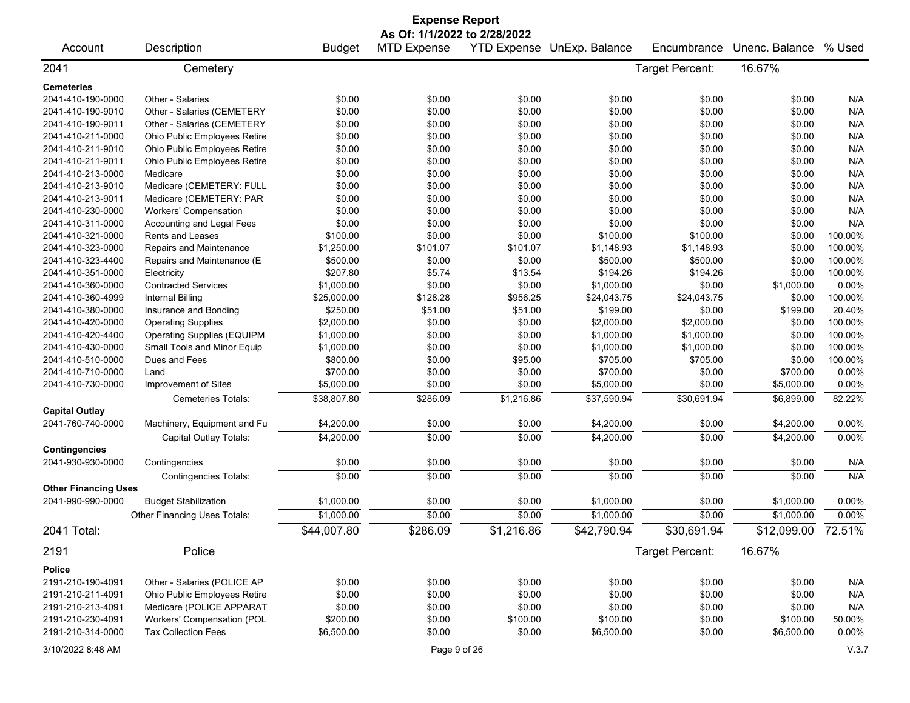# Expense Report

**As Of: 1/1/2022 to 2/28/2022**

| Account | Description | Budget | MTD Expense | YTD Expense | UnExp. Balance | Encumbrance | Unenc. Balance | % Used |
|---|---|---|---|---|---|---|---|---|
| **2041** | **Cemetery** | | | | | Target Percent: | 16.67% | |
| **Cemeteries** | | | | | | | | |
| 2041-410-190-0000 | Other - Salaries | $0.00 | $0.00 | $0.00 | $0.00 | $0.00 | $0.00 | N/A |
| 2041-410-190-9010 | Other - Salaries (CEMETERY | $0.00 | $0.00 | $0.00 | $0.00 | $0.00 | $0.00 | N/A |
| 2041-410-190-9011 | Other - Salaries (CEMETERY | $0.00 | $0.00 | $0.00 | $0.00 | $0.00 | $0.00 | N/A |
| 2041-410-211-0000 | Ohio Public Employees Retire | $0.00 | $0.00 | $0.00 | $0.00 | $0.00 | $0.00 | N/A |
| 2041-410-211-9010 | Ohio Public Employees Retire | $0.00 | $0.00 | $0.00 | $0.00 | $0.00 | $0.00 | N/A |
| 2041-410-211-9011 | Ohio Public Employees Retire | $0.00 | $0.00 | $0.00 | $0.00 | $0.00 | $0.00 | N/A |
| 2041-410-213-0000 | Medicare | $0.00 | $0.00 | $0.00 | $0.00 | $0.00 | $0.00 | N/A |
| 2041-410-213-9010 | Medicare (CEMETERY: FULL | $0.00 | $0.00 | $0.00 | $0.00 | $0.00 | $0.00 | N/A |
| 2041-410-213-9011 | Medicare (CEMETERY: PAR | $0.00 | $0.00 | $0.00 | $0.00 | $0.00 | $0.00 | N/A |
| 2041-410-230-0000 | Workers' Compensation | $0.00 | $0.00 | $0.00 | $0.00 | $0.00 | $0.00 | N/A |
| 2041-410-311-0000 | Accounting and Legal Fees | $0.00 | $0.00 | $0.00 | $0.00 | $0.00 | $0.00 | N/A |
| 2041-410-321-0000 | Rents and Leases | $100.00 | $0.00 | $0.00 | $100.00 | $100.00 | $0.00 | 100.00% |
| 2041-410-323-0000 | Repairs and Maintenance | $1,250.00 | $101.07 | $101.07 | $1,148.93 | $1,148.93 | $0.00 | 100.00% |
| 2041-410-323-4400 | Repairs and Maintenance (E | $500.00 | $0.00 | $0.00 | $500.00 | $500.00 | $0.00 | 100.00% |
| 2041-410-351-0000 | Electricity | $207.80 | $5.74 | $13.54 | $194.26 | $194.26 | $0.00 | 100.00% |
| 2041-410-360-0000 | Contracted Services | $1,000.00 | $0.00 | $0.00 | $1,000.00 | $0.00 | $1,000.00 | 0.00% |
| 2041-410-360-4999 | Internal Billing | $25,000.00 | $128.28 | $956.25 | $24,043.75 | $24,043.75 | $0.00 | 100.00% |
| 2041-410-380-0000 | Insurance and Bonding | $250.00 | $51.00 | $51.00 | $199.00 | $0.00 | $199.00 | 20.40% |
| 2041-410-420-0000 | Operating Supplies | $2,000.00 | $0.00 | $0.00 | $2,000.00 | $2,000.00 | $0.00 | 100.00% |
| 2041-410-420-4400 | Operating Supplies (EQUIPM | $1,000.00 | $0.00 | $0.00 | $1,000.00 | $1,000.00 | $0.00 | 100.00% |
| 2041-410-430-0000 | Small Tools and Minor Equip | $1,000.00 | $0.00 | $0.00 | $1,000.00 | $1,000.00 | $0.00 | 100.00% |
| 2041-410-510-0000 | Dues and Fees | $800.00 | $0.00 | $95.00 | $705.00 | $705.00 | $0.00 | 100.00% |
| 2041-410-710-0000 | Land | $700.00 | $0.00 | $0.00 | $700.00 | $0.00 | $700.00 | 0.00% |
| 2041-410-730-0000 | Improvement of Sites | $5,000.00 | $0.00 | $0.00 | $5,000.00 | $0.00 | $5,000.00 | 0.00% |
| | Cemeteries Totals: | $38,807.80 | $286.09 | $1,216.86 | $37,590.94 | $30,691.94 | $6,899.00 | 82.22% |
| **Capital Outlay** | | | | | | | | |
| 2041-760-740-0000 | Machinery, Equipment and Fu | $4,200.00 | $0.00 | $0.00 | $4,200.00 | $0.00 | $4,200.00 | 0.00% |
| | Capital Outlay Totals: | $4,200.00 | $0.00 | $0.00 | $4,200.00 | $0.00 | $4,200.00 | 0.00% |
| **Contingencies** | | | | | | | | |
| 2041-930-930-0000 | Contingencies | $0.00 | $0.00 | $0.00 | $0.00 | $0.00 | $0.00 | N/A |
| | Contingencies Totals: | $0.00 | $0.00 | $0.00 | $0.00 | $0.00 | $0.00 | N/A |
| **Other Financing Uses** | | | | | | | | |
| 2041-990-990-0000 | Budget Stabilization | $1,000.00 | $0.00 | $0.00 | $1,000.00 | $0.00 | $1,000.00 | 0.00% |
| | Other Financing Uses Totals: | $1,000.00 | $0.00 | $0.00 | $1,000.00 | $0.00 | $1,000.00 | 0.00% |
| **2041 Total:** | | $44,007.80 | $286.09 | $1,216.86 | $42,790.94 | $30,691.94 | $12,099.00 | 72.51% |
| **2191** | **Police** | | | | | Target Percent: | 16.67% | |
| **Police** | | | | | | | | |
| 2191-210-190-4091 | Other - Salaries (POLICE AP | $0.00 | $0.00 | $0.00 | $0.00 | $0.00 | $0.00 | N/A |
| 2191-210-211-4091 | Ohio Public Employees Retire | $0.00 | $0.00 | $0.00 | $0.00 | $0.00 | $0.00 | N/A |
| 2191-210-213-4091 | Medicare (POLICE APPARAT | $0.00 | $0.00 | $0.00 | $0.00 | $0.00 | $0.00 | N/A |
| 2191-210-230-4091 | Workers' Compensation (POL | $200.00 | $0.00 | $100.00 | $100.00 | $0.00 | $100.00 | 50.00% |
| 2191-210-314-0000 | Tax Collection Fees | $6,500.00 | $0.00 | $0.00 | $6,500.00 | $0.00 | $6,500.00 | 0.00% |

3/10/2022 8:48 AM V.3.7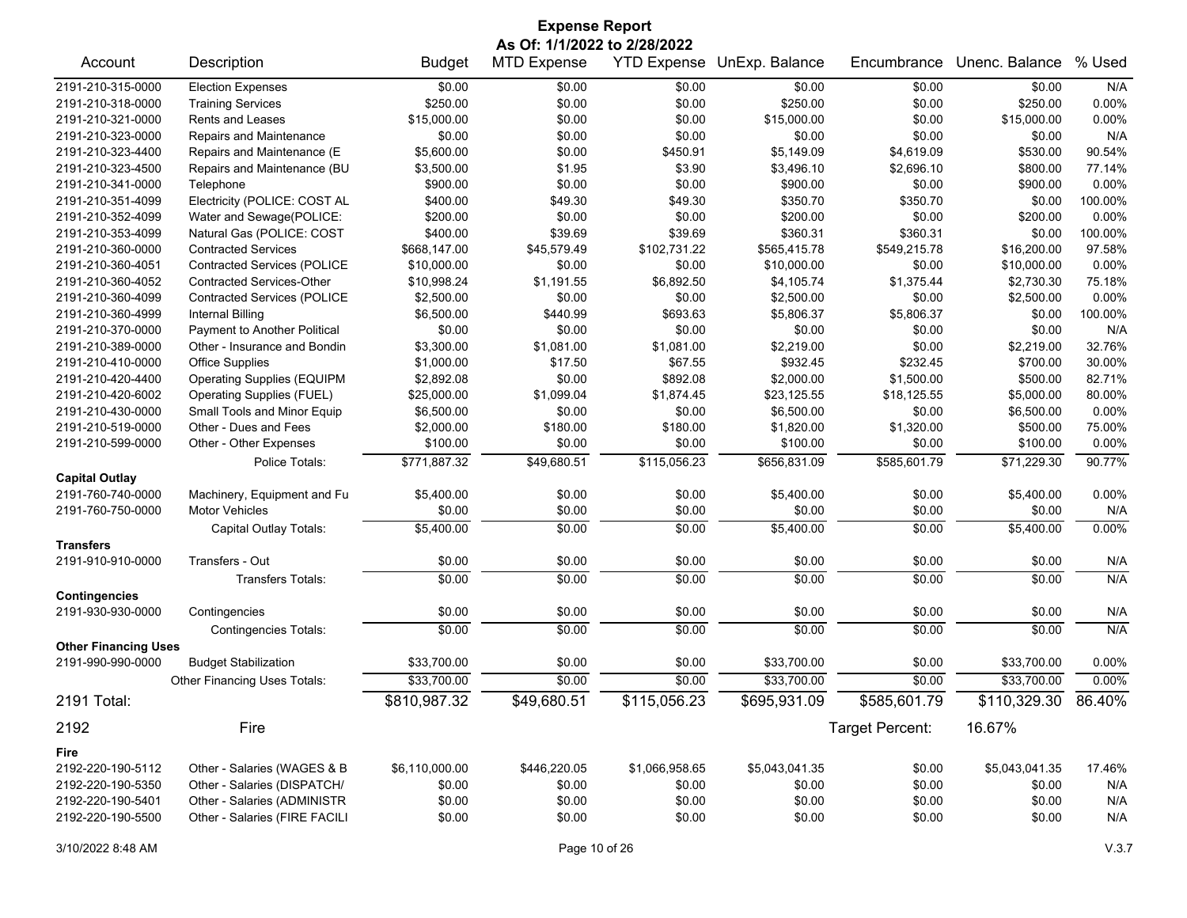# Expense Report

**As Of: 1/1/2022 to 2/28/2022**

| Account | Description | Budget | MTD Expense | YTD Expense | UnExp. Balance | Encumbrance | Unenc. Balance | % Used |
|---|---|---|---|---|---|---|---|---|
| 2191-210-315-0000 | Election Expenses | $0.00 | $0.00 | $0.00 | $0.00 | $0.00 | $0.00 | N/A |
| 2191-210-318-0000 | Training Services | $250.00 | $0.00 | $0.00 | $250.00 | $0.00 | $250.00 | 0.00% |
| 2191-210-321-0000 | Rents and Leases | $15,000.00 | $0.00 | $0.00 | $15,000.00 | $0.00 | $15,000.00 | 0.00% |
| 2191-210-323-0000 | Repairs and Maintenance | $0.00 | $0.00 | $0.00 | $0.00 | $0.00 | $0.00 | N/A |
| 2191-210-323-4400 | Repairs and Maintenance (E | $5,600.00 | $0.00 | $450.91 | $5,149.09 | $4,619.09 | $530.00 | 90.54% |
| 2191-210-323-4500 | Repairs and Maintenance (BU | $3,500.00 | $1.95 | $3.90 | $3,496.10 | $2,696.10 | $800.00 | 77.14% |
| 2191-210-341-0000 | Telephone | $900.00 | $0.00 | $0.00 | $900.00 | $0.00 | $900.00 | 0.00% |
| 2191-210-351-4099 | Electricity (POLICE: COST AL | $400.00 | $49.30 | $49.30 | $350.70 | $350.70 | $0.00 | 100.00% |
| 2191-210-352-4099 | Water and Sewage(POLICE: | $200.00 | $0.00 | $0.00 | $200.00 | $0.00 | $200.00 | 0.00% |
| 2191-210-353-4099 | Natural Gas (POLICE: COST | $400.00 | $39.69 | $39.69 | $360.31 | $360.31 | $0.00 | 100.00% |
| 2191-210-360-0000 | Contracted Services | $668,147.00 | $45,579.49 | $102,731.22 | $565,415.78 | $549,215.78 | $16,200.00 | 97.58% |
| 2191-210-360-4051 | Contracted Services (POLICE | $10,000.00 | $0.00 | $0.00 | $10,000.00 | $0.00 | $10,000.00 | 0.00% |
| 2191-210-360-4052 | Contracted Services-Other | $10,998.24 | $1,191.55 | $6,892.50 | $4,105.74 | $1,375.44 | $2,730.30 | 75.18% |
| 2191-210-360-4099 | Contracted Services (POLICE | $2,500.00 | $0.00 | $0.00 | $2,500.00 | $0.00 | $2,500.00 | 0.00% |
| 2191-210-360-4999 | Internal Billing | $6,500.00 | $440.99 | $693.63 | $5,806.37 | $5,806.37 | $0.00 | 100.00% |
| 2191-210-370-0000 | Payment to Another Political | $0.00 | $0.00 | $0.00 | $0.00 | $0.00 | $0.00 | N/A |
| 2191-210-389-0000 | Other - Insurance and Bondin | $3,300.00 | $1,081.00 | $1,081.00 | $2,219.00 | $0.00 | $2,219.00 | 32.76% |
| 2191-210-410-0000 | Office Supplies | $1,000.00 | $17.50 | $67.55 | $932.45 | $232.45 | $700.00 | 30.00% |
| 2191-210-420-4400 | Operating Supplies (EQUIPM | $2,892.08 | $0.00 | $892.08 | $2,000.00 | $1,500.00 | $500.00 | 82.71% |
| 2191-210-420-6002 | Operating Supplies (FUEL) | $25,000.00 | $1,099.04 | $1,874.45 | $23,125.55 | $18,125.55 | $5,000.00 | 80.00% |
| 2191-210-430-0000 | Small Tools and Minor Equip | $6,500.00 | $0.00 | $0.00 | $6,500.00 | $0.00 | $6,500.00 | 0.00% |
| 2191-210-519-0000 | Other - Dues and Fees | $2,000.00 | $180.00 | $180.00 | $1,820.00 | $1,320.00 | $500.00 | 75.00% |
| 2191-210-599-0000 | Other - Other Expenses | $100.00 | $0.00 | $0.00 | $100.00 | $0.00 | $100.00 | 0.00% |
| | Police Totals: | $771,887.32 | $49,680.51 | $115,056.23 | $656,831.09 | $585,601.79 | $71,229.30 | 90.77% |
| **Capital Outlay** | | | | | | | | |
| 2191-760-740-0000 | Machinery, Equipment and Fu | $5,400.00 | $0.00 | $0.00 | $5,400.00 | $0.00 | $5,400.00 | 0.00% |
| 2191-760-750-0000 | Motor Vehicles | $0.00 | $0.00 | $0.00 | $0.00 | $0.00 | $0.00 | N/A |
| | Capital Outlay Totals: | $5,400.00 | $0.00 | $0.00 | $5,400.00 | $0.00 | $5,400.00 | 0.00% |
| **Transfers** | | | | | | | | |
| 2191-910-910-0000 | Transfers - Out | $0.00 | $0.00 | $0.00 | $0.00 | $0.00 | $0.00 | N/A |
| | Transfers Totals: | $0.00 | $0.00 | $0.00 | $0.00 | $0.00 | $0.00 | N/A |
| **Contingencies** | | | | | | | | |
| 2191-930-930-0000 | Contingencies | $0.00 | $0.00 | $0.00 | $0.00 | $0.00 | $0.00 | N/A |
| | Contingencies Totals: | $0.00 | $0.00 | $0.00 | $0.00 | $0.00 | $0.00 | N/A |
| **Other Financing Uses** | | | | | | | | |
| 2191-990-990-0000 | Budget Stabilization | $33,700.00 | $0.00 | $0.00 | $33,700.00 | $0.00 | $33,700.00 | 0.00% |
| | Other Financing Uses Totals: | $33,700.00 | $0.00 | $0.00 | $33,700.00 | $0.00 | $33,700.00 | 0.00% |
| **2191 Total:** | | **$810,987.32** | **$49,680.51** | **$115,056.23** | **$695,931.09** | **$585,601.79** | **$110,329.30** | **86.40%** |
| **2192** | **Fire** | | | | | Target Percent: | 16.67% | |
| **Fire** | | | | | | | | |
| 2192-220-190-5112 | Other - Salaries (WAGES & B | $6,110,000.00 | $446,220.05 | $1,066,958.65 | $5,043,041.35 | $0.00 | $5,043,041.35 | 17.46% |
| 2192-220-190-5350 | Other - Salaries (DISPATCH/ | $0.00 | $0.00 | $0.00 | $0.00 | $0.00 | $0.00 | N/A |
| 2192-220-190-5401 | Other - Salaries (ADMINISTR | $0.00 | $0.00 | $0.00 | $0.00 | $0.00 | $0.00 | N/A |
| 2192-220-190-5500 | Other - Salaries (FIRE FACILI | $0.00 | $0.00 | $0.00 | $0.00 | $0.00 | $0.00 | N/A |

3/10/2022 8:48 AM — V.3.7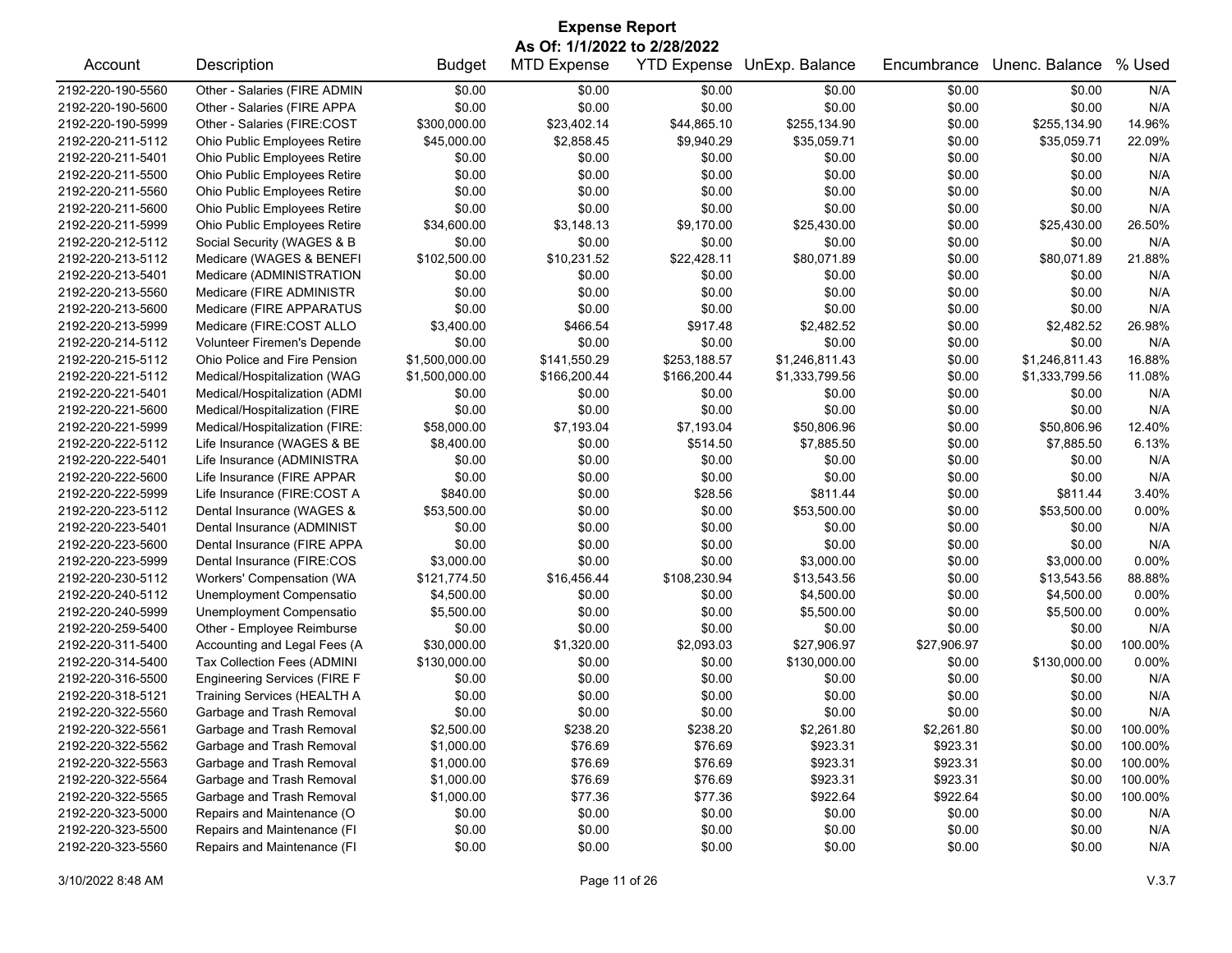# Expense Report

**As Of: 1/1/2022 to 2/28/2022**

| Account | Description | Budget | MTD Expense | YTD Expense | UnExp. Balance | Encumbrance | Unenc. Balance | % Used |
|---|---|---|---|---|---|---|---|---|
| 2192-220-190-5560 | Other - Salaries (FIRE ADMIN | $0.00 | $0.00 | $0.00 | $0.00 | $0.00 | $0.00 | N/A |
| 2192-220-190-5600 | Other - Salaries (FIRE APPA | $0.00 | $0.00 | $0.00 | $0.00 | $0.00 | $0.00 | N/A |
| 2192-220-190-5999 | Other - Salaries (FIRE:COST | $300,000.00 | $23,402.14 | $44,865.10 | $255,134.90 | $0.00 | $255,134.90 | 14.96% |
| 2192-220-211-5112 | Ohio Public Employees Retire | $45,000.00 | $2,858.45 | $9,940.29 | $35,059.71 | $0.00 | $35,059.71 | 22.09% |
| 2192-220-211-5401 | Ohio Public Employees Retire | $0.00 | $0.00 | $0.00 | $0.00 | $0.00 | $0.00 | N/A |
| 2192-220-211-5500 | Ohio Public Employees Retire | $0.00 | $0.00 | $0.00 | $0.00 | $0.00 | $0.00 | N/A |
| 2192-220-211-5560 | Ohio Public Employees Retire | $0.00 | $0.00 | $0.00 | $0.00 | $0.00 | $0.00 | N/A |
| 2192-220-211-5600 | Ohio Public Employees Retire | $0.00 | $0.00 | $0.00 | $0.00 | $0.00 | $0.00 | N/A |
| 2192-220-211-5999 | Ohio Public Employees Retire | $34,600.00 | $3,148.13 | $9,170.00 | $25,430.00 | $0.00 | $25,430.00 | 26.50% |
| 2192-220-212-5112 | Social Security (WAGES & B | $0.00 | $0.00 | $0.00 | $0.00 | $0.00 | $0.00 | N/A |
| 2192-220-213-5112 | Medicare (WAGES & BENEFI | $102,500.00 | $10,231.52 | $22,428.11 | $80,071.89 | $0.00 | $80,071.89 | 21.88% |
| 2192-220-213-5401 | Medicare (ADMINISTRATION | $0.00 | $0.00 | $0.00 | $0.00 | $0.00 | $0.00 | N/A |
| 2192-220-213-5560 | Medicare (FIRE ADMINISTR | $0.00 | $0.00 | $0.00 | $0.00 | $0.00 | $0.00 | N/A |
| 2192-220-213-5600 | Medicare (FIRE APPARATUS | $0.00 | $0.00 | $0.00 | $0.00 | $0.00 | $0.00 | N/A |
| 2192-220-213-5999 | Medicare (FIRE:COST ALLO | $3,400.00 | $466.54 | $917.48 | $2,482.52 | $0.00 | $2,482.52 | 26.98% |
| 2192-220-214-5112 | Volunteer Firemen's Depende | $0.00 | $0.00 | $0.00 | $0.00 | $0.00 | $0.00 | N/A |
| 2192-220-215-5112 | Ohio Police and Fire Pension | $1,500,000.00 | $141,550.29 | $253,188.57 | $1,246,811.43 | $0.00 | $1,246,811.43 | 16.88% |
| 2192-220-221-5112 | Medical/Hospitalization (WAG | $1,500,000.00 | $166,200.44 | $166,200.44 | $1,333,799.56 | $0.00 | $1,333,799.56 | 11.08% |
| 2192-220-221-5401 | Medical/Hospitalization (ADMI | $0.00 | $0.00 | $0.00 | $0.00 | $0.00 | $0.00 | N/A |
| 2192-220-221-5600 | Medical/Hospitalization (FIRE | $0.00 | $0.00 | $0.00 | $0.00 | $0.00 | $0.00 | N/A |
| 2192-220-221-5999 | Medical/Hospitalization (FIRE: | $58,000.00 | $7,193.04 | $7,193.04 | $50,806.96 | $0.00 | $50,806.96 | 12.40% |
| 2192-220-222-5112 | Life Insurance (WAGES & BE | $8,400.00 | $0.00 | $514.50 | $7,885.50 | $0.00 | $7,885.50 | 6.13% |
| 2192-220-222-5401 | Life Insurance (ADMINISTRA | $0.00 | $0.00 | $0.00 | $0.00 | $0.00 | $0.00 | N/A |
| 2192-220-222-5600 | Life Insurance (FIRE APPAR | $0.00 | $0.00 | $0.00 | $0.00 | $0.00 | $0.00 | N/A |
| 2192-220-222-5999 | Life Insurance (FIRE:COST A | $840.00 | $0.00 | $28.56 | $811.44 | $0.00 | $811.44 | 3.40% |
| 2192-220-223-5112 | Dental Insurance (WAGES & | $53,500.00 | $0.00 | $0.00 | $53,500.00 | $0.00 | $53,500.00 | 0.00% |
| 2192-220-223-5401 | Dental Insurance (ADMINIST | $0.00 | $0.00 | $0.00 | $0.00 | $0.00 | $0.00 | N/A |
| 2192-220-223-5600 | Dental Insurance (FIRE APPA | $0.00 | $0.00 | $0.00 | $0.00 | $0.00 | $0.00 | N/A |
| 2192-220-223-5999 | Dental Insurance (FIRE:COS | $3,000.00 | $0.00 | $0.00 | $3,000.00 | $0.00 | $3,000.00 | 0.00% |
| 2192-220-230-5112 | Workers' Compensation (WA | $121,774.50 | $16,456.44 | $108,230.94 | $13,543.56 | $0.00 | $13,543.56 | 88.88% |
| 2192-220-240-5112 | Unemployment Compensatio | $4,500.00 | $0.00 | $0.00 | $4,500.00 | $0.00 | $4,500.00 | 0.00% |
| 2192-220-240-5999 | Unemployment Compensatio | $5,500.00 | $0.00 | $0.00 | $5,500.00 | $0.00 | $5,500.00 | 0.00% |
| 2192-220-259-5400 | Other - Employee Reimburse | $0.00 | $0.00 | $0.00 | $0.00 | $0.00 | $0.00 | N/A |
| 2192-220-311-5400 | Accounting and Legal Fees (A | $30,000.00 | $1,320.00 | $2,093.03 | $27,906.97 | $27,906.97 | $0.00 | 100.00% |
| 2192-220-314-5400 | Tax Collection Fees (ADMINI | $130,000.00 | $0.00 | $0.00 | $130,000.00 | $0.00 | $130,000.00 | 0.00% |
| 2192-220-316-5500 | Engineering Services (FIRE F | $0.00 | $0.00 | $0.00 | $0.00 | $0.00 | $0.00 | N/A |
| 2192-220-318-5121 | Training Services (HEALTH A | $0.00 | $0.00 | $0.00 | $0.00 | $0.00 | $0.00 | N/A |
| 2192-220-322-5560 | Garbage and Trash Removal | $0.00 | $0.00 | $0.00 | $0.00 | $0.00 | $0.00 | N/A |
| 2192-220-322-5561 | Garbage and Trash Removal | $2,500.00 | $238.20 | $238.20 | $2,261.80 | $2,261.80 | $0.00 | 100.00% |
| 2192-220-322-5562 | Garbage and Trash Removal | $1,000.00 | $76.69 | $76.69 | $923.31 | $923.31 | $0.00 | 100.00% |
| 2192-220-322-5563 | Garbage and Trash Removal | $1,000.00 | $76.69 | $76.69 | $923.31 | $923.31 | $0.00 | 100.00% |
| 2192-220-322-5564 | Garbage and Trash Removal | $1,000.00 | $76.69 | $76.69 | $923.31 | $923.31 | $0.00 | 100.00% |
| 2192-220-322-5565 | Garbage and Trash Removal | $1,000.00 | $77.36 | $77.36 | $922.64 | $922.64 | $0.00 | 100.00% |
| 2192-220-323-5000 | Repairs and Maintenance (O | $0.00 | $0.00 | $0.00 | $0.00 | $0.00 | $0.00 | N/A |
| 2192-220-323-5500 | Repairs and Maintenance (FI | $0.00 | $0.00 | $0.00 | $0.00 | $0.00 | $0.00 | N/A |
| 2192-220-323-5560 | Repairs and Maintenance (FI | $0.00 | $0.00 | $0.00 | $0.00 | $0.00 | $0.00 | N/A |

3/10/2022 8:48 AM V.3.7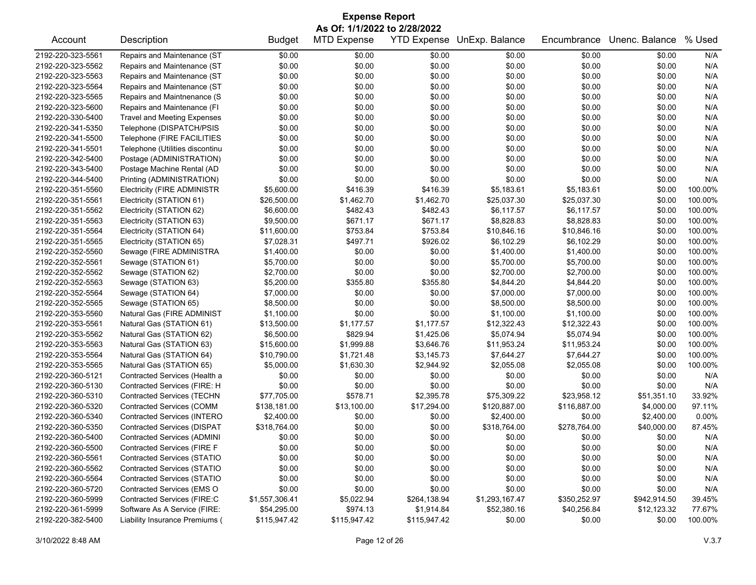# Expense Report

**As Of: 1/1/2022 to 2/28/2022**

| Account | Description | Budget | MTD Expense | YTD Expense | UnExp. Balance | Encumbrance | Unenc. Balance | % Used |
|---|---|---|---|---|---|---|---|---|
| 2192-220-323-5561 | Repairs and Maintenance (ST | $0.00 | $0.00 | $0.00 | $0.00 | $0.00 | $0.00 | N/A |
| 2192-220-323-5562 | Repairs and Maintenance (ST | $0.00 | $0.00 | $0.00 | $0.00 | $0.00 | $0.00 | N/A |
| 2192-220-323-5563 | Repairs and Maintenance (ST | $0.00 | $0.00 | $0.00 | $0.00 | $0.00 | $0.00 | N/A |
| 2192-220-323-5564 | Repairs and Maintenance (ST | $0.00 | $0.00 | $0.00 | $0.00 | $0.00 | $0.00 | N/A |
| 2192-220-323-5565 | Repairs and Maintnenance (S | $0.00 | $0.00 | $0.00 | $0.00 | $0.00 | $0.00 | N/A |
| 2192-220-323-5600 | Repairs and Maintenance (FI | $0.00 | $0.00 | $0.00 | $0.00 | $0.00 | $0.00 | N/A |
| 2192-220-330-5400 | Travel and Meeting Expenses | $0.00 | $0.00 | $0.00 | $0.00 | $0.00 | $0.00 | N/A |
| 2192-220-341-5350 | Telephone (DISPATCH/PSIS | $0.00 | $0.00 | $0.00 | $0.00 | $0.00 | $0.00 | N/A |
| 2192-220-341-5500 | Telephone (FIRE FACILITIES | $0.00 | $0.00 | $0.00 | $0.00 | $0.00 | $0.00 | N/A |
| 2192-220-341-5501 | Telephone (Utilities discontinu | $0.00 | $0.00 | $0.00 | $0.00 | $0.00 | $0.00 | N/A |
| 2192-220-342-5400 | Postage (ADMINISTRATION) | $0.00 | $0.00 | $0.00 | $0.00 | $0.00 | $0.00 | N/A |
| 2192-220-343-5400 | Postage Machine Rental (AD | $0.00 | $0.00 | $0.00 | $0.00 | $0.00 | $0.00 | N/A |
| 2192-220-344-5400 | Printing (ADMINISTRATION) | $0.00 | $0.00 | $0.00 | $0.00 | $0.00 | $0.00 | N/A |
| 2192-220-351-5560 | Electricity (FIRE ADMINISTR | $5,600.00 | $416.39 | $416.39 | $5,183.61 | $5,183.61 | $0.00 | 100.00% |
| 2192-220-351-5561 | Electricity (STATION 61) | $26,500.00 | $1,462.70 | $1,462.70 | $25,037.30 | $25,037.30 | $0.00 | 100.00% |
| 2192-220-351-5562 | Electricity (STATION 62) | $6,600.00 | $482.43 | $482.43 | $6,117.57 | $6,117.57 | $0.00 | 100.00% |
| 2192-220-351-5563 | Electricity (STATION 63) | $9,500.00 | $671.17 | $671.17 | $8,828.83 | $8,828.83 | $0.00 | 100.00% |
| 2192-220-351-5564 | Electricity (STATION 64) | $11,600.00 | $753.84 | $753.84 | $10,846.16 | $10,846.16 | $0.00 | 100.00% |
| 2192-220-351-5565 | Electricity (STATION 65) | $7,028.31 | $497.71 | $926.02 | $6,102.29 | $6,102.29 | $0.00 | 100.00% |
| 2192-220-352-5560 | Sewage (FIRE ADMINISTRA | $1,400.00 | $0.00 | $0.00 | $1,400.00 | $1,400.00 | $0.00 | 100.00% |
| 2192-220-352-5561 | Sewage (STATION 61) | $5,700.00 | $0.00 | $0.00 | $5,700.00 | $5,700.00 | $0.00 | 100.00% |
| 2192-220-352-5562 | Sewage (STATION 62) | $2,700.00 | $0.00 | $0.00 | $2,700.00 | $2,700.00 | $0.00 | 100.00% |
| 2192-220-352-5563 | Sewage (STATION 63) | $5,200.00 | $355.80 | $355.80 | $4,844.20 | $4,844.20 | $0.00 | 100.00% |
| 2192-220-352-5564 | Sewage (STATION 64) | $7,000.00 | $0.00 | $0.00 | $7,000.00 | $7,000.00 | $0.00 | 100.00% |
| 2192-220-352-5565 | Sewage (STATION 65) | $8,500.00 | $0.00 | $0.00 | $8,500.00 | $8,500.00 | $0.00 | 100.00% |
| 2192-220-353-5560 | Natural Gas (FIRE ADMINIST | $1,100.00 | $0.00 | $0.00 | $1,100.00 | $1,100.00 | $0.00 | 100.00% |
| 2192-220-353-5561 | Natural Gas (STATION 61) | $13,500.00 | $1,177.57 | $1,177.57 | $12,322.43 | $12,322.43 | $0.00 | 100.00% |
| 2192-220-353-5562 | Natural Gas (STATION 62) | $6,500.00 | $829.94 | $1,425.06 | $5,074.94 | $5,074.94 | $0.00 | 100.00% |
| 2192-220-353-5563 | Natural Gas (STATION 63) | $15,600.00 | $1,999.88 | $3,646.76 | $11,953.24 | $11,953.24 | $0.00 | 100.00% |
| 2192-220-353-5564 | Natural Gas (STATION 64) | $10,790.00 | $1,721.48 | $3,145.73 | $7,644.27 | $7,644.27 | $0.00 | 100.00% |
| 2192-220-353-5565 | Natural Gas (STATION 65) | $5,000.00 | $1,630.30 | $2,944.92 | $2,055.08 | $2,055.08 | $0.00 | 100.00% |
| 2192-220-360-5121 | Contracted Services (Health a | $0.00 | $0.00 | $0.00 | $0.00 | $0.00 | $0.00 | N/A |
| 2192-220-360-5130 | Contracted Services (FIRE: H | $0.00 | $0.00 | $0.00 | $0.00 | $0.00 | $0.00 | N/A |
| 2192-220-360-5310 | Contracted Services (TECHN | $77,705.00 | $578.71 | $2,395.78 | $75,309.22 | $23,958.12 | $51,351.10 | 33.92% |
| 2192-220-360-5320 | Contracted Services (COMM | $138,181.00 | $13,100.00 | $17,294.00 | $120,887.00 | $116,887.00 | $4,000.00 | 97.11% |
| 2192-220-360-5340 | Contracted Services (INTERO | $2,400.00 | $0.00 | $0.00 | $2,400.00 | $0.00 | $2,400.00 | 0.00% |
| 2192-220-360-5350 | Contracted Services (DISPAT | $318,764.00 | $0.00 | $0.00 | $318,764.00 | $278,764.00 | $40,000.00 | 87.45% |
| 2192-220-360-5400 | Contracted Services (ADMINI | $0.00 | $0.00 | $0.00 | $0.00 | $0.00 | $0.00 | N/A |
| 2192-220-360-5500 | Contracted Services (FIRE F | $0.00 | $0.00 | $0.00 | $0.00 | $0.00 | $0.00 | N/A |
| 2192-220-360-5561 | Contracted Services (STATIO | $0.00 | $0.00 | $0.00 | $0.00 | $0.00 | $0.00 | N/A |
| 2192-220-360-5562 | Contracted Services (STATIO | $0.00 | $0.00 | $0.00 | $0.00 | $0.00 | $0.00 | N/A |
| 2192-220-360-5564 | Contracted Services (STATIO | $0.00 | $0.00 | $0.00 | $0.00 | $0.00 | $0.00 | N/A |
| 2192-220-360-5720 | Contracted Services (EMS O | $0.00 | $0.00 | $0.00 | $0.00 | $0.00 | $0.00 | N/A |
| 2192-220-360-5999 | Contracted Services (FIRE:C | $1,557,306.41 | $5,022.94 | $264,138.94 | $1,293,167.47 | $350,252.97 | $942,914.50 | 39.45% |
| 2192-220-361-5999 | Software As A Service (FIRE: | $54,295.00 | $974.13 | $1,914.84 | $52,380.16 | $40,256.84 | $12,123.32 | 77.67% |
| 2192-220-382-5400 | Liability Insurance Premiums ( | $115,947.42 | $115,947.42 | $115,947.42 | $0.00 | $0.00 | $0.00 | 100.00% |

3/10/2022 8:48 AM V.3.7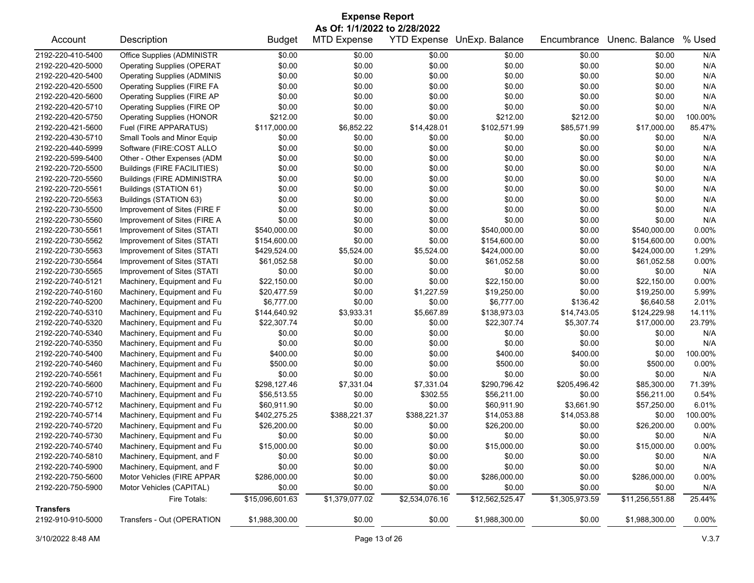# Expense Report

**As Of: 1/1/2022 to 2/28/2022**

| Account | Description | Budget | MTD Expense | YTD Expense | UnExp. Balance | Encumbrance | Unenc. Balance | % Used |
|---|---|---|---|---|---|---|---|---|
| 2192-220-410-5400 | Office Supplies (ADMINISTR | $0.00 | $0.00 | $0.00 | $0.00 | $0.00 | $0.00 | N/A |
| 2192-220-420-5000 | Operating Supplies (OPERAT | $0.00 | $0.00 | $0.00 | $0.00 | $0.00 | $0.00 | N/A |
| 2192-220-420-5400 | Operating Supplies (ADMINIS | $0.00 | $0.00 | $0.00 | $0.00 | $0.00 | $0.00 | N/A |
| 2192-220-420-5500 | Operating Supplies (FIRE FA | $0.00 | $0.00 | $0.00 | $0.00 | $0.00 | $0.00 | N/A |
| 2192-220-420-5600 | Operating Supplies (FIRE AP | $0.00 | $0.00 | $0.00 | $0.00 | $0.00 | $0.00 | N/A |
| 2192-220-420-5710 | Operating Supplies (FIRE OP | $0.00 | $0.00 | $0.00 | $0.00 | $0.00 | $0.00 | N/A |
| 2192-220-420-5750 | Operating Supplies (HONOR | $212.00 | $0.00 | $0.00 | $212.00 | $212.00 | $0.00 | 100.00% |
| 2192-220-421-5600 | Fuel (FIRE APPARATUS) | $117,000.00 | $6,852.22 | $14,428.01 | $102,571.99 | $85,571.99 | $17,000.00 | 85.47% |
| 2192-220-430-5710 | Small Tools and Minor Equip | $0.00 | $0.00 | $0.00 | $0.00 | $0.00 | $0.00 | N/A |
| 2192-220-440-5999 | Software (FIRE:COST ALLO | $0.00 | $0.00 | $0.00 | $0.00 | $0.00 | $0.00 | N/A |
| 2192-220-599-5400 | Other - Other Expenses (ADM | $0.00 | $0.00 | $0.00 | $0.00 | $0.00 | $0.00 | N/A |
| 2192-220-720-5500 | Buildings (FIRE FACILITIES) | $0.00 | $0.00 | $0.00 | $0.00 | $0.00 | $0.00 | N/A |
| 2192-220-720-5560 | Buildings (FIRE ADMINISTRA | $0.00 | $0.00 | $0.00 | $0.00 | $0.00 | $0.00 | N/A |
| 2192-220-720-5561 | Buildings (STATION 61) | $0.00 | $0.00 | $0.00 | $0.00 | $0.00 | $0.00 | N/A |
| 2192-220-720-5563 | Buildings (STATION 63) | $0.00 | $0.00 | $0.00 | $0.00 | $0.00 | $0.00 | N/A |
| 2192-220-730-5500 | Improvement of Sites (FIRE F | $0.00 | $0.00 | $0.00 | $0.00 | $0.00 | $0.00 | N/A |
| 2192-220-730-5560 | Improvement of Sites (FIRE A | $0.00 | $0.00 | $0.00 | $0.00 | $0.00 | $0.00 | N/A |
| 2192-220-730-5561 | Improvement of Sites (STATI | $540,000.00 | $0.00 | $0.00 | $540,000.00 | $0.00 | $540,000.00 | 0.00% |
| 2192-220-730-5562 | Improvement of Sites (STATI | $154,600.00 | $0.00 | $0.00 | $154,600.00 | $0.00 | $154,600.00 | 0.00% |
| 2192-220-730-5563 | Improvement of Sites (STATI | $429,524.00 | $5,524.00 | $5,524.00 | $424,000.00 | $0.00 | $424,000.00 | 1.29% |
| 2192-220-730-5564 | Improvement of Sites (STATI | $61,052.58 | $0.00 | $0.00 | $61,052.58 | $0.00 | $61,052.58 | 0.00% |
| 2192-220-730-5565 | Improvement of Sites (STATI | $0.00 | $0.00 | $0.00 | $0.00 | $0.00 | $0.00 | N/A |
| 2192-220-740-5121 | Machinery, Equipment and Fu | $22,150.00 | $0.00 | $0.00 | $22,150.00 | $0.00 | $22,150.00 | 0.00% |
| 2192-220-740-5160 | Machinery, Equipment and Fu | $20,477.59 | $0.00 | $1,227.59 | $19,250.00 | $0.00 | $19,250.00 | 5.99% |
| 2192-220-740-5200 | Machinery, Equipment and Fu | $6,777.00 | $0.00 | $0.00 | $6,777.00 | $136.42 | $6,640.58 | 2.01% |
| 2192-220-740-5310 | Machinery, Equipment and Fu | $144,640.92 | $3,933.31 | $5,667.89 | $138,973.03 | $14,743.05 | $124,229.98 | 14.11% |
| 2192-220-740-5320 | Machinery, Equipment and Fu | $22,307.74 | $0.00 | $0.00 | $22,307.74 | $5,307.74 | $17,000.00 | 23.79% |
| 2192-220-740-5340 | Machinery, Equipment and Fu | $0.00 | $0.00 | $0.00 | $0.00 | $0.00 | $0.00 | N/A |
| 2192-220-740-5350 | Machinery, Equipment and Fu | $0.00 | $0.00 | $0.00 | $0.00 | $0.00 | $0.00 | N/A |
| 2192-220-740-5400 | Machinery, Equipment and Fu | $400.00 | $0.00 | $0.00 | $400.00 | $400.00 | $0.00 | 100.00% |
| 2192-220-740-5460 | Machinery, Equipment and Fu | $500.00 | $0.00 | $0.00 | $500.00 | $0.00 | $500.00 | 0.00% |
| 2192-220-740-5561 | Machinery, Equipment and Fu | $0.00 | $0.00 | $0.00 | $0.00 | $0.00 | $0.00 | N/A |
| 2192-220-740-5600 | Machinery, Equipment and Fu | $298,127.46 | $7,331.04 | $7,331.04 | $290,796.42 | $205,496.42 | $85,300.00 | 71.39% |
| 2192-220-740-5710 | Machinery, Equipment and Fu | $56,513.55 | $0.00 | $302.55 | $56,211.00 | $0.00 | $56,211.00 | 0.54% |
| 2192-220-740-5712 | Machinery, Equipment and Fu | $60,911.90 | $0.00 | $0.00 | $60,911.90 | $3,661.90 | $57,250.00 | 6.01% |
| 2192-220-740-5714 | Machinery, Equipment and Fu | $402,275.25 | $388,221.37 | $388,221.37 | $14,053.88 | $14,053.88 | $0.00 | 100.00% |
| 2192-220-740-5720 | Machinery, Equipment and Fu | $26,200.00 | $0.00 | $0.00 | $26,200.00 | $0.00 | $26,200.00 | 0.00% |
| 2192-220-740-5730 | Machinery, Equipment and Fu | $0.00 | $0.00 | $0.00 | $0.00 | $0.00 | $0.00 | N/A |
| 2192-220-740-5740 | Machinery, Equipment and Fu | $15,000.00 | $0.00 | $0.00 | $15,000.00 | $0.00 | $15,000.00 | 0.00% |
| 2192-220-740-5810 | Machinery, Equipment, and F | $0.00 | $0.00 | $0.00 | $0.00 | $0.00 | $0.00 | N/A |
| 2192-220-740-5900 | Machinery, Equipment, and F | $0.00 | $0.00 | $0.00 | $0.00 | $0.00 | $0.00 | N/A |
| 2192-220-750-5600 | Motor Vehicles (FIRE APPAR | $286,000.00 | $0.00 | $0.00 | $286,000.00 | $0.00 | $286,000.00 | 0.00% |
| 2192-220-750-5900 | Motor Vehicles (CAPITAL) | $0.00 | $0.00 | $0.00 | $0.00 | $0.00 | $0.00 | N/A |
| | Fire Totals: | $15,096,601.63 | $1,379,077.02 | $2,534,076.16 | $12,562,525.47 | $1,305,973.59 | $11,256,551.88 | 25.44% |
| **Transfers** | | | | | | | | |
| 2192-910-910-5000 | Transfers - Out (OPERATION | $1,988,300.00 | $0.00 | $0.00 | $1,988,300.00 | $0.00 | $1,988,300.00 | 0.00% |

3/10/2022 8:48 AM V.3.7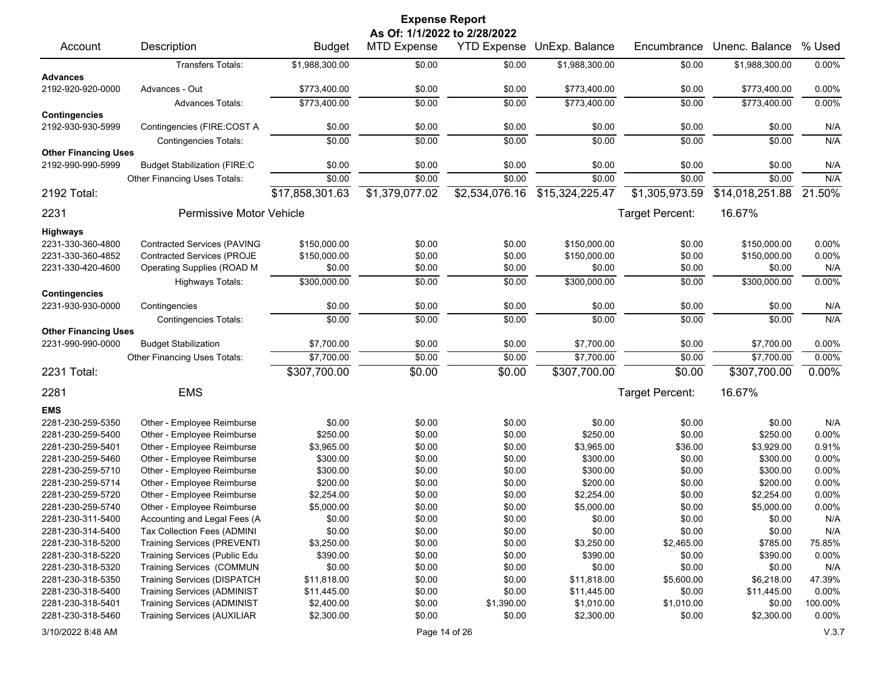# Expense Report

**As Of: 1/1/2022 to 2/28/2022**

| Account | Description | Budget | MTD Expense | YTD Expense | UnExp. Balance | Encumbrance | Unenc. Balance | % Used |
|---|---|---|---|---|---|---|---|---|
| | Transfers Totals: | $1,988,300.00 | $0.00 | $0.00 | $1,988,300.00 | $0.00 | $1,988,300.00 | 0.00% |
| **Advances** | | | | | | | | |
| 2192-920-920-0000 | Advances - Out | $773,400.00 | $0.00 | $0.00 | $773,400.00 | $0.00 | $773,400.00 | 0.00% |
| | Advances Totals: | $773,400.00 | $0.00 | $0.00 | $773,400.00 | $0.00 | $773,400.00 | 0.00% |
| **Contingencies** | | | | | | | | |
| 2192-930-930-5999 | Contingencies (FIRE:COST A | $0.00 | $0.00 | $0.00 | $0.00 | $0.00 | $0.00 | N/A |
| | Contingencies Totals: | $0.00 | $0.00 | $0.00 | $0.00 | $0.00 | $0.00 | N/A |
| **Other Financing Uses** | | | | | | | | |
| 2192-990-990-5999 | Budget Stabilization (FIRE:C | $0.00 | $0.00 | $0.00 | $0.00 | $0.00 | $0.00 | N/A |
| | Other Financing Uses Totals: | $0.00 | $0.00 | $0.00 | $0.00 | $0.00 | $0.00 | N/A |
| **2192 Total:** | | $17,858,301.63 | $1,379,077.02 | $2,534,076.16 | $15,324,225.47 | $1,305,973.59 | $14,018,251.88 | 21.50% |
| **2231** | **Permissive Motor Vehicle** | | | | | Target Percent: | 16.67% | |
| **Highways** | | | | | | | | |
| 2231-330-360-4800 | Contracted Services (PAVING | $150,000.00 | $0.00 | $0.00 | $150,000.00 | $0.00 | $150,000.00 | 0.00% |
| 2231-330-360-4852 | Contracted Services (PROJE | $150,000.00 | $0.00 | $0.00 | $150,000.00 | $0.00 | $150,000.00 | 0.00% |
| 2231-330-420-4600 | Operating Supplies (ROAD M | $0.00 | $0.00 | $0.00 | $0.00 | $0.00 | $0.00 | N/A |
| | Highways Totals: | $300,000.00 | $0.00 | $0.00 | $300,000.00 | $0.00 | $300,000.00 | 0.00% |
| **Contingencies** | | | | | | | | |
| 2231-930-930-0000 | Contingencies | $0.00 | $0.00 | $0.00 | $0.00 | $0.00 | $0.00 | N/A |
| | Contingencies Totals: | $0.00 | $0.00 | $0.00 | $0.00 | $0.00 | $0.00 | N/A |
| **Other Financing Uses** | | | | | | | | |
| 2231-990-990-0000 | Budget Stabilization | $7,700.00 | $0.00 | $0.00 | $7,700.00 | $0.00 | $7,700.00 | 0.00% |
| | Other Financing Uses Totals: | $7,700.00 | $0.00 | $0.00 | $7,700.00 | $0.00 | $7,700.00 | 0.00% |
| **2231 Total:** | | $307,700.00 | $0.00 | $0.00 | $307,700.00 | $0.00 | $307,700.00 | 0.00% |
| **2281** | **EMS** | | | | | Target Percent: | 16.67% | |
| **EMS** | | | | | | | | |
| 2281-230-259-5350 | Other - Employee Reimburse | $0.00 | $0.00 | $0.00 | $0.00 | $0.00 | $0.00 | N/A |
| 2281-230-259-5400 | Other - Employee Reimburse | $250.00 | $0.00 | $0.00 | $250.00 | $0.00 | $250.00 | 0.00% |
| 2281-230-259-5401 | Other - Employee Reimburse | $3,965.00 | $0.00 | $0.00 | $3,965.00 | $36.00 | $3,929.00 | 0.91% |
| 2281-230-259-5460 | Other - Employee Reimburse | $300.00 | $0.00 | $0.00 | $300.00 | $0.00 | $300.00 | 0.00% |
| 2281-230-259-5710 | Other - Employee Reimburse | $300.00 | $0.00 | $0.00 | $300.00 | $0.00 | $300.00 | 0.00% |
| 2281-230-259-5714 | Other - Employee Reimburse | $200.00 | $0.00 | $0.00 | $200.00 | $0.00 | $200.00 | 0.00% |
| 2281-230-259-5720 | Other - Employee Reimburse | $2,254.00 | $0.00 | $0.00 | $2,254.00 | $0.00 | $2,254.00 | 0.00% |
| 2281-230-259-5740 | Other - Employee Reimburse | $5,000.00 | $0.00 | $0.00 | $5,000.00 | $0.00 | $5,000.00 | 0.00% |
| 2281-230-311-5400 | Accounting and Legal Fees (A | $0.00 | $0.00 | $0.00 | $0.00 | $0.00 | $0.00 | N/A |
| 2281-230-314-5400 | Tax Collection Fees (ADMINI | $0.00 | $0.00 | $0.00 | $0.00 | $0.00 | $0.00 | N/A |
| 2281-230-318-5200 | Training Services (PREVENTI | $3,250.00 | $0.00 | $0.00 | $3,250.00 | $2,465.00 | $785.00 | 75.85% |
| 2281-230-318-5220 | Training Services (Public Edu | $390.00 | $0.00 | $0.00 | $390.00 | $0.00 | $390.00 | 0.00% |
| 2281-230-318-5320 | Training Services (COMMUN | $0.00 | $0.00 | $0.00 | $0.00 | $0.00 | $0.00 | N/A |
| 2281-230-318-5350 | Training Services (DISPATCH | $11,818.00 | $0.00 | $0.00 | $11,818.00 | $5,600.00 | $6,218.00 | 47.39% |
| 2281-230-318-5400 | Training Services (ADMINIST | $11,445.00 | $0.00 | $0.00 | $11,445.00 | $0.00 | $11,445.00 | 0.00% |
| 2281-230-318-5401 | Training Services (ADMINIST | $2,400.00 | $0.00 | $1,390.00 | $1,010.00 | $1,010.00 | $0.00 | 100.00% |
| 2281-230-318-5460 | Training Services (AUXILIAR | $2,300.00 | $0.00 | $0.00 | $2,300.00 | $0.00 | $2,300.00 | 0.00% |

3/10/2022 8:48 AM  V.3.7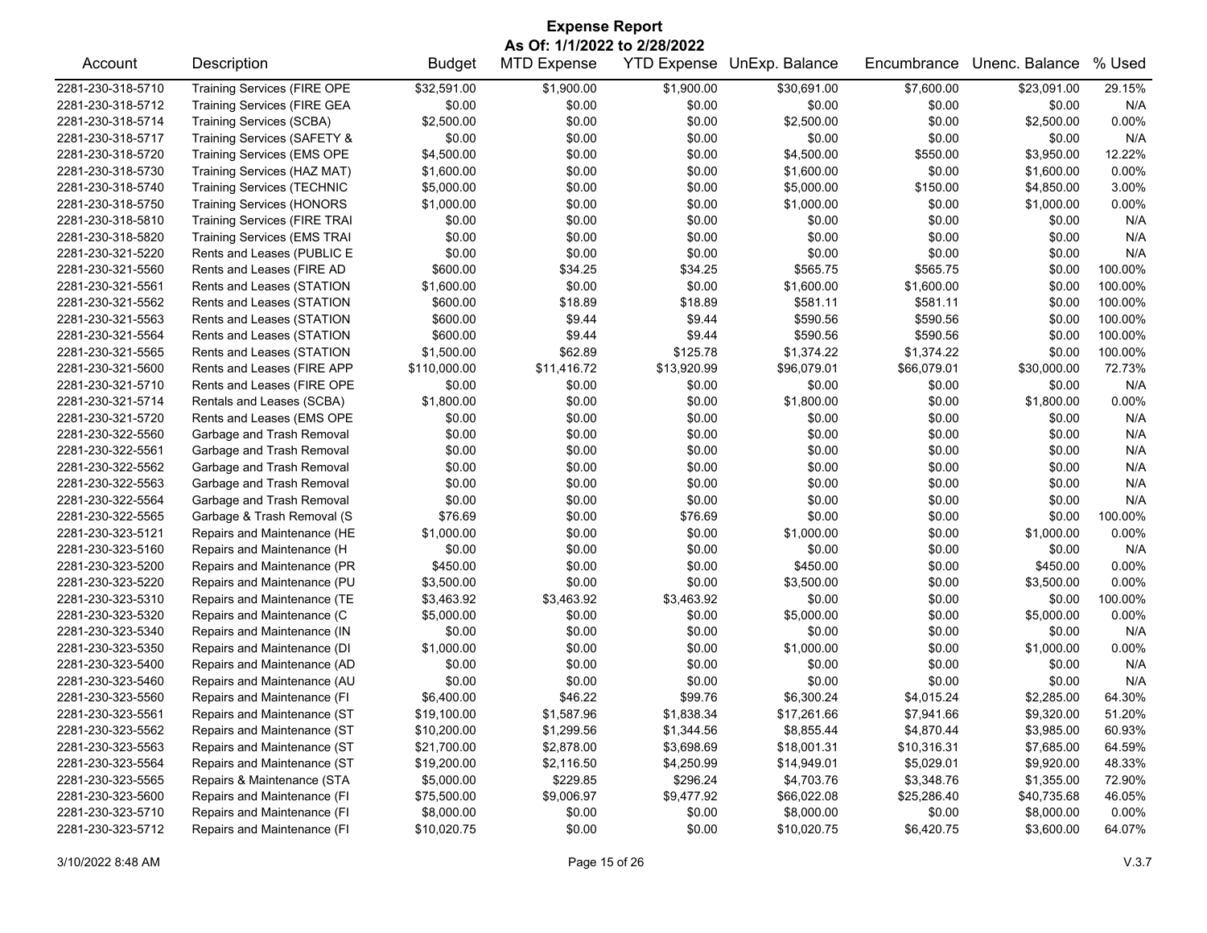# Expense Report

**As Of: 1/1/2022 to 2/28/2022**

| Account | Description | Budget | MTD Expense | YTD Expense | UnExp. Balance | Encumbrance | Unenc. Balance | % Used |
|---|---|---|---|---|---|---|---|---|
| 2281-230-318-5710 | Training Services (FIRE OPE | $32,591.00 | $1,900.00 | $1,900.00 | $30,691.00 | $7,600.00 | $23,091.00 | 29.15% |
| 2281-230-318-5712 | Training Services (FIRE GEA | $0.00 | $0.00 | $0.00 | $0.00 | $0.00 | $0.00 | N/A |
| 2281-230-318-5714 | Training Services (SCBA) | $2,500.00 | $0.00 | $0.00 | $2,500.00 | $0.00 | $2,500.00 | 0.00% |
| 2281-230-318-5717 | Training Services (SAFETY & | $0.00 | $0.00 | $0.00 | $0.00 | $0.00 | $0.00 | N/A |
| 2281-230-318-5720 | Training Services (EMS OPE | $4,500.00 | $0.00 | $0.00 | $4,500.00 | $550.00 | $3,950.00 | 12.22% |
| 2281-230-318-5730 | Training Services (HAZ MAT) | $1,600.00 | $0.00 | $0.00 | $1,600.00 | $0.00 | $1,600.00 | 0.00% |
| 2281-230-318-5740 | Training Services (TECHNIC | $5,000.00 | $0.00 | $0.00 | $5,000.00 | $150.00 | $4,850.00 | 3.00% |
| 2281-230-318-5750 | Training Services (HONORS | $1,000.00 | $0.00 | $0.00 | $1,000.00 | $0.00 | $1,000.00 | 0.00% |
| 2281-230-318-5810 | Training Services (FIRE TRAI | $0.00 | $0.00 | $0.00 | $0.00 | $0.00 | $0.00 | N/A |
| 2281-230-318-5820 | Training Services (EMS TRAI | $0.00 | $0.00 | $0.00 | $0.00 | $0.00 | $0.00 | N/A |
| 2281-230-321-5220 | Rents and Leases (PUBLIC E | $0.00 | $0.00 | $0.00 | $0.00 | $0.00 | $0.00 | N/A |
| 2281-230-321-5560 | Rents and Leases (FIRE AD | $600.00 | $34.25 | $34.25 | $565.75 | $565.75 | $0.00 | 100.00% |
| 2281-230-321-5561 | Rents and Leases (STATION | $1,600.00 | $0.00 | $0.00 | $1,600.00 | $1,600.00 | $0.00 | 100.00% |
| 2281-230-321-5562 | Rents and Leases (STATION | $600.00 | $18.89 | $18.89 | $581.11 | $581.11 | $0.00 | 100.00% |
| 2281-230-321-5563 | Rents and Leases (STATION | $600.00 | $9.44 | $9.44 | $590.56 | $590.56 | $0.00 | 100.00% |
| 2281-230-321-5564 | Rents and Leases (STATION | $600.00 | $9.44 | $9.44 | $590.56 | $590.56 | $0.00 | 100.00% |
| 2281-230-321-5565 | Rents and Leases (STATION | $1,500.00 | $62.89 | $125.78 | $1,374.22 | $1,374.22 | $0.00 | 100.00% |
| 2281-230-321-5600 | Rents and Leases (FIRE APP | $110,000.00 | $11,416.72 | $13,920.99 | $96,079.01 | $66,079.01 | $30,000.00 | 72.73% |
| 2281-230-321-5710 | Rents and Leases (FIRE OPE | $0.00 | $0.00 | $0.00 | $0.00 | $0.00 | $0.00 | N/A |
| 2281-230-321-5714 | Rentals and Leases (SCBA) | $1,800.00 | $0.00 | $0.00 | $1,800.00 | $0.00 | $1,800.00 | 0.00% |
| 2281-230-321-5720 | Rents and Leases (EMS OPE | $0.00 | $0.00 | $0.00 | $0.00 | $0.00 | $0.00 | N/A |
| 2281-230-322-5560 | Garbage and Trash Removal | $0.00 | $0.00 | $0.00 | $0.00 | $0.00 | $0.00 | N/A |
| 2281-230-322-5561 | Garbage and Trash Removal | $0.00 | $0.00 | $0.00 | $0.00 | $0.00 | $0.00 | N/A |
| 2281-230-322-5562 | Garbage and Trash Removal | $0.00 | $0.00 | $0.00 | $0.00 | $0.00 | $0.00 | N/A |
| 2281-230-322-5563 | Garbage and Trash Removal | $0.00 | $0.00 | $0.00 | $0.00 | $0.00 | $0.00 | N/A |
| 2281-230-322-5564 | Garbage and Trash Removal | $0.00 | $0.00 | $0.00 | $0.00 | $0.00 | $0.00 | N/A |
| 2281-230-322-5565 | Garbage & Trash Removal (S | $76.69 | $0.00 | $76.69 | $0.00 | $0.00 | $0.00 | 100.00% |
| 2281-230-323-5121 | Repairs and Maintenance (HE | $1,000.00 | $0.00 | $0.00 | $1,000.00 | $0.00 | $1,000.00 | 0.00% |
| 2281-230-323-5160 | Repairs and Maintenance (H | $0.00 | $0.00 | $0.00 | $0.00 | $0.00 | $0.00 | N/A |
| 2281-230-323-5200 | Repairs and Maintenance (PR | $450.00 | $0.00 | $0.00 | $450.00 | $0.00 | $450.00 | 0.00% |
| 2281-230-323-5220 | Repairs and Maintenance (PU | $3,500.00 | $0.00 | $0.00 | $3,500.00 | $0.00 | $3,500.00 | 0.00% |
| 2281-230-323-5310 | Repairs and Maintenance (TE | $3,463.92 | $3,463.92 | $3,463.92 | $0.00 | $0.00 | $0.00 | 100.00% |
| 2281-230-323-5320 | Repairs and Maintenance (C | $5,000.00 | $0.00 | $0.00 | $5,000.00 | $0.00 | $5,000.00 | 0.00% |
| 2281-230-323-5340 | Repairs and Maintenance (IN | $0.00 | $0.00 | $0.00 | $0.00 | $0.00 | $0.00 | N/A |
| 2281-230-323-5350 | Repairs and Maintenance (DI | $1,000.00 | $0.00 | $0.00 | $1,000.00 | $0.00 | $1,000.00 | 0.00% |
| 2281-230-323-5400 | Repairs and Maintenance (AD | $0.00 | $0.00 | $0.00 | $0.00 | $0.00 | $0.00 | N/A |
| 2281-230-323-5460 | Repairs and Maintenance (AU | $0.00 | $0.00 | $0.00 | $0.00 | $0.00 | $0.00 | N/A |
| 2281-230-323-5560 | Repairs and Maintenance (FI | $6,400.00 | $46.22 | $99.76 | $6,300.24 | $4,015.24 | $2,285.00 | 64.30% |
| 2281-230-323-5561 | Repairs and Maintenance (ST | $19,100.00 | $1,587.96 | $1,838.34 | $17,261.66 | $7,941.66 | $9,320.00 | 51.20% |
| 2281-230-323-5562 | Repairs and Maintenance (ST | $10,200.00 | $1,299.56 | $1,344.56 | $8,855.44 | $4,870.44 | $3,985.00 | 60.93% |
| 2281-230-323-5563 | Repairs and Maintenance (ST | $21,700.00 | $2,878.00 | $3,698.69 | $18,001.31 | $10,316.31 | $7,685.00 | 64.59% |
| 2281-230-323-5564 | Repairs and Maintenance (ST | $19,200.00 | $2,116.50 | $4,250.99 | $14,949.01 | $5,029.01 | $9,920.00 | 48.33% |
| 2281-230-323-5565 | Repairs & Maintenance (STA | $5,000.00 | $229.85 | $296.24 | $4,703.76 | $3,348.76 | $1,355.00 | 72.90% |
| 2281-230-323-5600 | Repairs and Maintenance (FI | $75,500.00 | $9,006.97 | $9,477.92 | $66,022.08 | $25,286.40 | $40,735.68 | 46.05% |
| 2281-230-323-5710 | Repairs and Maintenance (FI | $8,000.00 | $0.00 | $0.00 | $8,000.00 | $0.00 | $8,000.00 | 0.00% |
| 2281-230-323-5712 | Repairs and Maintenance (FI | $10,020.75 | $0.00 | $0.00 | $10,020.75 | $6,420.75 | $3,600.00 | 64.07% |

3/10/2022 8:48 AM V.3.7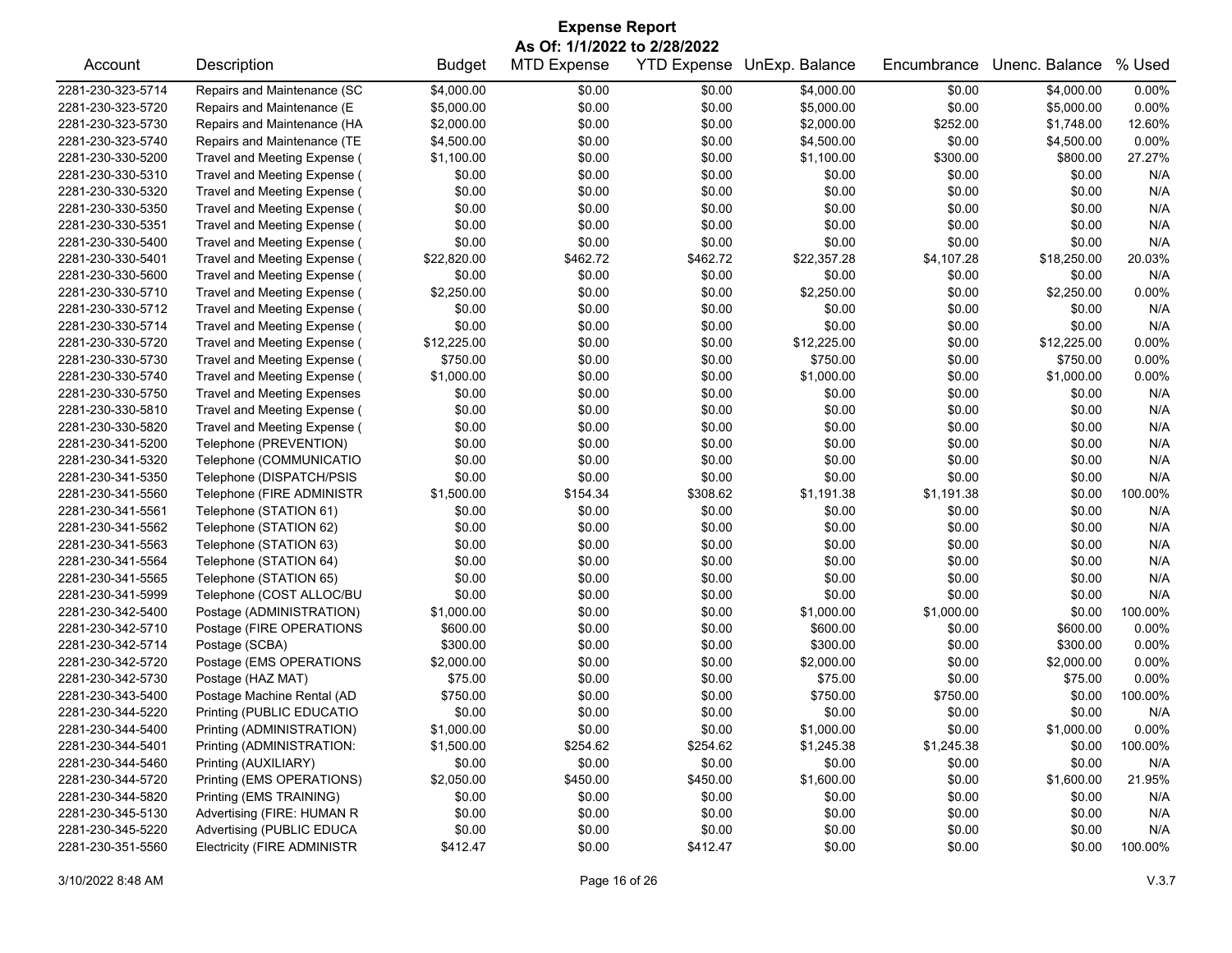# Expense Report

**As Of: 1/1/2022 to 2/28/2022**

| Account | Description | Budget | MTD Expense | YTD Expense | UnExp. Balance | Encumbrance | Unenc. Balance | % Used |
|---|---|---|---|---|---|---|---|---|
| 2281-230-323-5714 | Repairs and Maintenance (SC | $4,000.00 | $0.00 | $0.00 | $4,000.00 | $0.00 | $4,000.00 | 0.00% |
| 2281-230-323-5720 | Repairs and Maintenance (E | $5,000.00 | $0.00 | $0.00 | $5,000.00 | $0.00 | $5,000.00 | 0.00% |
| 2281-230-323-5730 | Repairs and Maintenance (HA | $2,000.00 | $0.00 | $0.00 | $2,000.00 | $252.00 | $1,748.00 | 12.60% |
| 2281-230-323-5740 | Repairs and Maintenance (TE | $4,500.00 | $0.00 | $0.00 | $4,500.00 | $0.00 | $4,500.00 | 0.00% |
| 2281-230-330-5200 | Travel and Meeting Expense ( | $1,100.00 | $0.00 | $0.00 | $1,100.00 | $300.00 | $800.00 | 27.27% |
| 2281-230-330-5310 | Travel and Meeting Expense ( | $0.00 | $0.00 | $0.00 | $0.00 | $0.00 | $0.00 | N/A |
| 2281-230-330-5320 | Travel and Meeting Expense ( | $0.00 | $0.00 | $0.00 | $0.00 | $0.00 | $0.00 | N/A |
| 2281-230-330-5350 | Travel and Meeting Expense ( | $0.00 | $0.00 | $0.00 | $0.00 | $0.00 | $0.00 | N/A |
| 2281-230-330-5351 | Travel and Meeting Expense ( | $0.00 | $0.00 | $0.00 | $0.00 | $0.00 | $0.00 | N/A |
| 2281-230-330-5400 | Travel and Meeting Expense ( | $0.00 | $0.00 | $0.00 | $0.00 | $0.00 | $0.00 | N/A |
| 2281-230-330-5401 | Travel and Meeting Expense ( | $22,820.00 | $462.72 | $462.72 | $22,357.28 | $4,107.28 | $18,250.00 | 20.03% |
| 2281-230-330-5600 | Travel and Meeting Expense ( | $0.00 | $0.00 | $0.00 | $0.00 | $0.00 | $0.00 | N/A |
| 2281-230-330-5710 | Travel and Meeting Expense ( | $2,250.00 | $0.00 | $0.00 | $2,250.00 | $0.00 | $2,250.00 | 0.00% |
| 2281-230-330-5712 | Travel and Meeting Expense ( | $0.00 | $0.00 | $0.00 | $0.00 | $0.00 | $0.00 | N/A |
| 2281-230-330-5714 | Travel and Meeting Expense ( | $0.00 | $0.00 | $0.00 | $0.00 | $0.00 | $0.00 | N/A |
| 2281-230-330-5720 | Travel and Meeting Expense ( | $12,225.00 | $0.00 | $0.00 | $12,225.00 | $0.00 | $12,225.00 | 0.00% |
| 2281-230-330-5730 | Travel and Meeting Expense ( | $750.00 | $0.00 | $0.00 | $750.00 | $0.00 | $750.00 | 0.00% |
| 2281-230-330-5740 | Travel and Meeting Expense ( | $1,000.00 | $0.00 | $0.00 | $1,000.00 | $0.00 | $1,000.00 | 0.00% |
| 2281-230-330-5750 | Travel and Meeting Expenses | $0.00 | $0.00 | $0.00 | $0.00 | $0.00 | $0.00 | N/A |
| 2281-230-330-5810 | Travel and Meeting Expense ( | $0.00 | $0.00 | $0.00 | $0.00 | $0.00 | $0.00 | N/A |
| 2281-230-330-5820 | Travel and Meeting Expense ( | $0.00 | $0.00 | $0.00 | $0.00 | $0.00 | $0.00 | N/A |
| 2281-230-341-5200 | Telephone (PREVENTION) | $0.00 | $0.00 | $0.00 | $0.00 | $0.00 | $0.00 | N/A |
| 2281-230-341-5320 | Telephone (COMMUNICATIO | $0.00 | $0.00 | $0.00 | $0.00 | $0.00 | $0.00 | N/A |
| 2281-230-341-5350 | Telephone (DISPATCH/PSIS | $0.00 | $0.00 | $0.00 | $0.00 | $0.00 | $0.00 | N/A |
| 2281-230-341-5560 | Telephone (FIRE ADMINISTR | $1,500.00 | $154.34 | $308.62 | $1,191.38 | $1,191.38 | $0.00 | 100.00% |
| 2281-230-341-5561 | Telephone (STATION 61) | $0.00 | $0.00 | $0.00 | $0.00 | $0.00 | $0.00 | N/A |
| 2281-230-341-5562 | Telephone (STATION 62) | $0.00 | $0.00 | $0.00 | $0.00 | $0.00 | $0.00 | N/A |
| 2281-230-341-5563 | Telephone (STATION 63) | $0.00 | $0.00 | $0.00 | $0.00 | $0.00 | $0.00 | N/A |
| 2281-230-341-5564 | Telephone (STATION 64) | $0.00 | $0.00 | $0.00 | $0.00 | $0.00 | $0.00 | N/A |
| 2281-230-341-5565 | Telephone (STATION 65) | $0.00 | $0.00 | $0.00 | $0.00 | $0.00 | $0.00 | N/A |
| 2281-230-341-5999 | Telephone (COST ALLOC/BU | $0.00 | $0.00 | $0.00 | $0.00 | $0.00 | $0.00 | N/A |
| 2281-230-342-5400 | Postage (ADMINISTRATION) | $1,000.00 | $0.00 | $0.00 | $1,000.00 | $1,000.00 | $0.00 | 100.00% |
| 2281-230-342-5710 | Postage (FIRE OPERATIONS | $600.00 | $0.00 | $0.00 | $600.00 | $0.00 | $600.00 | 0.00% |
| 2281-230-342-5714 | Postage (SCBA) | $300.00 | $0.00 | $0.00 | $300.00 | $0.00 | $300.00 | 0.00% |
| 2281-230-342-5720 | Postage (EMS OPERATIONS | $2,000.00 | $0.00 | $0.00 | $2,000.00 | $0.00 | $2,000.00 | 0.00% |
| 2281-230-342-5730 | Postage (HAZ MAT) | $75.00 | $0.00 | $0.00 | $75.00 | $0.00 | $75.00 | 0.00% |
| 2281-230-343-5400 | Postage Machine Rental (AD | $750.00 | $0.00 | $0.00 | $750.00 | $750.00 | $0.00 | 100.00% |
| 2281-230-344-5220 | Printing (PUBLIC EDUCATIO | $0.00 | $0.00 | $0.00 | $0.00 | $0.00 | $0.00 | N/A |
| 2281-230-344-5400 | Printing (ADMINISTRATION) | $1,000.00 | $0.00 | $0.00 | $1,000.00 | $0.00 | $1,000.00 | 0.00% |
| 2281-230-344-5401 | Printing (ADMINISTRATION: | $1,500.00 | $254.62 | $254.62 | $1,245.38 | $1,245.38 | $0.00 | 100.00% |
| 2281-230-344-5460 | Printing (AUXILIARY) | $0.00 | $0.00 | $0.00 | $0.00 | $0.00 | $0.00 | N/A |
| 2281-230-344-5720 | Printing (EMS OPERATIONS) | $2,050.00 | $450.00 | $450.00 | $1,600.00 | $0.00 | $1,600.00 | 21.95% |
| 2281-230-344-5820 | Printing (EMS TRAINING) | $0.00 | $0.00 | $0.00 | $0.00 | $0.00 | $0.00 | N/A |
| 2281-230-345-5130 | Advertising (FIRE: HUMAN R | $0.00 | $0.00 | $0.00 | $0.00 | $0.00 | $0.00 | N/A |
| 2281-230-345-5220 | Advertising (PUBLIC EDUCA | $0.00 | $0.00 | $0.00 | $0.00 | $0.00 | $0.00 | N/A |
| 2281-230-351-5560 | Electricity (FIRE ADMINISTR | $412.47 | $0.00 | $412.47 | $0.00 | $0.00 | $0.00 | 100.00% |

3/10/2022 8:48 AM V.3.7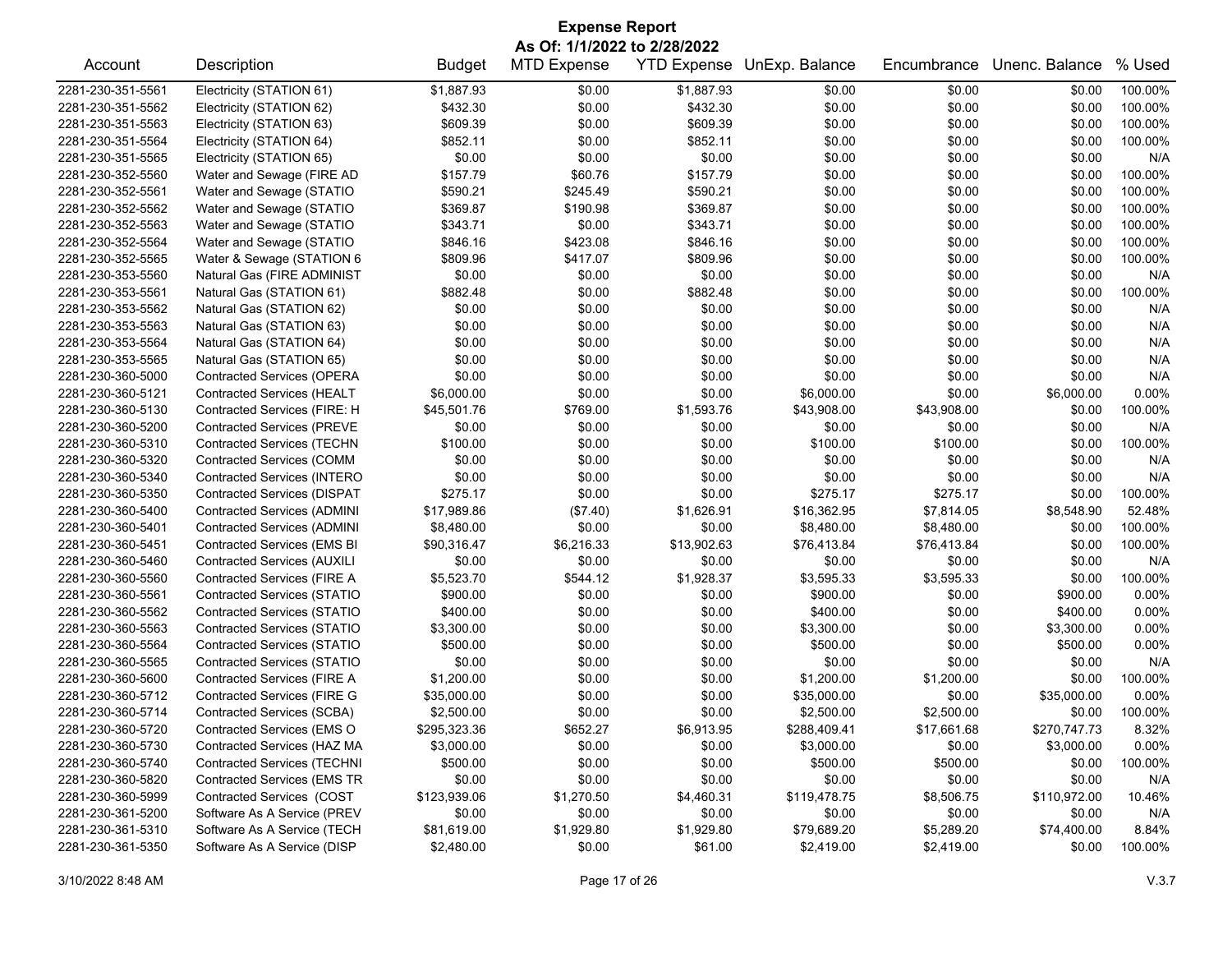# Expense Report

**As Of: 1/1/2022 to 2/28/2022**

| Account | Description | Budget | MTD Expense | YTD Expense | UnExp. Balance | Encumbrance | Unenc. Balance | % Used |
|---|---|---|---|---|---|---|---|---|
| 2281-230-351-5561 | Electricity (STATION 61) | $1,887.93 | $0.00 | $1,887.93 | $0.00 | $0.00 | $0.00 | 100.00% |
| 2281-230-351-5562 | Electricity (STATION 62) | $432.30 | $0.00 | $432.30 | $0.00 | $0.00 | $0.00 | 100.00% |
| 2281-230-351-5563 | Electricity (STATION 63) | $609.39 | $0.00 | $609.39 | $0.00 | $0.00 | $0.00 | 100.00% |
| 2281-230-351-5564 | Electricity (STATION 64) | $852.11 | $0.00 | $852.11 | $0.00 | $0.00 | $0.00 | 100.00% |
| 2281-230-351-5565 | Electricity (STATION 65) | $0.00 | $0.00 | $0.00 | $0.00 | $0.00 | $0.00 | N/A |
| 2281-230-352-5560 | Water and Sewage (FIRE AD | $157.79 | $60.76 | $157.79 | $0.00 | $0.00 | $0.00 | 100.00% |
| 2281-230-352-5561 | Water and Sewage (STATIO | $590.21 | $245.49 | $590.21 | $0.00 | $0.00 | $0.00 | 100.00% |
| 2281-230-352-5562 | Water and Sewage (STATIO | $369.87 | $190.98 | $369.87 | $0.00 | $0.00 | $0.00 | 100.00% |
| 2281-230-352-5563 | Water and Sewage (STATIO | $343.71 | $0.00 | $343.71 | $0.00 | $0.00 | $0.00 | 100.00% |
| 2281-230-352-5564 | Water and Sewage (STATIO | $846.16 | $423.08 | $846.16 | $0.00 | $0.00 | $0.00 | 100.00% |
| 2281-230-352-5565 | Water & Sewage (STATION 6 | $809.96 | $417.07 | $809.96 | $0.00 | $0.00 | $0.00 | 100.00% |
| 2281-230-353-5560 | Natural Gas (FIRE ADMINIST | $0.00 | $0.00 | $0.00 | $0.00 | $0.00 | $0.00 | N/A |
| 2281-230-353-5561 | Natural Gas (STATION 61) | $882.48 | $0.00 | $882.48 | $0.00 | $0.00 | $0.00 | 100.00% |
| 2281-230-353-5562 | Natural Gas (STATION 62) | $0.00 | $0.00 | $0.00 | $0.00 | $0.00 | $0.00 | N/A |
| 2281-230-353-5563 | Natural Gas (STATION 63) | $0.00 | $0.00 | $0.00 | $0.00 | $0.00 | $0.00 | N/A |
| 2281-230-353-5564 | Natural Gas (STATION 64) | $0.00 | $0.00 | $0.00 | $0.00 | $0.00 | $0.00 | N/A |
| 2281-230-353-5565 | Natural Gas (STATION 65) | $0.00 | $0.00 | $0.00 | $0.00 | $0.00 | $0.00 | N/A |
| 2281-230-360-5000 | Contracted Services (OPERA | $0.00 | $0.00 | $0.00 | $0.00 | $0.00 | $0.00 | N/A |
| 2281-230-360-5121 | Contracted Services (HEALT | $6,000.00 | $0.00 | $0.00 | $6,000.00 | $0.00 | $6,000.00 | 0.00% |
| 2281-230-360-5130 | Contracted Services (FIRE: H | $45,501.76 | $769.00 | $1,593.76 | $43,908.00 | $43,908.00 | $0.00 | 100.00% |
| 2281-230-360-5200 | Contracted Services (PREVE | $0.00 | $0.00 | $0.00 | $0.00 | $0.00 | $0.00 | N/A |
| 2281-230-360-5310 | Contracted Services (TECHN | $100.00 | $0.00 | $0.00 | $100.00 | $100.00 | $0.00 | 100.00% |
| 2281-230-360-5320 | Contracted Services (COMM | $0.00 | $0.00 | $0.00 | $0.00 | $0.00 | $0.00 | N/A |
| 2281-230-360-5340 | Contracted Services (INTERO | $0.00 | $0.00 | $0.00 | $0.00 | $0.00 | $0.00 | N/A |
| 2281-230-360-5350 | Contracted Services (DISPAT | $275.17 | $0.00 | $0.00 | $275.17 | $275.17 | $0.00 | 100.00% |
| 2281-230-360-5400 | Contracted Services (ADMINI | $17,989.86 | ($7.40) | $1,626.91 | $16,362.95 | $7,814.05 | $8,548.90 | 52.48% |
| 2281-230-360-5401 | Contracted Services (ADMINI | $8,480.00 | $0.00 | $0.00 | $8,480.00 | $8,480.00 | $0.00 | 100.00% |
| 2281-230-360-5451 | Contracted Services (EMS BI | $90,316.47 | $6,216.33 | $13,902.63 | $76,413.84 | $76,413.84 | $0.00 | 100.00% |
| 2281-230-360-5460 | Contracted Services (AUXILI | $0.00 | $0.00 | $0.00 | $0.00 | $0.00 | $0.00 | N/A |
| 2281-230-360-5560 | Contracted Services (FIRE A | $5,523.70 | $544.12 | $1,928.37 | $3,595.33 | $3,595.33 | $0.00 | 100.00% |
| 2281-230-360-5561 | Contracted Services (STATIO | $900.00 | $0.00 | $0.00 | $900.00 | $0.00 | $900.00 | 0.00% |
| 2281-230-360-5562 | Contracted Services (STATIO | $400.00 | $0.00 | $0.00 | $400.00 | $0.00 | $400.00 | 0.00% |
| 2281-230-360-5563 | Contracted Services (STATIO | $3,300.00 | $0.00 | $0.00 | $3,300.00 | $0.00 | $3,300.00 | 0.00% |
| 2281-230-360-5564 | Contracted Services (STATIO | $500.00 | $0.00 | $0.00 | $500.00 | $0.00 | $500.00 | 0.00% |
| 2281-230-360-5565 | Contracted Services (STATIO | $0.00 | $0.00 | $0.00 | $0.00 | $0.00 | $0.00 | N/A |
| 2281-230-360-5600 | Contracted Services (FIRE A | $1,200.00 | $0.00 | $0.00 | $1,200.00 | $1,200.00 | $0.00 | 100.00% |
| 2281-230-360-5712 | Contracted Services (FIRE G | $35,000.00 | $0.00 | $0.00 | $35,000.00 | $0.00 | $35,000.00 | 0.00% |
| 2281-230-360-5714 | Contracted Services (SCBA) | $2,500.00 | $0.00 | $0.00 | $2,500.00 | $2,500.00 | $0.00 | 100.00% |
| 2281-230-360-5720 | Contracted Services (EMS O | $295,323.36 | $652.27 | $6,913.95 | $288,409.41 | $17,661.68 | $270,747.73 | 8.32% |
| 2281-230-360-5730 | Contracted Services (HAZ MA | $3,000.00 | $0.00 | $0.00 | $3,000.00 | $0.00 | $3,000.00 | 0.00% |
| 2281-230-360-5740 | Contracted Services (TECHNI | $500.00 | $0.00 | $0.00 | $500.00 | $500.00 | $0.00 | 100.00% |
| 2281-230-360-5820 | Contracted Services (EMS TR | $0.00 | $0.00 | $0.00 | $0.00 | $0.00 | $0.00 | N/A |
| 2281-230-360-5999 | Contracted Services (COST | $123,939.06 | $1,270.50 | $4,460.31 | $119,478.75 | $8,506.75 | $110,972.00 | 10.46% |
| 2281-230-361-5200 | Software As A Service (PREV | $0.00 | $0.00 | $0.00 | $0.00 | $0.00 | $0.00 | N/A |
| 2281-230-361-5310 | Software As A Service (TECH | $81,619.00 | $1,929.80 | $1,929.80 | $79,689.20 | $5,289.20 | $74,400.00 | 8.84% |
| 2281-230-361-5350 | Software As A Service (DISP | $2,480.00 | $0.00 | $61.00 | $2,419.00 | $2,419.00 | $0.00 | 100.00% |

3/10/2022 8:48 AM V.3.7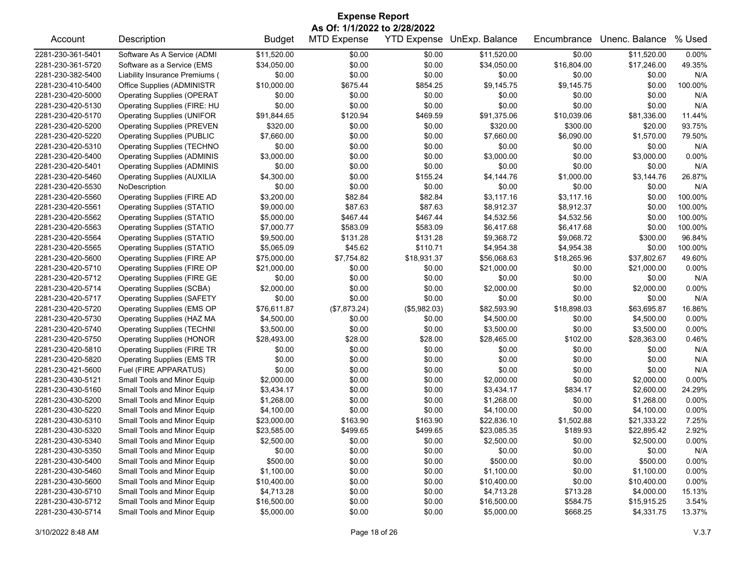# Expense Report

## As Of: 1/1/2022 to 2/28/2022

| Account | Description | Budget | MTD Expense | YTD Expense | UnExp. Balance | Encumbrance | Unenc. Balance | % Used |
|---|---|---|---|---|---|---|---|---|
| 2281-230-361-5401 | Software As A Service (ADMI | $11,520.00 | $0.00 | $0.00 | $11,520.00 | $0.00 | $11,520.00 | 0.00% |
| 2281-230-361-5720 | Software as a Service (EMS | $34,050.00 | $0.00 | $0.00 | $34,050.00 | $16,804.00 | $17,246.00 | 49.35% |
| 2281-230-382-5400 | Liability Insurance Premiums ( | $0.00 | $0.00 | $0.00 | $0.00 | $0.00 | $0.00 | N/A |
| 2281-230-410-5400 | Office Supplies (ADMINISTR | $10,000.00 | $675.44 | $854.25 | $9,145.75 | $9,145.75 | $0.00 | 100.00% |
| 2281-230-420-5000 | Operating Supplies (OPERAT | $0.00 | $0.00 | $0.00 | $0.00 | $0.00 | $0.00 | N/A |
| 2281-230-420-5130 | Operating Supplies (FIRE: HU | $0.00 | $0.00 | $0.00 | $0.00 | $0.00 | $0.00 | N/A |
| 2281-230-420-5170 | Operating Supplies (UNIFOR | $91,844.65 | $120.94 | $469.59 | $91,375.06 | $10,039.06 | $81,336.00 | 11.44% |
| 2281-230-420-5200 | Operating Supplies (PREVEN | $320.00 | $0.00 | $0.00 | $320.00 | $300.00 | $20.00 | 93.75% |
| 2281-230-420-5220 | Operating Supplies (PUBLIC | $7,660.00 | $0.00 | $0.00 | $7,660.00 | $6,090.00 | $1,570.00 | 79.50% |
| 2281-230-420-5310 | Operating Supplies (TECHNO | $0.00 | $0.00 | $0.00 | $0.00 | $0.00 | $0.00 | N/A |
| 2281-230-420-5400 | Operating Supplies (ADMINIS | $3,000.00 | $0.00 | $0.00 | $3,000.00 | $0.00 | $3,000.00 | 0.00% |
| 2281-230-420-5401 | Operating Supplies (ADMINIS | $0.00 | $0.00 | $0.00 | $0.00 | $0.00 | $0.00 | N/A |
| 2281-230-420-5460 | Operating Supplies (AUXILIA | $4,300.00 | $0.00 | $155.24 | $4,144.76 | $1,000.00 | $3,144.76 | 26.87% |
| 2281-230-420-5530 | NoDescription | $0.00 | $0.00 | $0.00 | $0.00 | $0.00 | $0.00 | N/A |
| 2281-230-420-5560 | Operating Supplies (FIRE AD | $3,200.00 | $82.84 | $82.84 | $3,117.16 | $3,117.16 | $0.00 | 100.00% |
| 2281-230-420-5561 | Operating Supplies (STATIO | $9,000.00 | $87.63 | $87.63 | $8,912.37 | $8,912.37 | $0.00 | 100.00% |
| 2281-230-420-5562 | Operating Supplies (STATIO | $5,000.00 | $467.44 | $467.44 | $4,532.56 | $4,532.56 | $0.00 | 100.00% |
| 2281-230-420-5563 | Operating Supplies (STATIO | $7,000.77 | $583.09 | $583.09 | $6,417.68 | $6,417.68 | $0.00 | 100.00% |
| 2281-230-420-5564 | Operating Supplies (STATIO | $9,500.00 | $131.28 | $131.28 | $9,368.72 | $9,068.72 | $300.00 | 96.84% |
| 2281-230-420-5565 | Operating Supplies (STATIO | $5,065.09 | $45.62 | $110.71 | $4,954.38 | $4,954.38 | $0.00 | 100.00% |
| 2281-230-420-5600 | Operating Supplies (FIRE AP | $75,000.00 | $7,754.82 | $18,931.37 | $56,068.63 | $18,265.96 | $37,802.67 | 49.60% |
| 2281-230-420-5710 | Operating Supplies (FIRE OP | $21,000.00 | $0.00 | $0.00 | $21,000.00 | $0.00 | $21,000.00 | 0.00% |
| 2281-230-420-5712 | Operating Supplies (FIRE GE | $0.00 | $0.00 | $0.00 | $0.00 | $0.00 | $0.00 | N/A |
| 2281-230-420-5714 | Operating Supplies (SCBA) | $2,000.00 | $0.00 | $0.00 | $2,000.00 | $0.00 | $2,000.00 | 0.00% |
| 2281-230-420-5717 | Operating Supplies (SAFETY | $0.00 | $0.00 | $0.00 | $0.00 | $0.00 | $0.00 | N/A |
| 2281-230-420-5720 | Operating Supplies (EMS OP | $76,611.87 | ($7,873.24) | ($5,982.03) | $82,593.90 | $18,898.03 | $63,695.87 | 16.86% |
| 2281-230-420-5730 | Operating Supplies (HAZ MA | $4,500.00 | $0.00 | $0.00 | $4,500.00 | $0.00 | $4,500.00 | 0.00% |
| 2281-230-420-5740 | Operating Supplies (TECHNI | $3,500.00 | $0.00 | $0.00 | $3,500.00 | $0.00 | $3,500.00 | 0.00% |
| 2281-230-420-5750 | Operating Supplies (HONOR | $28,493.00 | $28.00 | $28.00 | $28,465.00 | $102.00 | $28,363.00 | 0.46% |
| 2281-230-420-5810 | Operating Supplies (FIRE TR | $0.00 | $0.00 | $0.00 | $0.00 | $0.00 | $0.00 | N/A |
| 2281-230-420-5820 | Operating Supplies (EMS TR | $0.00 | $0.00 | $0.00 | $0.00 | $0.00 | $0.00 | N/A |
| 2281-230-421-5600 | Fuel (FIRE APPARATUS) | $0.00 | $0.00 | $0.00 | $0.00 | $0.00 | $0.00 | N/A |
| 2281-230-430-5121 | Small Tools and Minor Equip | $2,000.00 | $0.00 | $0.00 | $2,000.00 | $0.00 | $2,000.00 | 0.00% |
| 2281-230-430-5160 | Small Tools and Minor Equip | $3,434.17 | $0.00 | $0.00 | $3,434.17 | $834.17 | $2,600.00 | 24.29% |
| 2281-230-430-5200 | Small Tools and Minor Equip | $1,268.00 | $0.00 | $0.00 | $1,268.00 | $0.00 | $1,268.00 | 0.00% |
| 2281-230-430-5220 | Small Tools and Minor Equip | $4,100.00 | $0.00 | $0.00 | $4,100.00 | $0.00 | $4,100.00 | 0.00% |
| 2281-230-430-5310 | Small Tools and Minor Equip | $23,000.00 | $163.90 | $163.90 | $22,836.10 | $1,502.88 | $21,333.22 | 7.25% |
| 2281-230-430-5320 | Small Tools and Minor Equip | $23,585.00 | $499.65 | $499.65 | $23,085.35 | $189.93 | $22,895.42 | 2.92% |
| 2281-230-430-5340 | Small Tools and Minor Equip | $2,500.00 | $0.00 | $0.00 | $2,500.00 | $0.00 | $2,500.00 | 0.00% |
| 2281-230-430-5350 | Small Tools and Minor Equip | $0.00 | $0.00 | $0.00 | $0.00 | $0.00 | $0.00 | N/A |
| 2281-230-430-5400 | Small Tools and Minor Equip | $500.00 | $0.00 | $0.00 | $500.00 | $0.00 | $500.00 | 0.00% |
| 2281-230-430-5460 | Small Tools and Minor Equip | $1,100.00 | $0.00 | $0.00 | $1,100.00 | $0.00 | $1,100.00 | 0.00% |
| 2281-230-430-5600 | Small Tools and Minor Equip | $10,400.00 | $0.00 | $0.00 | $10,400.00 | $0.00 | $10,400.00 | 0.00% |
| 2281-230-430-5710 | Small Tools and Minor Equip | $4,713.28 | $0.00 | $0.00 | $4,713.28 | $713.28 | $4,000.00 | 15.13% |
| 2281-230-430-5712 | Small Tools and Minor Equip | $16,500.00 | $0.00 | $0.00 | $16,500.00 | $584.75 | $15,915.25 | 3.54% |
| 2281-230-430-5714 | Small Tools and Minor Equip | $5,000.00 | $0.00 | $0.00 | $5,000.00 | $668.25 | $4,331.75 | 13.37% |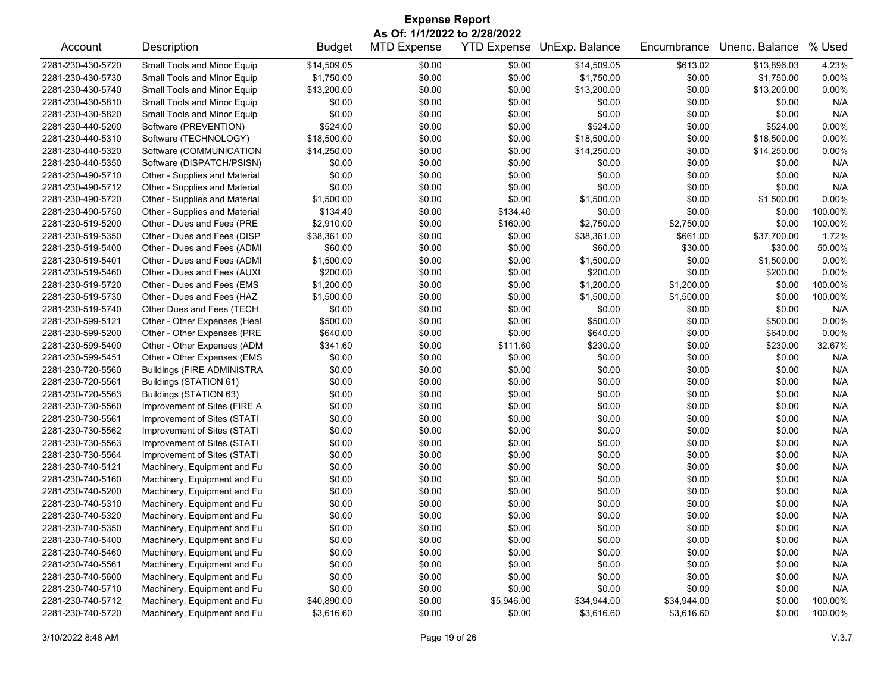# Expense Report

**As Of: 1/1/2022 to 2/28/2022**

| Account | Description | Budget | MTD Expense | YTD Expense | UnExp. Balance | Encumbrance | Unenc. Balance | % Used |
|---|---|---|---|---|---|---|---|---|
| 2281-230-430-5720 | Small Tools and Minor Equip | $14,509.05 | $0.00 | $0.00 | $14,509.05 | $613.02 | $13,896.03 | 4.23% |
| 2281-230-430-5730 | Small Tools and Minor Equip | $1,750.00 | $0.00 | $0.00 | $1,750.00 | $0.00 | $1,750.00 | 0.00% |
| 2281-230-430-5740 | Small Tools and Minor Equip | $13,200.00 | $0.00 | $0.00 | $13,200.00 | $0.00 | $13,200.00 | 0.00% |
| 2281-230-430-5810 | Small Tools and Minor Equip | $0.00 | $0.00 | $0.00 | $0.00 | $0.00 | $0.00 | N/A |
| 2281-230-430-5820 | Small Tools and Minor Equip | $0.00 | $0.00 | $0.00 | $0.00 | $0.00 | $0.00 | N/A |
| 2281-230-440-5200 | Software (PREVENTION) | $524.00 | $0.00 | $0.00 | $524.00 | $0.00 | $524.00 | 0.00% |
| 2281-230-440-5310 | Software (TECHNOLOGY) | $18,500.00 | $0.00 | $0.00 | $18,500.00 | $0.00 | $18,500.00 | 0.00% |
| 2281-230-440-5320 | Software (COMMUNICATION | $14,250.00 | $0.00 | $0.00 | $14,250.00 | $0.00 | $14,250.00 | 0.00% |
| 2281-230-440-5350 | Software (DISPATCH/PSISN) | $0.00 | $0.00 | $0.00 | $0.00 | $0.00 | $0.00 | N/A |
| 2281-230-490-5710 | Other - Supplies and Material | $0.00 | $0.00 | $0.00 | $0.00 | $0.00 | $0.00 | N/A |
| 2281-230-490-5712 | Other - Supplies and Material | $0.00 | $0.00 | $0.00 | $0.00 | $0.00 | $0.00 | N/A |
| 2281-230-490-5720 | Other - Supplies and Material | $1,500.00 | $0.00 | $0.00 | $1,500.00 | $0.00 | $1,500.00 | 0.00% |
| 2281-230-490-5750 | Other - Supplies and Material | $134.40 | $0.00 | $134.40 | $0.00 | $0.00 | $0.00 | 100.00% |
| 2281-230-519-5200 | Other - Dues and Fees (PRE | $2,910.00 | $0.00 | $160.00 | $2,750.00 | $2,750.00 | $0.00 | 100.00% |
| 2281-230-519-5350 | Other - Dues and Fees (DISP | $38,361.00 | $0.00 | $0.00 | $38,361.00 | $661.00 | $37,700.00 | 1.72% |
| 2281-230-519-5400 | Other - Dues and Fees (ADMI | $60.00 | $0.00 | $0.00 | $60.00 | $30.00 | $30.00 | 50.00% |
| 2281-230-519-5401 | Other - Dues and Fees (ADMI | $1,500.00 | $0.00 | $0.00 | $1,500.00 | $0.00 | $1,500.00 | 0.00% |
| 2281-230-519-5460 | Other - Dues and Fees (AUXI | $200.00 | $0.00 | $0.00 | $200.00 | $0.00 | $200.00 | 0.00% |
| 2281-230-519-5720 | Other - Dues and Fees (EMS | $1,200.00 | $0.00 | $0.00 | $1,200.00 | $1,200.00 | $0.00 | 100.00% |
| 2281-230-519-5730 | Other - Dues and Fees (HAZ | $1,500.00 | $0.00 | $0.00 | $1,500.00 | $1,500.00 | $0.00 | 100.00% |
| 2281-230-519-5740 | Other Dues and Fees (TECH | $0.00 | $0.00 | $0.00 | $0.00 | $0.00 | $0.00 | N/A |
| 2281-230-599-5121 | Other - Other Expenses (Heal | $500.00 | $0.00 | $0.00 | $500.00 | $0.00 | $500.00 | 0.00% |
| 2281-230-599-5200 | Other - Other Expenses (PRE | $640.00 | $0.00 | $0.00 | $640.00 | $0.00 | $640.00 | 0.00% |
| 2281-230-599-5400 | Other - Other Expenses (ADM | $341.60 | $0.00 | $111.60 | $230.00 | $0.00 | $230.00 | 32.67% |
| 2281-230-599-5451 | Other - Other Expenses (EMS | $0.00 | $0.00 | $0.00 | $0.00 | $0.00 | $0.00 | N/A |
| 2281-230-720-5560 | Buildings (FIRE ADMINISTRA | $0.00 | $0.00 | $0.00 | $0.00 | $0.00 | $0.00 | N/A |
| 2281-230-720-5561 | Buildings (STATION 61) | $0.00 | $0.00 | $0.00 | $0.00 | $0.00 | $0.00 | N/A |
| 2281-230-720-5563 | Buildings (STATION 63) | $0.00 | $0.00 | $0.00 | $0.00 | $0.00 | $0.00 | N/A |
| 2281-230-730-5560 | Improvement of Sites (FIRE A | $0.00 | $0.00 | $0.00 | $0.00 | $0.00 | $0.00 | N/A |
| 2281-230-730-5561 | Improvement of Sites (STATI | $0.00 | $0.00 | $0.00 | $0.00 | $0.00 | $0.00 | N/A |
| 2281-230-730-5562 | Improvement of Sites (STATI | $0.00 | $0.00 | $0.00 | $0.00 | $0.00 | $0.00 | N/A |
| 2281-230-730-5563 | Improvement of Sites (STATI | $0.00 | $0.00 | $0.00 | $0.00 | $0.00 | $0.00 | N/A |
| 2281-230-730-5564 | Improvement of Sites (STATI | $0.00 | $0.00 | $0.00 | $0.00 | $0.00 | $0.00 | N/A |
| 2281-230-740-5121 | Machinery, Equipment and Fu | $0.00 | $0.00 | $0.00 | $0.00 | $0.00 | $0.00 | N/A |
| 2281-230-740-5160 | Machinery, Equipment and Fu | $0.00 | $0.00 | $0.00 | $0.00 | $0.00 | $0.00 | N/A |
| 2281-230-740-5200 | Machinery, Equipment and Fu | $0.00 | $0.00 | $0.00 | $0.00 | $0.00 | $0.00 | N/A |
| 2281-230-740-5310 | Machinery, Equipment and Fu | $0.00 | $0.00 | $0.00 | $0.00 | $0.00 | $0.00 | N/A |
| 2281-230-740-5320 | Machinery, Equipment and Fu | $0.00 | $0.00 | $0.00 | $0.00 | $0.00 | $0.00 | N/A |
| 2281-230-740-5350 | Machinery, Equipment and Fu | $0.00 | $0.00 | $0.00 | $0.00 | $0.00 | $0.00 | N/A |
| 2281-230-740-5400 | Machinery, Equipment and Fu | $0.00 | $0.00 | $0.00 | $0.00 | $0.00 | $0.00 | N/A |
| 2281-230-740-5460 | Machinery, Equipment and Fu | $0.00 | $0.00 | $0.00 | $0.00 | $0.00 | $0.00 | N/A |
| 2281-230-740-5561 | Machinery, Equipment and Fu | $0.00 | $0.00 | $0.00 | $0.00 | $0.00 | $0.00 | N/A |
| 2281-230-740-5600 | Machinery, Equipment and Fu | $0.00 | $0.00 | $0.00 | $0.00 | $0.00 | $0.00 | N/A |
| 2281-230-740-5710 | Machinery, Equipment and Fu | $0.00 | $0.00 | $0.00 | $0.00 | $0.00 | $0.00 | N/A |
| 2281-230-740-5712 | Machinery, Equipment and Fu | $40,890.00 | $0.00 | $5,946.00 | $34,944.00 | $34,944.00 | $0.00 | 100.00% |
| 2281-230-740-5720 | Machinery, Equipment and Fu | $3,616.60 | $0.00 | $0.00 | $3,616.60 | $3,616.60 | $0.00 | 100.00% |

3/10/2022 8:48 AM V.3.7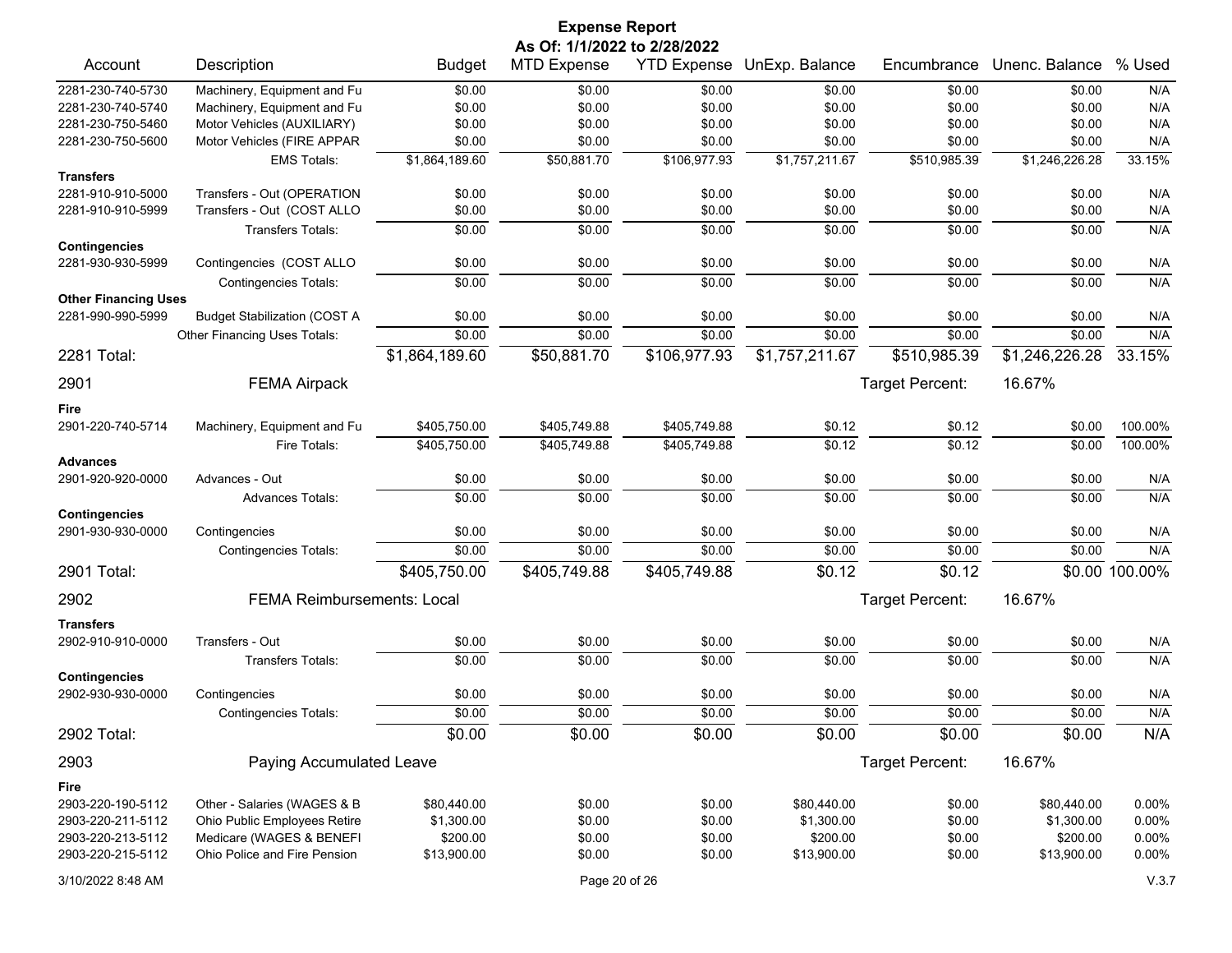# Expense Report

**As Of: 1/1/2022 to 2/28/2022**

| Account | Description | Budget | MTD Expense | YTD Expense | UnExp. Balance | Encumbrance | Unenc. Balance | % Used |
|---|---|---|---|---|---|---|---|---|
| 2281-230-740-5730 | Machinery, Equipment and Fu | $0.00 | $0.00 | $0.00 | $0.00 | $0.00 | $0.00 | N/A |
| 2281-230-740-5740 | Machinery, Equipment and Fu | $0.00 | $0.00 | $0.00 | $0.00 | $0.00 | $0.00 | N/A |
| 2281-230-750-5460 | Motor Vehicles (AUXILIARY) | $0.00 | $0.00 | $0.00 | $0.00 | $0.00 | $0.00 | N/A |
| 2281-230-750-5600 | Motor Vehicles (FIRE APPAR | $0.00 | $0.00 | $0.00 | $0.00 | $0.00 | $0.00 | N/A |
| | EMS Totals: | $1,864,189.60 | $50,881.70 | $106,977.93 | $1,757,211.67 | $510,985.39 | $1,246,226.28 | 33.15% |
| **Transfers** | | | | | | | | |
| 2281-910-910-5000 | Transfers - Out (OPERATION | $0.00 | $0.00 | $0.00 | $0.00 | $0.00 | $0.00 | N/A |
| 2281-910-910-5999 | Transfers - Out (COST ALLO | $0.00 | $0.00 | $0.00 | $0.00 | $0.00 | $0.00 | N/A |
| | Transfers Totals: | $0.00 | $0.00 | $0.00 | $0.00 | $0.00 | $0.00 | N/A |
| **Contingencies** | | | | | | | | |
| 2281-930-930-5999 | Contingencies (COST ALLO | $0.00 | $0.00 | $0.00 | $0.00 | $0.00 | $0.00 | N/A |
| | Contingencies Totals: | $0.00 | $0.00 | $0.00 | $0.00 | $0.00 | $0.00 | N/A |
| **Other Financing Uses** | | | | | | | | |
| 2281-990-990-5999 | Budget Stabilization (COST A | $0.00 | $0.00 | $0.00 | $0.00 | $0.00 | $0.00 | N/A |
| | Other Financing Uses Totals: | $0.00 | $0.00 | $0.00 | $0.00 | $0.00 | $0.00 | N/A |
| **2281 Total:** | | $1,864,189.60 | $50,881.70 | $106,977.93 | $1,757,211.67 | $510,985.39 | $1,246,226.28 | 33.15% |
| **2901** | **FEMA Airpack** | | | | | Target Percent: | 16.67% | |
| **Fire** | | | | | | | | |
| 2901-220-740-5714 | Machinery, Equipment and Fu | $405,750.00 | $405,749.88 | $405,749.88 | $0.12 | $0.12 | $0.00 | 100.00% |
| | Fire Totals: | $405,750.00 | $405,749.88 | $405,749.88 | $0.12 | $0.12 | $0.00 | 100.00% |
| **Advances** | | | | | | | | |
| 2901-920-920-0000 | Advances - Out | $0.00 | $0.00 | $0.00 | $0.00 | $0.00 | $0.00 | N/A |
| | Advances Totals: | $0.00 | $0.00 | $0.00 | $0.00 | $0.00 | $0.00 | N/A |
| **Contingencies** | | | | | | | | |
| 2901-930-930-0000 | Contingencies | $0.00 | $0.00 | $0.00 | $0.00 | $0.00 | $0.00 | N/A |
| | Contingencies Totals: | $0.00 | $0.00 | $0.00 | $0.00 | $0.00 | $0.00 | N/A |
| **2901 Total:** | | $405,750.00 | $405,749.88 | $405,749.88 | $0.12 | $0.12 | $0.00 | 100.00% |
| **2902** | **FEMA Reimbursements: Local** | | | | | Target Percent: | 16.67% | |
| **Transfers** | | | | | | | | |
| 2902-910-910-0000 | Transfers - Out | $0.00 | $0.00 | $0.00 | $0.00 | $0.00 | $0.00 | N/A |
| | Transfers Totals: | $0.00 | $0.00 | $0.00 | $0.00 | $0.00 | $0.00 | N/A |
| **Contingencies** | | | | | | | | |
| 2902-930-930-0000 | Contingencies | $0.00 | $0.00 | $0.00 | $0.00 | $0.00 | $0.00 | N/A |
| | Contingencies Totals: | $0.00 | $0.00 | $0.00 | $0.00 | $0.00 | $0.00 | N/A |
| **2902 Total:** | | $0.00 | $0.00 | $0.00 | $0.00 | $0.00 | $0.00 | N/A |
| **2903** | **Paying Accumulated Leave** | | | | | Target Percent: | 16.67% | |
| **Fire** | | | | | | | | |
| 2903-220-190-5112 | Other - Salaries (WAGES & B | $80,440.00 | $0.00 | $0.00 | $80,440.00 | $0.00 | $80,440.00 | 0.00% |
| 2903-220-211-5112 | Ohio Public Employees Retire | $1,300.00 | $0.00 | $0.00 | $1,300.00 | $0.00 | $1,300.00 | 0.00% |
| 2903-220-213-5112 | Medicare (WAGES & BENEFI | $200.00 | $0.00 | $0.00 | $200.00 | $0.00 | $200.00 | 0.00% |
| 2903-220-215-5112 | Ohio Police and Fire Pension | $13,900.00 | $0.00 | $0.00 | $13,900.00 | $0.00 | $13,900.00 | 0.00% |

3/10/2022 8:48 AM V.3.7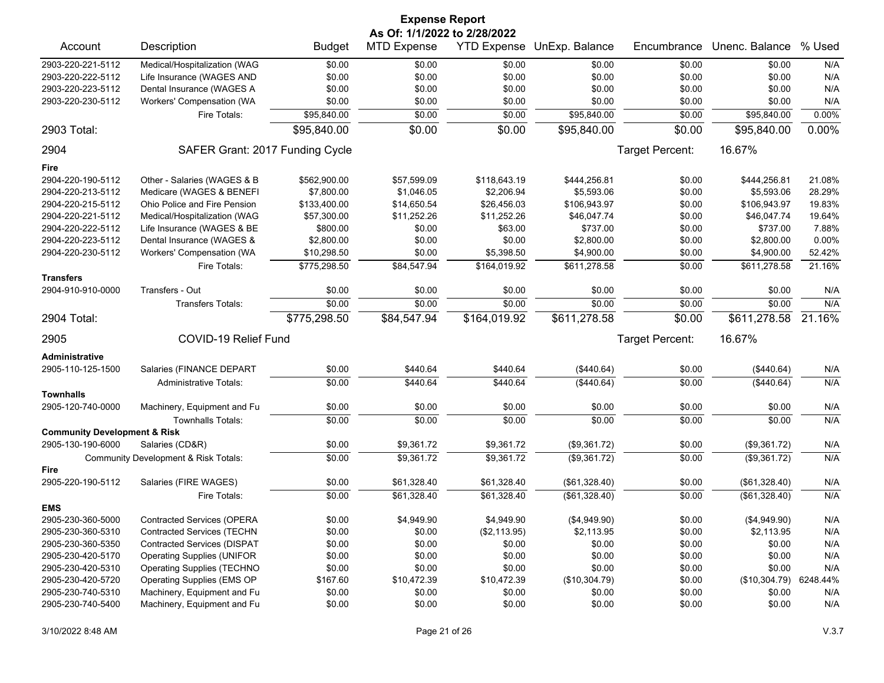# Expense Report

**As Of: 1/1/2022 to 2/28/2022**

| Account | Description | Budget | MTD Expense | YTD Expense | UnExp. Balance | Encumbrance | Unenc. Balance | % Used |
|---|---|---|---|---|---|---|---|---|
| 2903-220-221-5112 | Medical/Hospitalization (WAG | $0.00 | $0.00 | $0.00 | $0.00 | $0.00 | $0.00 | N/A |
| 2903-220-222-5112 | Life Insurance (WAGES AND | $0.00 | $0.00 | $0.00 | $0.00 | $0.00 | $0.00 | N/A |
| 2903-220-223-5112 | Dental Insurance (WAGES A | $0.00 | $0.00 | $0.00 | $0.00 | $0.00 | $0.00 | N/A |
| 2903-220-230-5112 | Workers' Compensation (WA | $0.00 | $0.00 | $0.00 | $0.00 | $0.00 | $0.00 | N/A |
| | Fire Totals: | $95,840.00 | $0.00 | $0.00 | $95,840.00 | $0.00 | $95,840.00 | 0.00% |
| **2903 Total:** | | **$95,840.00** | **$0.00** | **$0.00** | **$95,840.00** | **$0.00** | **$95,840.00** | **0.00%** |
| **2904** | **SAFER Grant: 2017 Funding Cycle** | | | | | **Target Percent:** | **16.67%** | |
| **Fire** | | | | | | | | |
| 2904-220-190-5112 | Other - Salaries (WAGES & B | $562,900.00 | $57,599.09 | $118,643.19 | $444,256.81 | $0.00 | $444,256.81 | 21.08% |
| 2904-220-213-5112 | Medicare (WAGES & BENEFI | $7,800.00 | $1,046.05 | $2,206.94 | $5,593.06 | $0.00 | $5,593.06 | 28.29% |
| 2904-220-215-5112 | Ohio Police and Fire Pension | $133,400.00 | $14,650.54 | $26,456.03 | $106,943.97 | $0.00 | $106,943.97 | 19.83% |
| 2904-220-221-5112 | Medical/Hospitalization (WAG | $57,300.00 | $11,252.26 | $11,252.26 | $46,047.74 | $0.00 | $46,047.74 | 19.64% |
| 2904-220-222-5112 | Life Insurance (WAGES & BE | $800.00 | $0.00 | $63.00 | $737.00 | $0.00 | $737.00 | 7.88% |
| 2904-220-223-5112 | Dental Insurance (WAGES & | $2,800.00 | $0.00 | $0.00 | $2,800.00 | $0.00 | $2,800.00 | 0.00% |
| 2904-220-230-5112 | Workers' Compensation (WA | $10,298.50 | $0.00 | $5,398.50 | $4,900.00 | $0.00 | $4,900.00 | 52.42% |
| | Fire Totals: | $775,298.50 | $84,547.94 | $164,019.92 | $611,278.58 | $0.00 | $611,278.58 | 21.16% |
| **Transfers** | | | | | | | | |
| 2904-910-910-0000 | Transfers - Out | $0.00 | $0.00 | $0.00 | $0.00 | $0.00 | $0.00 | N/A |
| | Transfers Totals: | $0.00 | $0.00 | $0.00 | $0.00 | $0.00 | $0.00 | N/A |
| **2904 Total:** | | **$775,298.50** | **$84,547.94** | **$164,019.92** | **$611,278.58** | **$0.00** | **$611,278.58** | **21.16%** |
| **2905** | **COVID-19 Relief Fund** | | | | | **Target Percent:** | **16.67%** | |
| **Administrative** | | | | | | | | |
| 2905-110-125-1500 | Salaries (FINANCE DEPART | $0.00 | $440.64 | $440.64 | ($440.64) | $0.00 | ($440.64) | N/A |
| | Administrative Totals: | $0.00 | $440.64 | $440.64 | ($440.64) | $0.00 | ($440.64) | N/A |
| **Townhalls** | | | | | | | | |
| 2905-120-740-0000 | Machinery, Equipment and Fu | $0.00 | $0.00 | $0.00 | $0.00 | $0.00 | $0.00 | N/A |
| | Townhalls Totals: | $0.00 | $0.00 | $0.00 | $0.00 | $0.00 | $0.00 | N/A |
| **Community Development & Risk** | | | | | | | | |
| 2905-130-190-6000 | Salaries (CD&R) | $0.00 | $9,361.72 | $9,361.72 | ($9,361.72) | $0.00 | ($9,361.72) | N/A |
| | Community Development & Risk Totals: | $0.00 | $9,361.72 | $9,361.72 | ($9,361.72) | $0.00 | ($9,361.72) | N/A |
| **Fire** | | | | | | | | |
| 2905-220-190-5112 | Salaries (FIRE WAGES) | $0.00 | $61,328.40 | $61,328.40 | ($61,328.40) | $0.00 | ($61,328.40) | N/A |
| | Fire Totals: | $0.00 | $61,328.40 | $61,328.40 | ($61,328.40) | $0.00 | ($61,328.40) | N/A |
| **EMS** | | | | | | | | |
| 2905-230-360-5000 | Contracted Services (OPERA | $0.00 | $4,949.90 | $4,949.90 | ($4,949.90) | $0.00 | ($4,949.90) | N/A |
| 2905-230-360-5310 | Contracted Services (TECHN | $0.00 | $0.00 | ($2,113.95) | $2,113.95 | $0.00 | $2,113.95 | N/A |
| 2905-230-360-5350 | Contracted Services (DISPAT | $0.00 | $0.00 | $0.00 | $0.00 | $0.00 | $0.00 | N/A |
| 2905-230-420-5170 | Operating Supplies (UNIFOR | $0.00 | $0.00 | $0.00 | $0.00 | $0.00 | $0.00 | N/A |
| 2905-230-420-5310 | Operating Supplies (TECHNO | $0.00 | $0.00 | $0.00 | $0.00 | $0.00 | $0.00 | N/A |
| 2905-230-420-5720 | Operating Supplies (EMS OP | $167.60 | $10,472.39 | $10,472.39 | ($10,304.79) | $0.00 | ($10,304.79) | 6248.44% |
| 2905-230-740-5310 | Machinery, Equipment and Fu | $0.00 | $0.00 | $0.00 | $0.00 | $0.00 | $0.00 | N/A |
| 2905-230-740-5400 | Machinery, Equipment and Fu | $0.00 | $0.00 | $0.00 | $0.00 | $0.00 | $0.00 | N/A |

3/10/2022 8:48 AM V.3.7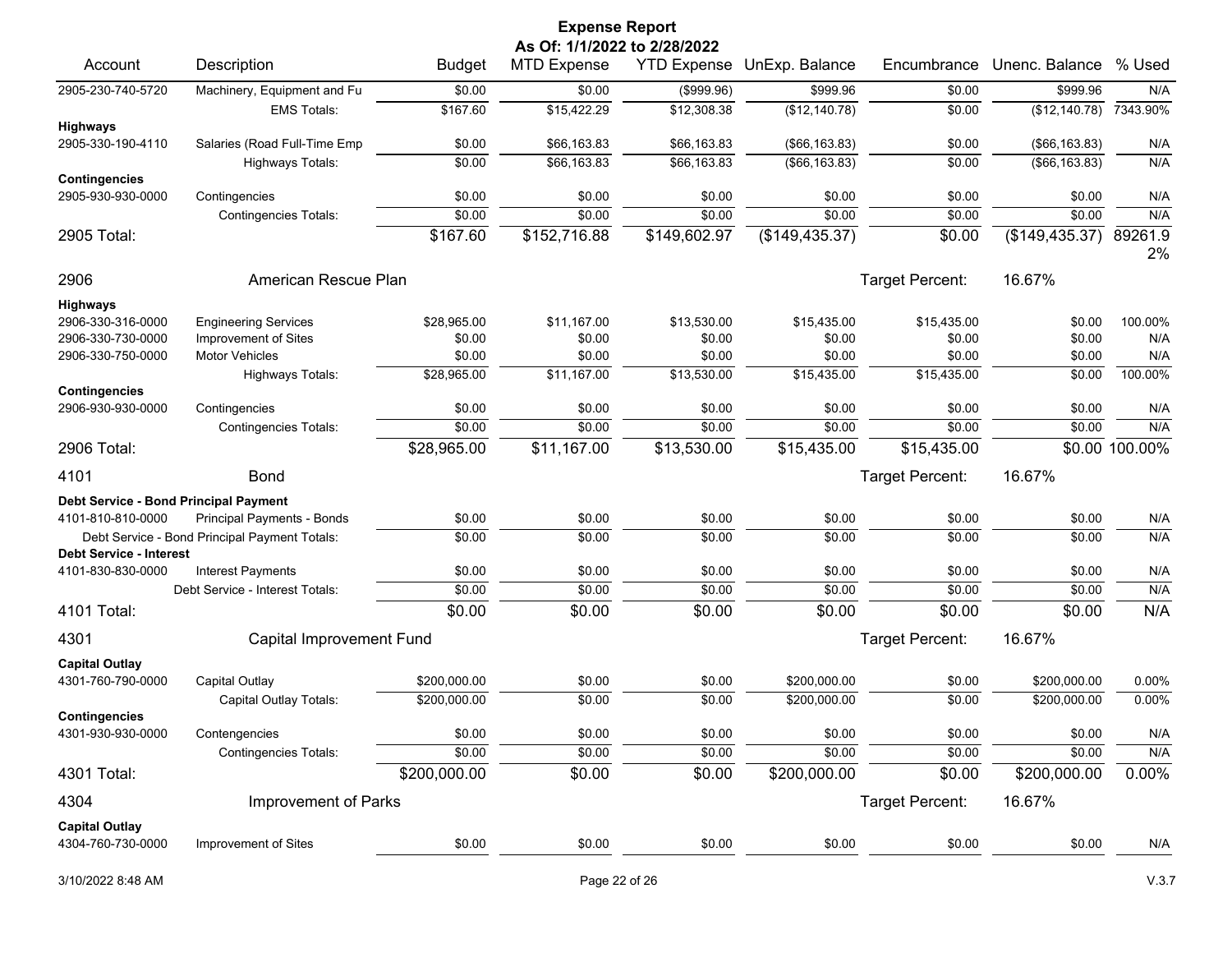# Expense Report

**As Of: 1/1/2022 to 2/28/2022**

| Account | Description | Budget | MTD Expense | YTD Expense | UnExp. Balance | Encumbrance | Unenc. Balance | % Used |
|---|---|---|---|---|---|---|---|---|
| 2905-230-740-5720 | Machinery, Equipment and Fu | $0.00 | $0.00 | ($999.96) | $999.96 | $0.00 | $999.96 | N/A |
| | EMS Totals: | $167.60 | $15,422.29 | $12,308.38 | ($12,140.78) | $0.00 | ($12,140.78) | 7343.90% |
| **Highways** | | | | | | | | |
| 2905-330-190-4110 | Salaries (Road Full-Time Emp | $0.00 | $66,163.83 | $66,163.83 | ($66,163.83) | $0.00 | ($66,163.83) | N/A |
| | Highways Totals: | $0.00 | $66,163.83 | $66,163.83 | ($66,163.83) | $0.00 | ($66,163.83) | N/A |
| **Contingencies** | | | | | | | | |
| 2905-930-930-0000 | Contingencies | $0.00 | $0.00 | $0.00 | $0.00 | $0.00 | $0.00 | N/A |
| | Contingencies Totals: | $0.00 | $0.00 | $0.00 | $0.00 | $0.00 | $0.00 | N/A |
| **2905 Total:** | | $167.60 | $152,716.88 | $149,602.97 | ($149,435.37) | $0.00 | ($149,435.37) | 89261.92% |
| **2906** | **American Rescue Plan** | | | | | Target Percent: | 16.67% | |
| **Highways** | | | | | | | | |
| 2906-330-316-0000 | Engineering Services | $28,965.00 | $11,167.00 | $13,530.00 | $15,435.00 | $15,435.00 | $0.00 | 100.00% |
| 2906-330-730-0000 | Improvement of Sites | $0.00 | $0.00 | $0.00 | $0.00 | $0.00 | $0.00 | N/A |
| 2906-330-750-0000 | Motor Vehicles | $0.00 | $0.00 | $0.00 | $0.00 | $0.00 | $0.00 | N/A |
| | Highways Totals: | $28,965.00 | $11,167.00 | $13,530.00 | $15,435.00 | $15,435.00 | $0.00 | 100.00% |
| **Contingencies** | | | | | | | | |
| 2906-930-930-0000 | Contingencies | $0.00 | $0.00 | $0.00 | $0.00 | $0.00 | $0.00 | N/A |
| | Contingencies Totals: | $0.00 | $0.00 | $0.00 | $0.00 | $0.00 | $0.00 | N/A |
| **2906 Total:** | | $28,965.00 | $11,167.00 | $13,530.00 | $15,435.00 | $15,435.00 | $0.00 | 100.00% |
| **4101** | **Bond** | | | | | Target Percent: | 16.67% | |
| **Debt Service - Bond Principal Payment** | | | | | | | | |
| 4101-810-810-0000 | Principal Payments - Bonds | $0.00 | $0.00 | $0.00 | $0.00 | $0.00 | $0.00 | N/A |
| | Debt Service - Bond Principal Payment Totals: | $0.00 | $0.00 | $0.00 | $0.00 | $0.00 | $0.00 | N/A |
| **Debt Service - Interest** | | | | | | | | |
| 4101-830-830-0000 | Interest Payments | $0.00 | $0.00 | $0.00 | $0.00 | $0.00 | $0.00 | N/A |
| | Debt Service - Interest Totals: | $0.00 | $0.00 | $0.00 | $0.00 | $0.00 | $0.00 | N/A |
| **4101 Total:** | | $0.00 | $0.00 | $0.00 | $0.00 | $0.00 | $0.00 | N/A |
| **4301** | **Capital Improvement Fund** | | | | | Target Percent: | 16.67% | |
| **Capital Outlay** | | | | | | | | |
| 4301-760-790-0000 | Capital Outlay | $200,000.00 | $0.00 | $0.00 | $200,000.00 | $0.00 | $200,000.00 | 0.00% |
| | Capital Outlay Totals: | $200,000.00 | $0.00 | $0.00 | $200,000.00 | $0.00 | $200,000.00 | 0.00% |
| **Contingencies** | | | | | | | | |
| 4301-930-930-0000 | Contengencies | $0.00 | $0.00 | $0.00 | $0.00 | $0.00 | $0.00 | N/A |
| | Contingencies Totals: | $0.00 | $0.00 | $0.00 | $0.00 | $0.00 | $0.00 | N/A |
| **4301 Total:** | | $200,000.00 | $0.00 | $0.00 | $200,000.00 | $0.00 | $200,000.00 | 0.00% |
| **4304** | **Improvement of Parks** | | | | | Target Percent: | 16.67% | |
| **Capital Outlay** | | | | | | | | |
| 4304-760-730-0000 | Improvement of Sites | $0.00 | $0.00 | $0.00 | $0.00 | $0.00 | $0.00 | N/A |

3/10/2022 8:48 AM V.3.7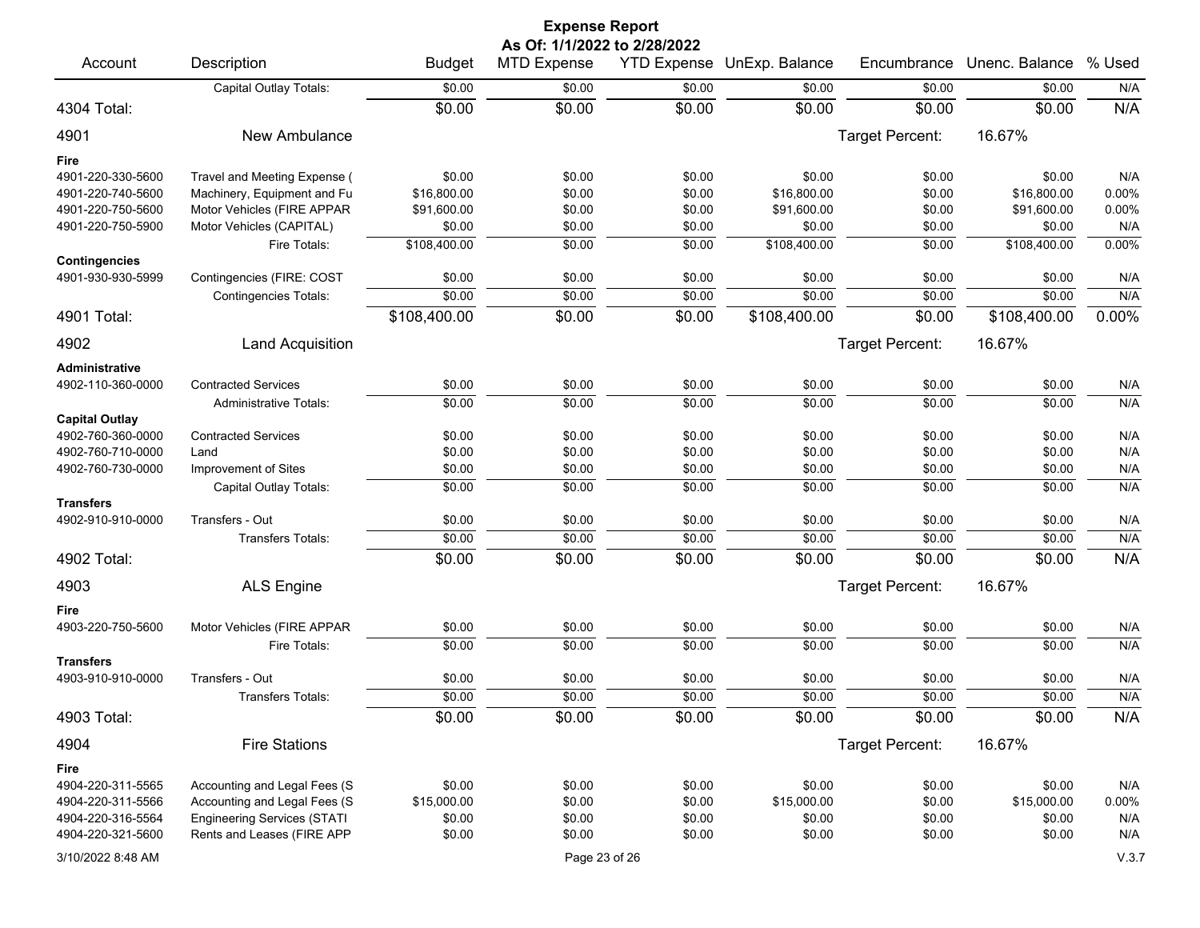# Expense Report

**As Of: 1/1/2022 to 2/28/2022**

| Account | Description | Budget | MTD Expense | YTD Expense | UnExp. Balance | Encumbrance | Unenc. Balance | % Used |
|---|---|---|---|---|---|---|---|---|
| | Capital Outlay Totals: | $0.00 | $0.00 | $0.00 | $0.00 | $0.00 | $0.00 | N/A |
| **4304 Total:** | | $0.00 | $0.00 | $0.00 | $0.00 | $0.00 | $0.00 | N/A |
| **4901** | **New Ambulance** | | | | | Target Percent: | 16.67% | |
| **Fire** | | | | | | | | |
| 4901-220-330-5600 | Travel and Meeting Expense ( | $0.00 | $0.00 | $0.00 | $0.00 | $0.00 | $0.00 | N/A |
| 4901-220-740-5600 | Machinery, Equipment and Fu | $16,800.00 | $0.00 | $0.00 | $16,800.00 | $0.00 | $16,800.00 | 0.00% |
| 4901-220-750-5600 | Motor Vehicles (FIRE APPAR | $91,600.00 | $0.00 | $0.00 | $91,600.00 | $0.00 | $91,600.00 | 0.00% |
| 4901-220-750-5900 | Motor Vehicles (CAPITAL) | $0.00 | $0.00 | $0.00 | $0.00 | $0.00 | $0.00 | N/A |
| | Fire Totals: | $108,400.00 | $0.00 | $0.00 | $108,400.00 | $0.00 | $108,400.00 | 0.00% |
| **Contingencies** | | | | | | | | |
| 4901-930-930-5999 | Contingencies (FIRE: COST | $0.00 | $0.00 | $0.00 | $0.00 | $0.00 | $0.00 | N/A |
| | Contingencies Totals: | $0.00 | $0.00 | $0.00 | $0.00 | $0.00 | $0.00 | N/A |
| **4901 Total:** | | $108,400.00 | $0.00 | $0.00 | $108,400.00 | $0.00 | $108,400.00 | 0.00% |
| **4902** | **Land Acquisition** | | | | | Target Percent: | 16.67% | |
| **Administrative** | | | | | | | | |
| 4902-110-360-0000 | Contracted Services | $0.00 | $0.00 | $0.00 | $0.00 | $0.00 | $0.00 | N/A |
| | Administrative Totals: | $0.00 | $0.00 | $0.00 | $0.00 | $0.00 | $0.00 | N/A |
| **Capital Outlay** | | | | | | | | |
| 4902-760-360-0000 | Contracted Services | $0.00 | $0.00 | $0.00 | $0.00 | $0.00 | $0.00 | N/A |
| 4902-760-710-0000 | Land | $0.00 | $0.00 | $0.00 | $0.00 | $0.00 | $0.00 | N/A |
| 4902-760-730-0000 | Improvement of Sites | $0.00 | $0.00 | $0.00 | $0.00 | $0.00 | $0.00 | N/A |
| | Capital Outlay Totals: | $0.00 | $0.00 | $0.00 | $0.00 | $0.00 | $0.00 | N/A |
| **Transfers** | | | | | | | | |
| 4902-910-910-0000 | Transfers - Out | $0.00 | $0.00 | $0.00 | $0.00 | $0.00 | $0.00 | N/A |
| | Transfers Totals: | $0.00 | $0.00 | $0.00 | $0.00 | $0.00 | $0.00 | N/A |
| **4902 Total:** | | $0.00 | $0.00 | $0.00 | $0.00 | $0.00 | $0.00 | N/A |
| **4903** | **ALS Engine** | | | | | Target Percent: | 16.67% | |
| **Fire** | | | | | | | | |
| 4903-220-750-5600 | Motor Vehicles (FIRE APPAR | $0.00 | $0.00 | $0.00 | $0.00 | $0.00 | $0.00 | N/A |
| | Fire Totals: | $0.00 | $0.00 | $0.00 | $0.00 | $0.00 | $0.00 | N/A |
| **Transfers** | | | | | | | | |
| 4903-910-910-0000 | Transfers - Out | $0.00 | $0.00 | $0.00 | $0.00 | $0.00 | $0.00 | N/A |
| | Transfers Totals: | $0.00 | $0.00 | $0.00 | $0.00 | $0.00 | $0.00 | N/A |
| **4903 Total:** | | $0.00 | $0.00 | $0.00 | $0.00 | $0.00 | $0.00 | N/A |
| **4904** | **Fire Stations** | | | | | Target Percent: | 16.67% | |
| **Fire** | | | | | | | | |
| 4904-220-311-5565 | Accounting and Legal Fees (S | $0.00 | $0.00 | $0.00 | $0.00 | $0.00 | $0.00 | N/A |
| 4904-220-311-5566 | Accounting and Legal Fees (S | $15,000.00 | $0.00 | $0.00 | $15,000.00 | $0.00 | $15,000.00 | 0.00% |
| 4904-220-316-5564 | Engineering Services (STATI | $0.00 | $0.00 | $0.00 | $0.00 | $0.00 | $0.00 | N/A |
| 4904-220-321-5600 | Rents and Leases (FIRE APP | $0.00 | $0.00 | $0.00 | $0.00 | $0.00 | $0.00 | N/A |

3/10/2022 8:48 AM

V.3.7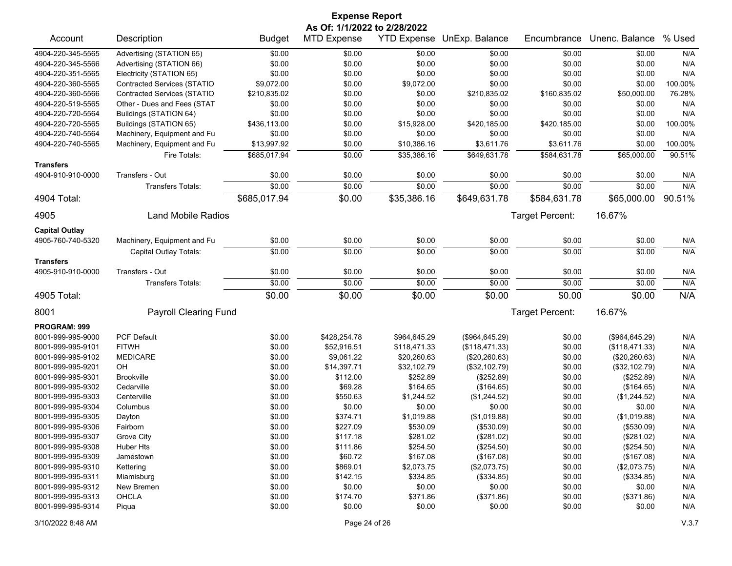# Expense Report

**As Of: 1/1/2022 to 2/28/2022**

| Account | Description | Budget | MTD Expense | YTD Expense | UnExp. Balance | Encumbrance | Unenc. Balance | % Used |
|---|---|---|---|---|---|---|---|---|
| 4904-220-345-5565 | Advertising (STATION 65) | $0.00 | $0.00 | $0.00 | $0.00 | $0.00 | $0.00 | N/A |
| 4904-220-345-5566 | Advertising (STATION 66) | $0.00 | $0.00 | $0.00 | $0.00 | $0.00 | $0.00 | N/A |
| 4904-220-351-5565 | Electricity (STATION 65) | $0.00 | $0.00 | $0.00 | $0.00 | $0.00 | $0.00 | N/A |
| 4904-220-360-5565 | Contracted Services (STATIO | $9,072.00 | $0.00 | $9,072.00 | $0.00 | $0.00 | $0.00 | 100.00% |
| 4904-220-360-5566 | Contracted Services (STATIO | $210,835.02 | $0.00 | $0.00 | $210,835.02 | $160,835.02 | $50,000.00 | 76.28% |
| 4904-220-519-5565 | Other - Dues and Fees (STAT | $0.00 | $0.00 | $0.00 | $0.00 | $0.00 | $0.00 | N/A |
| 4904-220-720-5564 | Buildings (STATION 64) | $0.00 | $0.00 | $0.00 | $0.00 | $0.00 | $0.00 | N/A |
| 4904-220-720-5565 | Buildings (STATION 65) | $436,113.00 | $0.00 | $15,928.00 | $420,185.00 | $420,185.00 | $0.00 | 100.00% |
| 4904-220-740-5564 | Machinery, Equipment and Fu | $0.00 | $0.00 | $0.00 | $0.00 | $0.00 | $0.00 | N/A |
| 4904-220-740-5565 | Machinery, Equipment and Fu | $13,997.92 | $0.00 | $10,386.16 | $3,611.76 | $3,611.76 | $0.00 | 100.00% |
| | Fire Totals: | $685,017.94 | $0.00 | $35,386.16 | $649,631.78 | $584,631.78 | $65,000.00 | 90.51% |
| **Transfers** | | | | | | | | |
| 4904-910-910-0000 | Transfers - Out | $0.00 | $0.00 | $0.00 | $0.00 | $0.00 | $0.00 | N/A |
| | Transfers Totals: | $0.00 | $0.00 | $0.00 | $0.00 | $0.00 | $0.00 | N/A |
| **4904 Total:** | | $685,017.94 | $0.00 | $35,386.16 | $649,631.78 | $584,631.78 | $65,000.00 | 90.51% |
| **4905** | **Land Mobile Radios** | | | | | Target Percent: | 16.67% | |
| **Capital Outlay** | | | | | | | | |
| 4905-760-740-5320 | Machinery, Equipment and Fu | $0.00 | $0.00 | $0.00 | $0.00 | $0.00 | $0.00 | N/A |
| | Capital Outlay Totals: | $0.00 | $0.00 | $0.00 | $0.00 | $0.00 | $0.00 | N/A |
| **Transfers** | | | | | | | | |
| 4905-910-910-0000 | Transfers - Out | $0.00 | $0.00 | $0.00 | $0.00 | $0.00 | $0.00 | N/A |
| | Transfers Totals: | $0.00 | $0.00 | $0.00 | $0.00 | $0.00 | $0.00 | N/A |
| **4905 Total:** | | $0.00 | $0.00 | $0.00 | $0.00 | $0.00 | $0.00 | N/A |
| **8001** | **Payroll Clearing Fund** | | | | | Target Percent: | 16.67% | |
| **PROGRAM: 999** | | | | | | | | |
| 8001-999-995-9000 | PCF Default | $0.00 | $428,254.78 | $964,645.29 | ($964,645.29) | $0.00 | ($964,645.29) | N/A |
| 8001-999-995-9101 | FITWH | $0.00 | $52,916.51 | $118,471.33 | ($118,471.33) | $0.00 | ($118,471.33) | N/A |
| 8001-999-995-9102 | MEDICARE | $0.00 | $9,061.22 | $20,260.63 | ($20,260.63) | $0.00 | ($20,260.63) | N/A |
| 8001-999-995-9201 | OH | $0.00 | $14,397.71 | $32,102.79 | ($32,102.79) | $0.00 | ($32,102.79) | N/A |
| 8001-999-995-9301 | Brookville | $0.00 | $112.00 | $252.89 | ($252.89) | $0.00 | ($252.89) | N/A |
| 8001-999-995-9302 | Cedarville | $0.00 | $69.28 | $164.65 | ($164.65) | $0.00 | ($164.65) | N/A |
| 8001-999-995-9303 | Centerville | $0.00 | $550.63 | $1,244.52 | ($1,244.52) | $0.00 | ($1,244.52) | N/A |
| 8001-999-995-9304 | Columbus | $0.00 | $0.00 | $0.00 | $0.00 | $0.00 | $0.00 | N/A |
| 8001-999-995-9305 | Dayton | $0.00 | $374.71 | $1,019.88 | ($1,019.88) | $0.00 | ($1,019.88) | N/A |
| 8001-999-995-9306 | Fairborn | $0.00 | $227.09 | $530.09 | ($530.09) | $0.00 | ($530.09) | N/A |
| 8001-999-995-9307 | Grove City | $0.00 | $117.18 | $281.02 | ($281.02) | $0.00 | ($281.02) | N/A |
| 8001-999-995-9308 | Huber Hts | $0.00 | $111.86 | $254.50 | ($254.50) | $0.00 | ($254.50) | N/A |
| 8001-999-995-9309 | Jamestown | $0.00 | $60.72 | $167.08 | ($167.08) | $0.00 | ($167.08) | N/A |
| 8001-999-995-9310 | Kettering | $0.00 | $869.01 | $2,073.75 | ($2,073.75) | $0.00 | ($2,073.75) | N/A |
| 8001-999-995-9311 | Miamisburg | $0.00 | $142.15 | $334.85 | ($334.85) | $0.00 | ($334.85) | N/A |
| 8001-999-995-9312 | New Bremen | $0.00 | $0.00 | $0.00 | $0.00 | $0.00 | $0.00 | N/A |
| 8001-999-995-9313 | OHCLA | $0.00 | $174.70 | $371.86 | ($371.86) | $0.00 | ($371.86) | N/A |
| 8001-999-995-9314 | Piqua | $0.00 | $0.00 | $0.00 | $0.00 | $0.00 | $0.00 | N/A |

3/10/2022 8:48 AM V.3.7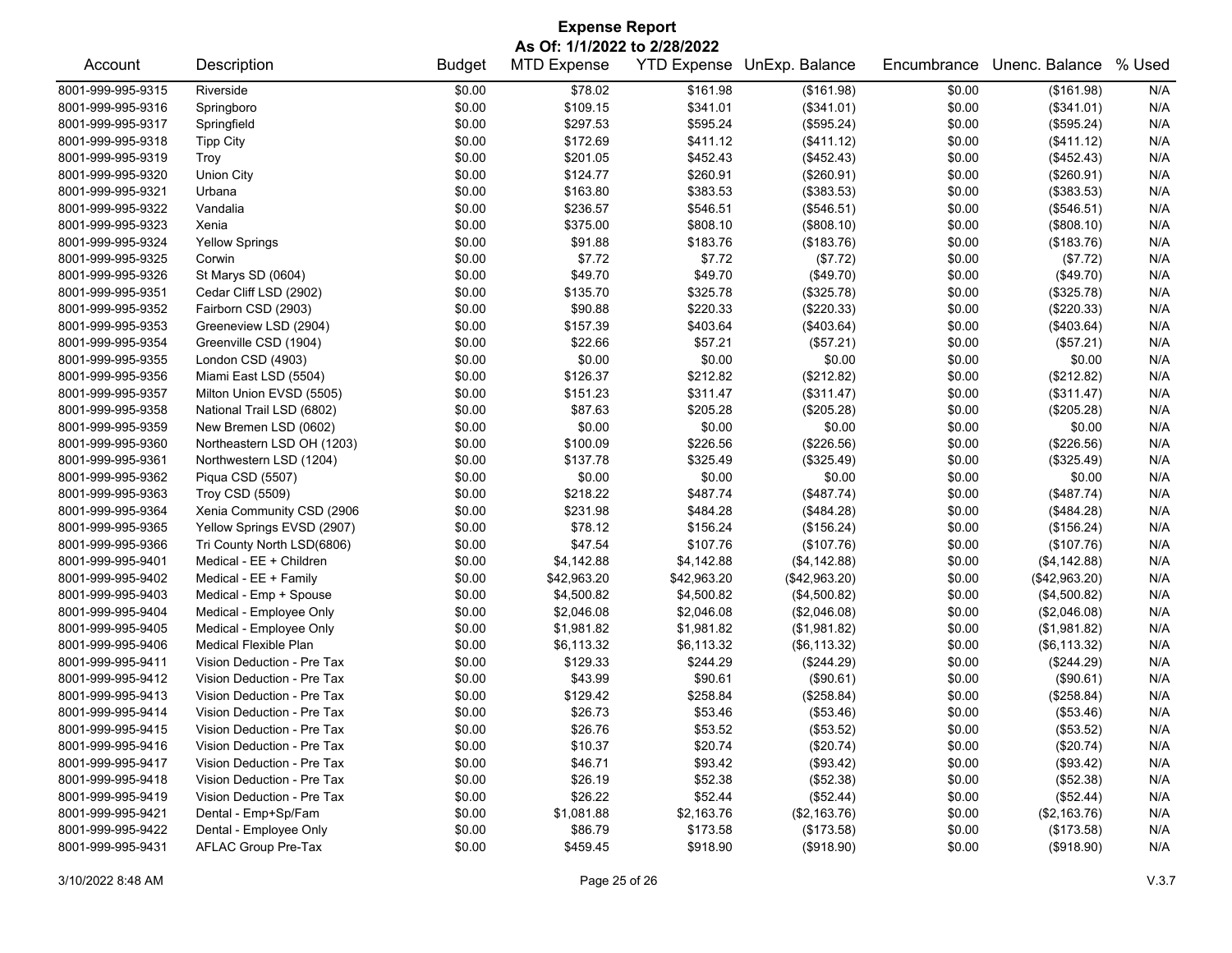# Expense Report

**As Of: 1/1/2022 to 2/28/2022**

| Account | Description | Budget | MTD Expense | YTD Expense | UnExp. Balance | Encumbrance | Unenc. Balance | % Used |
|---|---|---|---|---|---|---|---|---|
| 8001-999-995-9315 | Riverside | $0.00 | $78.02 | $161.98 | ($161.98) | $0.00 | ($161.98) | N/A |
| 8001-999-995-9316 | Springboro | $0.00 | $109.15 | $341.01 | ($341.01) | $0.00 | ($341.01) | N/A |
| 8001-999-995-9317 | Springfield | $0.00 | $297.53 | $595.24 | ($595.24) | $0.00 | ($595.24) | N/A |
| 8001-999-995-9318 | Tipp City | $0.00 | $172.69 | $411.12 | ($411.12) | $0.00 | ($411.12) | N/A |
| 8001-999-995-9319 | Troy | $0.00 | $201.05 | $452.43 | ($452.43) | $0.00 | ($452.43) | N/A |
| 8001-999-995-9320 | Union City | $0.00 | $124.77 | $260.91 | ($260.91) | $0.00 | ($260.91) | N/A |
| 8001-999-995-9321 | Urbana | $0.00 | $163.80 | $383.53 | ($383.53) | $0.00 | ($383.53) | N/A |
| 8001-999-995-9322 | Vandalia | $0.00 | $236.57 | $546.51 | ($546.51) | $0.00 | ($546.51) | N/A |
| 8001-999-995-9323 | Xenia | $0.00 | $375.00 | $808.10 | ($808.10) | $0.00 | ($808.10) | N/A |
| 8001-999-995-9324 | Yellow Springs | $0.00 | $91.88 | $183.76 | ($183.76) | $0.00 | ($183.76) | N/A |
| 8001-999-995-9325 | Corwin | $0.00 | $7.72 | $7.72 | ($7.72) | $0.00 | ($7.72) | N/A |
| 8001-999-995-9326 | St Marys SD (0604) | $0.00 | $49.70 | $49.70 | ($49.70) | $0.00 | ($49.70) | N/A |
| 8001-999-995-9351 | Cedar Cliff LSD (2902) | $0.00 | $135.70 | $325.78 | ($325.78) | $0.00 | ($325.78) | N/A |
| 8001-999-995-9352 | Fairborn CSD (2903) | $0.00 | $90.88 | $220.33 | ($220.33) | $0.00 | ($220.33) | N/A |
| 8001-999-995-9353 | Greeneview LSD (2904) | $0.00 | $157.39 | $403.64 | ($403.64) | $0.00 | ($403.64) | N/A |
| 8001-999-995-9354 | Greenville CSD (1904) | $0.00 | $22.66 | $57.21 | ($57.21) | $0.00 | ($57.21) | N/A |
| 8001-999-995-9355 | London CSD (4903) | $0.00 | $0.00 | $0.00 | $0.00 | $0.00 | $0.00 | N/A |
| 8001-999-995-9356 | Miami East LSD (5504) | $0.00 | $126.37 | $212.82 | ($212.82) | $0.00 | ($212.82) | N/A |
| 8001-999-995-9357 | Milton Union EVSD (5505) | $0.00 | $151.23 | $311.47 | ($311.47) | $0.00 | ($311.47) | N/A |
| 8001-999-995-9358 | National Trail LSD (6802) | $0.00 | $87.63 | $205.28 | ($205.28) | $0.00 | ($205.28) | N/A |
| 8001-999-995-9359 | New Bremen LSD (0602) | $0.00 | $0.00 | $0.00 | $0.00 | $0.00 | $0.00 | N/A |
| 8001-999-995-9360 | Northeastern LSD OH (1203) | $0.00 | $100.09 | $226.56 | ($226.56) | $0.00 | ($226.56) | N/A |
| 8001-999-995-9361 | Northwestern LSD (1204) | $0.00 | $137.78 | $325.49 | ($325.49) | $0.00 | ($325.49) | N/A |
| 8001-999-995-9362 | Piqua CSD (5507) | $0.00 | $0.00 | $0.00 | $0.00 | $0.00 | $0.00 | N/A |
| 8001-999-995-9363 | Troy CSD (5509) | $0.00 | $218.22 | $487.74 | ($487.74) | $0.00 | ($487.74) | N/A |
| 8001-999-995-9364 | Xenia Community CSD (2906 | $0.00 | $231.98 | $484.28 | ($484.28) | $0.00 | ($484.28) | N/A |
| 8001-999-995-9365 | Yellow Springs EVSD (2907) | $0.00 | $78.12 | $156.24 | ($156.24) | $0.00 | ($156.24) | N/A |
| 8001-999-995-9366 | Tri County North LSD(6806) | $0.00 | $47.54 | $107.76 | ($107.76) | $0.00 | ($107.76) | N/A |
| 8001-999-995-9401 | Medical - EE + Children | $0.00 | $4,142.88 | $4,142.88 | ($4,142.88) | $0.00 | ($4,142.88) | N/A |
| 8001-999-995-9402 | Medical - EE + Family | $0.00 | $42,963.20 | $42,963.20 | ($42,963.20) | $0.00 | ($42,963.20) | N/A |
| 8001-999-995-9403 | Medical - Emp + Spouse | $0.00 | $4,500.82 | $4,500.82 | ($4,500.82) | $0.00 | ($4,500.82) | N/A |
| 8001-999-995-9404 | Medical - Employee Only | $0.00 | $2,046.08 | $2,046.08 | ($2,046.08) | $0.00 | ($2,046.08) | N/A |
| 8001-999-995-9405 | Medical - Employee Only | $0.00 | $1,981.82 | $1,981.82 | ($1,981.82) | $0.00 | ($1,981.82) | N/A |
| 8001-999-995-9406 | Medical Flexible Plan | $0.00 | $6,113.32 | $6,113.32 | ($6,113.32) | $0.00 | ($6,113.32) | N/A |
| 8001-999-995-9411 | Vision Deduction - Pre Tax | $0.00 | $129.33 | $244.29 | ($244.29) | $0.00 | ($244.29) | N/A |
| 8001-999-995-9412 | Vision Deduction - Pre Tax | $0.00 | $43.99 | $90.61 | ($90.61) | $0.00 | ($90.61) | N/A |
| 8001-999-995-9413 | Vision Deduction - Pre Tax | $0.00 | $129.42 | $258.84 | ($258.84) | $0.00 | ($258.84) | N/A |
| 8001-999-995-9414 | Vision Deduction - Pre Tax | $0.00 | $26.73 | $53.46 | ($53.46) | $0.00 | ($53.46) | N/A |
| 8001-999-995-9415 | Vision Deduction - Pre Tax | $0.00 | $26.76 | $53.52 | ($53.52) | $0.00 | ($53.52) | N/A |
| 8001-999-995-9416 | Vision Deduction - Pre Tax | $0.00 | $10.37 | $20.74 | ($20.74) | $0.00 | ($20.74) | N/A |
| 8001-999-995-9417 | Vision Deduction - Pre Tax | $0.00 | $46.71 | $93.42 | ($93.42) | $0.00 | ($93.42) | N/A |
| 8001-999-995-9418 | Vision Deduction - Pre Tax | $0.00 | $26.19 | $52.38 | ($52.38) | $0.00 | ($52.38) | N/A |
| 8001-999-995-9419 | Vision Deduction - Pre Tax | $0.00 | $26.22 | $52.44 | ($52.44) | $0.00 | ($52.44) | N/A |
| 8001-999-995-9421 | Dental - Emp+Sp/Fam | $0.00 | $1,081.88 | $2,163.76 | ($2,163.76) | $0.00 | ($2,163.76) | N/A |
| 8001-999-995-9422 | Dental - Employee Only | $0.00 | $86.79 | $173.58 | ($173.58) | $0.00 | ($173.58) | N/A |
| 8001-999-995-9431 | AFLAC Group Pre-Tax | $0.00 | $459.45 | $918.90 | ($918.90) | $0.00 | ($918.90) | N/A |

3/10/2022 8:48 AM

V.3.7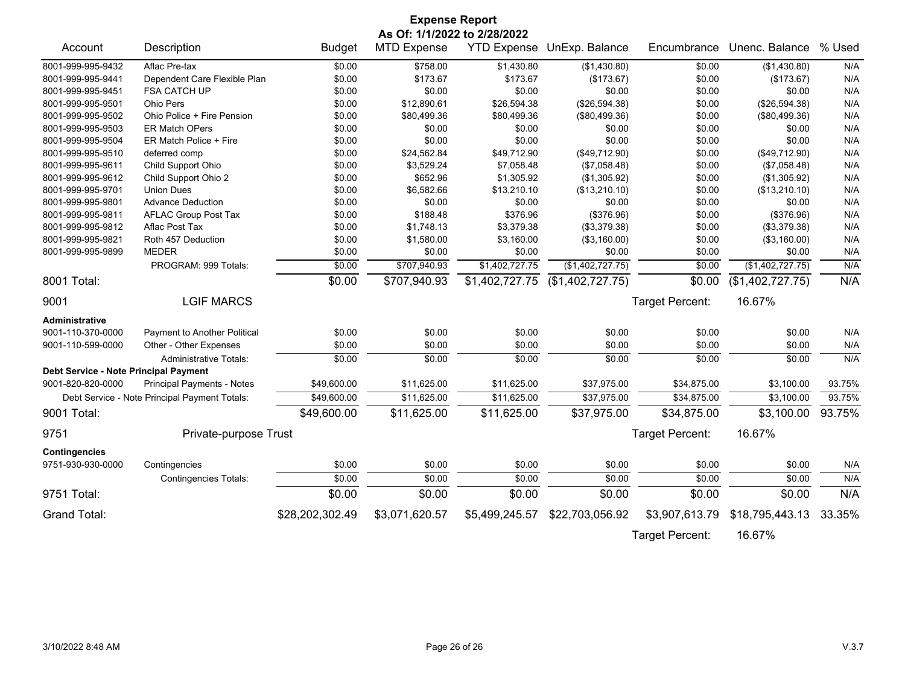# Expense Report

**As Of: 1/1/2022 to 2/28/2022**

| Account | Description | Budget | MTD Expense | YTD Expense | UnExp. Balance | Encumbrance | Unenc. Balance | % Used |
|---|---|---|---|---|---|---|---|---|
| 8001-999-995-9432 | Aflac Pre-tax | $0.00 | $758.00 | $1,430.80 | ($1,430.80) | $0.00 | ($1,430.80) | N/A |
| 8001-999-995-9441 | Dependent Care Flexible Plan | $0.00 | $173.67 | $173.67 | ($173.67) | $0.00 | ($173.67) | N/A |
| 8001-999-995-9451 | FSA CATCH UP | $0.00 | $0.00 | $0.00 | $0.00 | $0.00 | $0.00 | N/A |
| 8001-999-995-9501 | Ohio Pers | $0.00 | $12,890.61 | $26,594.38 | ($26,594.38) | $0.00 | ($26,594.38) | N/A |
| 8001-999-995-9502 | Ohio Police + Fire Pension | $0.00 | $80,499.36 | $80,499.36 | ($80,499.36) | $0.00 | ($80,499.36) | N/A |
| 8001-999-995-9503 | ER Match OPers | $0.00 | $0.00 | $0.00 | $0.00 | $0.00 | $0.00 | N/A |
| 8001-999-995-9504 | ER Match Police + Fire | $0.00 | $0.00 | $0.00 | $0.00 | $0.00 | $0.00 | N/A |
| 8001-999-995-9510 | deferred comp | $0.00 | $24,562.84 | $49,712.90 | ($49,712.90) | $0.00 | ($49,712.90) | N/A |
| 8001-999-995-9611 | Child Support Ohio | $0.00 | $3,529.24 | $7,058.48 | ($7,058.48) | $0.00 | ($7,058.48) | N/A |
| 8001-999-995-9612 | Child Support Ohio 2 | $0.00 | $652.96 | $1,305.92 | ($1,305.92) | $0.00 | ($1,305.92) | N/A |
| 8001-999-995-9701 | Union Dues | $0.00 | $6,582.66 | $13,210.10 | ($13,210.10) | $0.00 | ($13,210.10) | N/A |
| 8001-999-995-9801 | Advance Deduction | $0.00 | $0.00 | $0.00 | $0.00 | $0.00 | $0.00 | N/A |
| 8001-999-995-9811 | AFLAC Group Post Tax | $0.00 | $188.48 | $376.96 | ($376.96) | $0.00 | ($376.96) | N/A |
| 8001-999-995-9812 | Aflac Post Tax | $0.00 | $1,748.13 | $3,379.38 | ($3,379.38) | $0.00 | ($3,379.38) | N/A |
| 8001-999-995-9821 | Roth 457 Deduction | $0.00 | $1,580.00 | $3,160.00 | ($3,160.00) | $0.00 | ($3,160.00) | N/A |
| 8001-999-995-9899 | MEDER | $0.00 | $0.00 | $0.00 | $0.00 | $0.00 | $0.00 | N/A |
| | PROGRAM: 999 Totals: | $0.00 | $707,940.93 | $1,402,727.75 | ($1,402,727.75) | $0.00 | ($1,402,727.75) | N/A |
| **8001 Total:** | | $0.00 | $707,940.93 | $1,402,727.75 | ($1,402,727.75) | $0.00 | ($1,402,727.75) | N/A |
| **9001** | **LGIF MARCS** | | | | | Target Percent: | 16.67% | |
| **Administrative** | | | | | | | | |
| 9001-110-370-0000 | Payment to Another Political | $0.00 | $0.00 | $0.00 | $0.00 | $0.00 | $0.00 | N/A |
| 9001-110-599-0000 | Other - Other Expenses | $0.00 | $0.00 | $0.00 | $0.00 | $0.00 | $0.00 | N/A |
| | Administrative Totals: | $0.00 | $0.00 | $0.00 | $0.00 | $0.00 | $0.00 | N/A |
| **Debt Service - Note Principal Payment** | | | | | | | | |
| 9001-820-820-0000 | Principal Payments - Notes | $49,600.00 | $11,625.00 | $11,625.00 | $37,975.00 | $34,875.00 | $3,100.00 | 93.75% |
| | Debt Service - Note Principal Payment Totals: | $49,600.00 | $11,625.00 | $11,625.00 | $37,975.00 | $34,875.00 | $3,100.00 | 93.75% |
| **9001 Total:** | | $49,600.00 | $11,625.00 | $11,625.00 | $37,975.00 | $34,875.00 | $3,100.00 | 93.75% |
| **9751** | **Private-purpose Trust** | | | | | Target Percent: | 16.67% | |
| **Contingencies** | | | | | | | | |
| 9751-930-930-0000 | Contingencies | $0.00 | $0.00 | $0.00 | $0.00 | $0.00 | $0.00 | N/A |
| | Contingencies Totals: | $0.00 | $0.00 | $0.00 | $0.00 | $0.00 | $0.00 | N/A |
| **9751 Total:** | | $0.00 | $0.00 | $0.00 | $0.00 | $0.00 | $0.00 | N/A |
| **Grand Total:** | | $28,202,302.49 | $3,071,620.57 | $5,499,245.57 | $22,703,056.92 | $3,907,613.79 | $18,795,443.13 | 33.35% |
| | | | | | | Target Percent: | 16.67% | |

3/10/2022 8:48 AM

V.3.7